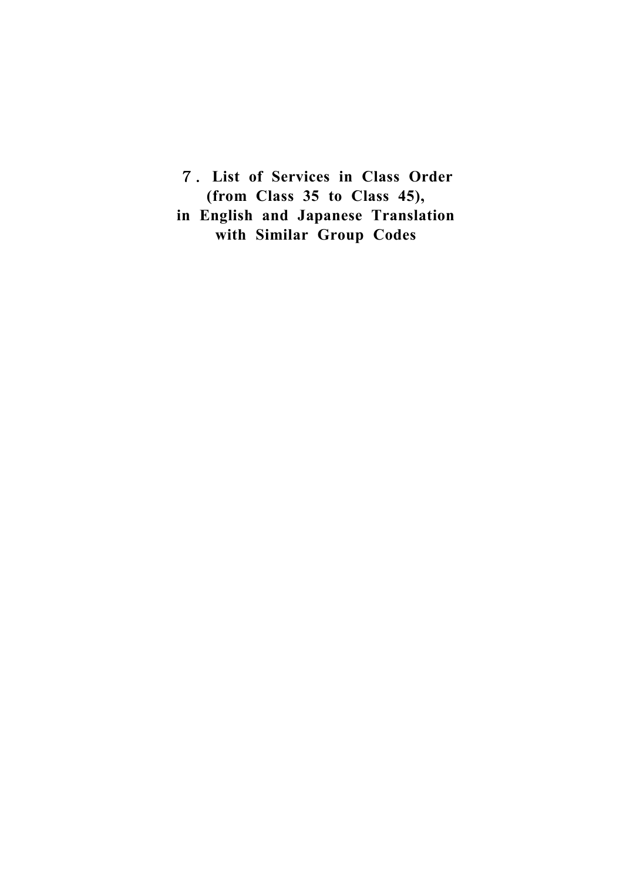# ７. List of Services in Class Order (from Class 35 to Class 45), in English and Japanese Translation with Similar Group Codes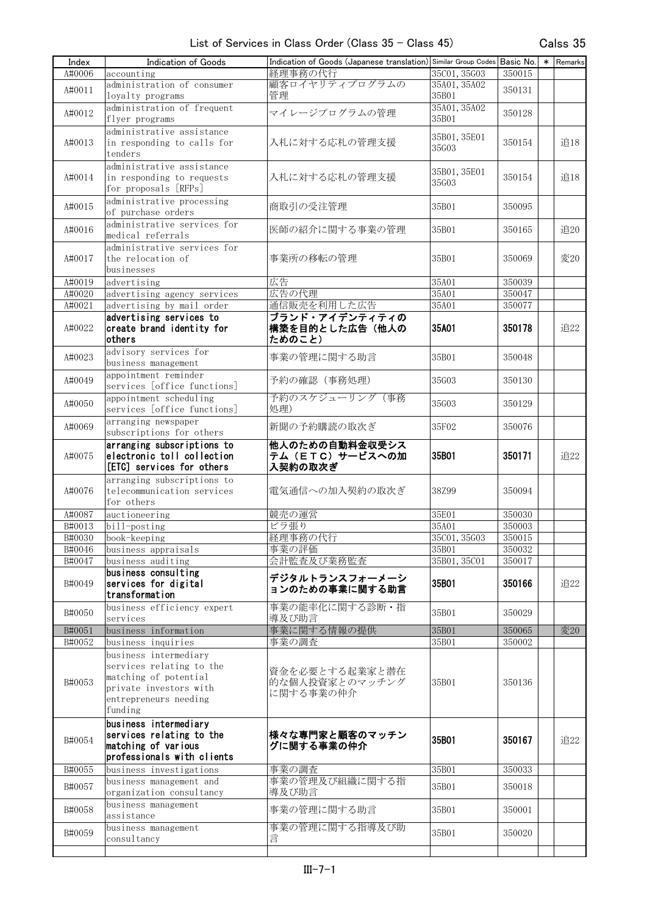# List of Services in Class Order (Class 35 - Class 45)

Calss 35

| Index | Indication of Goods | Indication of Goods (Japanese translation) | Similar Group Codes | Basic No. | * | Remarks |
|---|---|---|---|---|---|---|
| A#0006 | accounting | 経理事務の代行 | 35C01, 35G03 | 350015 | | |
| A#0011 | administration of consumer loyalty programs | 顧客ロイヤリティプログラムの管理 | 35A01, 35A02 35B01 | 350131 | | |
| A#0012 | administration of frequent flyer programs | マイレージプログラムの管理 | 35A01, 35A02 35B01 | 350128 | | |
| A#0013 | administrative assistance in responding to calls for tenders | 入札に対する応札の管理支援 | 35B01, 35E01 35G03 | 350154 | | 追18 |
| A#0014 | administrative assistance in responding to requests for proposals [RFPs] | 入札に対する応札の管理支援 | 35B01, 35E01 35G03 | 350154 | | 追18 |
| A#0015 | administrative processing of purchase orders | 商取引の受注管理 | 35B01 | 350095 | | |
| A#0016 | administrative services for medical referrals | 医師の紹介に関する事業の管理 | 35B01 | 350165 | | 追20 |
| A#0017 | administrative services for the relocation of businesses | 事業所の移転の管理 | 35B01 | 350069 | | 変20 |
| A#0019 | advertising | 広告 | 35A01 | 350039 | | |
| A#0020 | advertising agency services | 広告の代理 | 35A01 | 350047 | | |
| A#0021 | advertising by mail order | 通信販売を利用した広告 | 35A01 | 350077 | | |
| A#0022 | **advertising services to create brand identity for others** | **ブランド・アイデンティティの構築を目的とした広告（他人のためのこと）** | **35A01** | **350178** | | 追22 |
| A#0023 | advisory services for business management | 事業の管理に関する助言 | 35B01 | 350048 | | |
| A#0049 | appointment reminder services [office functions] | 予約の確認（事務処理） | 35G03 | 350130 | | |
| A#0050 | appointment scheduling services [office functions] | 予約のスケジューリング（事務処理） | 35G03 | 350129 | | |
| A#0069 | arranging newspaper subscriptions for others | 新聞の予約購読の取次ぎ | 35F02 | 350076 | | |
| A#0075 | **arranging subscriptions to electronic toll collection [ETC] services for others** | **他人のための自動料金収受システム（ＥＴＣ）サービスへの加入契約の取次ぎ** | **35B01** | **350171** | | 追22 |
| A#0076 | arranging subscriptions to telecommunication services for others | 電気通信への加入契約の取次ぎ | 38Z99 | 350094 | | |
| A#0087 | auctioneering | 競売の運営 | 35E01 | 350030 | | |
| B#0013 | bill-posting | ビラ張り | 35A01 | 350003 | | |
| B#0030 | book-keeping | 経理事務の代行 | 35C01, 35G03 | 350015 | | |
| B#0046 | business appraisals | 事業の評価 | 35B01 | 350032 | | |
| B#0047 | business auditing | 会計監査及び業務監査 | 35B01, 35C01 | 350017 | | |
| B#0049 | **business consulting services for digital transformation** | **デジタルトランスフォーメーションのための事業に関する助言** | **35B01** | **350166** | | 追22 |
| B#0050 | business efficiency expert services | 事業の能率化に関する診断・指導及び助言 | 35B01 | 350029 | | |
| B#0051 | business information | 事業に関する情報の提供 | 35B01 | 350065 | | 変20 |
| B#0052 | business inquiries | 事業の調査 | 35B01 | 350002 | | |
| B#0053 | business intermediary services relating to the matching of potential private investors with entrepreneurs needing funding | 資金を必要とする起業家と潜在的な個人投資家とのマッチングに関する事業の仲介 | 35B01 | 350136 | | |
| B#0054 | **business intermediary services relating to the matching of various professionals with clients** | **様々な専門家と顧客のマッチングに関する事業の仲介** | **35B01** | **350167** | | 追22 |
| B#0055 | business investigations | 事業の調査 | 35B01 | 350033 | | |
| B#0057 | business management and organization consultancy | 事業の管理及び組織に関する指導及び助言 | 35B01 | 350018 | | |
| B#0058 | business management assistance | 事業の管理に関する助言 | 35B01 | 350001 | | |
| B#0059 | business management consultancy | 事業の管理に関する指導及び助言 | 35B01 | 350020 | | |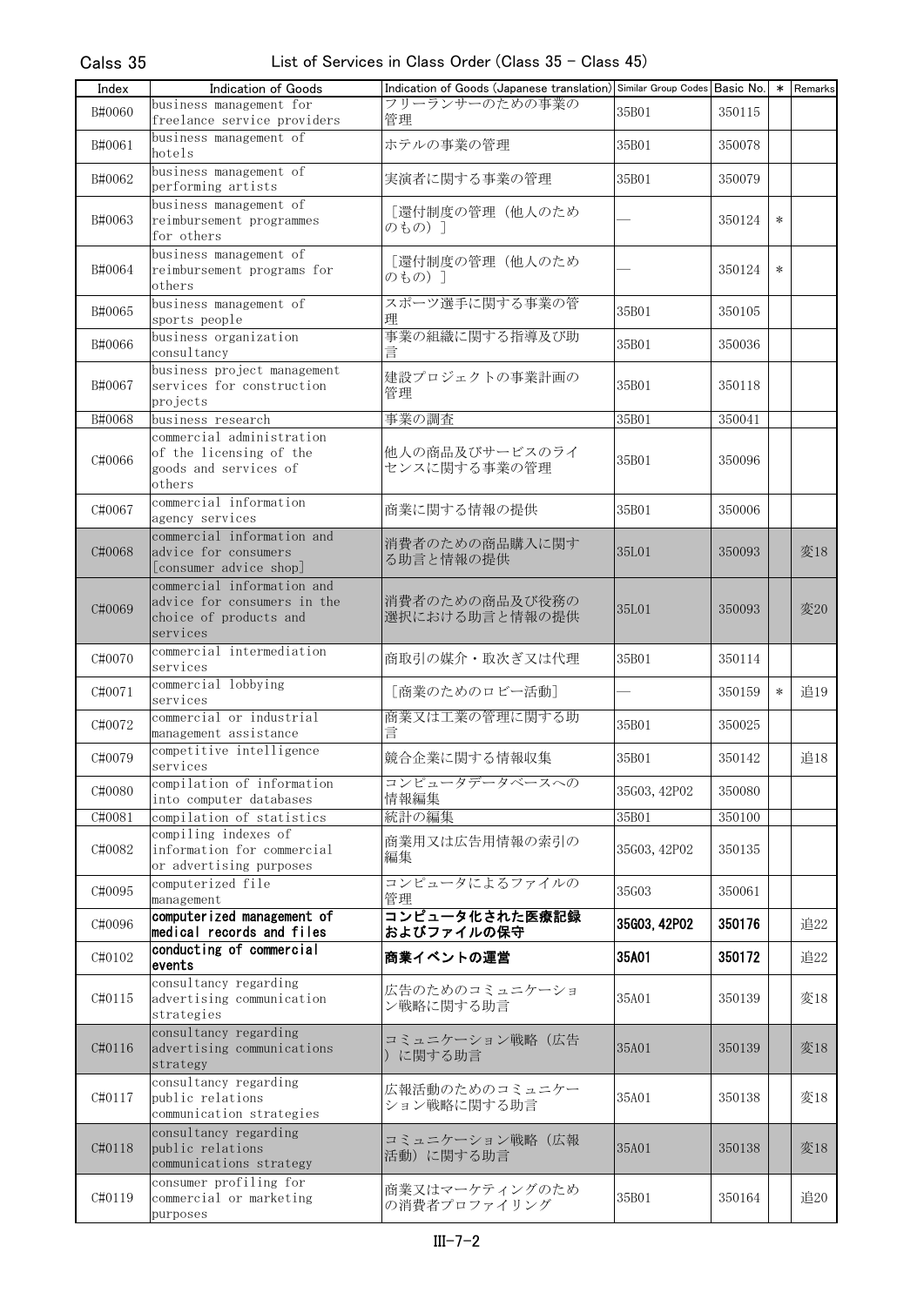| Index | Indication of Goods | Indication of Goods (Japanese translation) | Similar Group Codes | Basic No. | * | Remarks |
|---|---|---|---|---|---|---|
| B#0060 | business management for freelance service providers | フリーランサーのための事業の管理 | 35B01 | 350115 | | |
| B#0061 | business management of hotels | ホテルの事業の管理 | 35B01 | 350078 | | |
| B#0062 | business management of performing artists | 実演者に関する事業の管理 | 35B01 | 350079 | | |
| B#0063 | business management of reimbursement programmes for others | ［還付制度の管理（他人のためのもの）］ | — | 350124 | * | |
| B#0064 | business management of reimbursement programs for others | ［還付制度の管理（他人のためのもの）］ | — | 350124 | * | |
| B#0065 | business management of sports people | スポーツ選手に関する事業の管理 | 35B01 | 350105 | | |
| B#0066 | business organization consultancy | 事業の組織に関する指導及び助言 | 35B01 | 350036 | | |
| B#0067 | business project management services for construction projects | 建設プロジェクトの事業計画の管理 | 35B01 | 350118 | | |
| B#0068 | business research | 事業の調査 | 35B01 | 350041 | | |
| C#0066 | commercial administration of the licensing of the goods and services of others | 他人の商品及びサービスのライセンスに関する事業の管理 | 35B01 | 350096 | | |
| C#0067 | commercial information agency services | 商業に関する情報の提供 | 35B01 | 350006 | | |
| C#0068 | commercial information and advice for consumers [consumer advice shop] | 消費者のための商品購入に関する助言と情報の提供 | 35L01 | 350093 | | 変18 |
| C#0069 | commercial information and advice for consumers in the choice of products and services | 消費者のための商品及び役務の選択における助言と情報の提供 | 35L01 | 350093 | | 変20 |
| C#0070 | commercial intermediation services | 商取引の媒介・取次ぎ又は代理 | 35B01 | 350114 | | |
| C#0071 | commercial lobbying services | ［商業のためのロビー活動］ | — | 350159 | * | 追19 |
| C#0072 | commercial or industrial management assistance | 商業又は工業の管理に関する助言 | 35B01 | 350025 | | |
| C#0079 | competitive intelligence services | 競合企業に関する情報収集 | 35B01 | 350142 | | 追18 |
| C#0080 | compilation of information into computer databases | コンピュータデータベースへの情報編集 | 35G03, 42P02 | 350080 | | |
| C#0081 | compilation of statistics | 統計の編集 | 35B01 | 350100 | | |
| C#0082 | compiling indexes of information for commercial or advertising purposes | 商業用又は広告用情報の索引の編集 | 35G03, 42P02 | 350135 | | |
| C#0095 | computerized file management | コンピュータによるファイルの管理 | 35G03 | 350061 | | |
| C#0096 | **computerized management of medical records and files** | **コンピュータ化された医療記録およびファイルの保守** | **35G03, 42P02** | **350176** | | 追22 |
| C#0102 | **conducting of commercial events** | **商業イベントの運営** | **35A01** | **350172** | | 追22 |
| C#0115 | consultancy regarding advertising communication strategies | 広告のためのコミュニケーション戦略に関する助言 | 35A01 | 350139 | | 変18 |
| C#0116 | consultancy regarding advertising communications strategy | コミュニケーション戦略（広告）に関する助言 | 35A01 | 350139 | | 変18 |
| C#0117 | consultancy regarding public relations communication strategies | 広報活動のためのコミュニケーション戦略に関する助言 | 35A01 | 350138 | | 変18 |
| C#0118 | consultancy regarding public relations communications strategy | コミュニケーション戦略（広報活動）に関する助言 | 35A01 | 350138 | | 変18 |
| C#0119 | consumer profiling for commercial or marketing purposes | 商業又はマーケティングのための消費者プロファイリング | 35B01 | 350164 | | 追20 |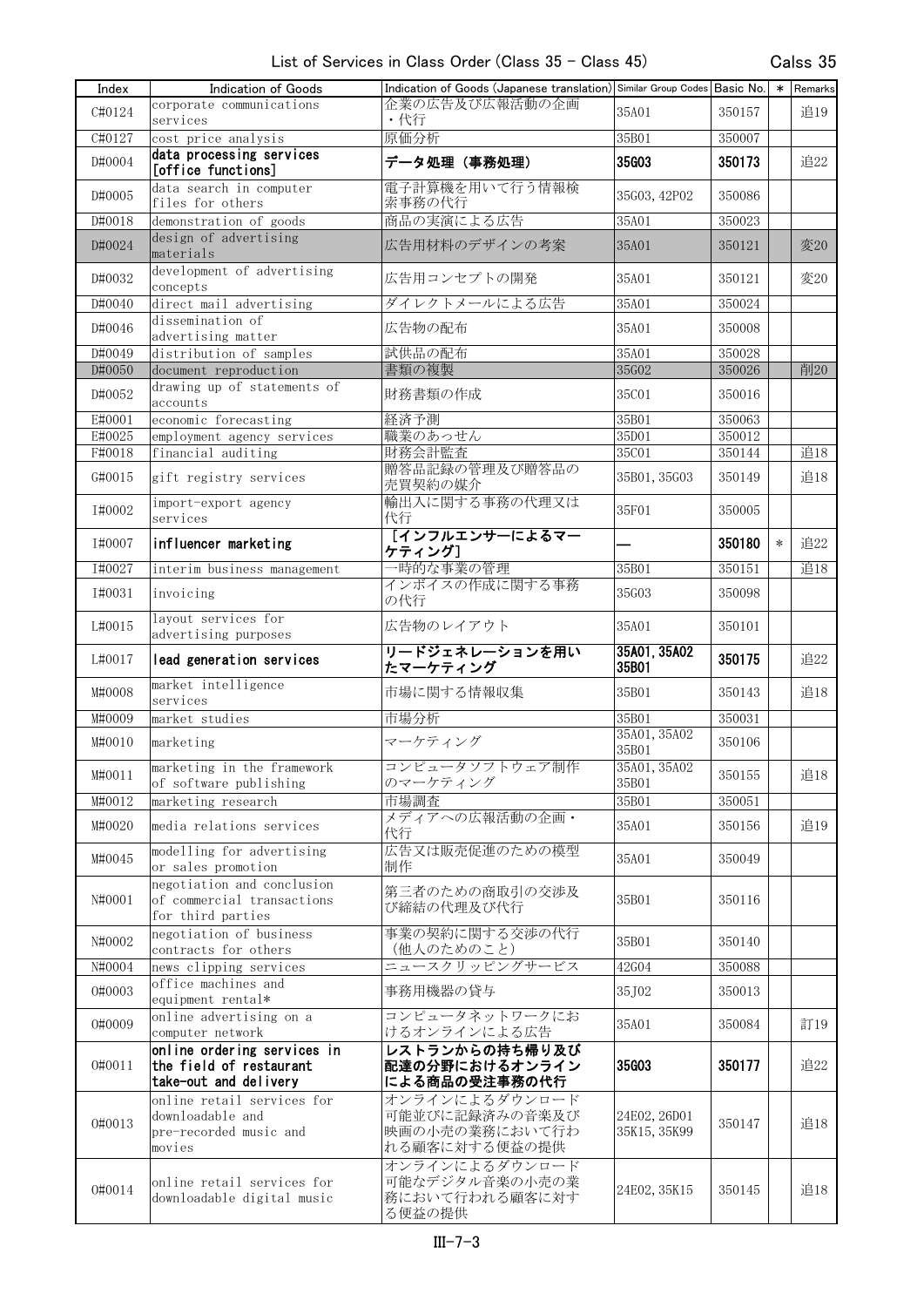List of Services in Class Order (Class 35 - Class 45)

Calss 35

| Index | Indication of Goods | Indication of Goods (Japanese translation) | Similar Group Codes | Basic No. | * | Remarks |
|---|---|---|---|---|---|---|
| C#0124 | corporate communications services | 企業の広告及び広報活動の企画・代行 | 35A01 | 350157 | | 追19 |
| C#0127 | cost price analysis | 原価分析 | 35B01 | 350007 | | |
| D#0004 | **data processing services [office functions]** | **データ処理（事務処理）** | **35G03** | **350173** | | 追22 |
| D#0005 | data search in computer files for others | 電子計算機を用いて行う情報検索事務の代行 | 35G03, 42P02 | 350086 | | |
| D#0018 | demonstration of goods | 商品の実演による広告 | 35A01 | 350023 | | |
| D#0024 | design of advertising materials | 広告用材料のデザインの考案 | 35A01 | 350121 | | 変20 |
| D#0032 | development of advertising concepts | 広告用コンセプトの開発 | 35A01 | 350121 | | 変20 |
| D#0040 | direct mail advertising | ダイレクトメールによる広告 | 35A01 | 350024 | | |
| D#0046 | dissemination of advertising matter | 広告物の配布 | 35A01 | 350008 | | |
| D#0049 | distribution of samples | 試供品の配布 | 35A01 | 350028 | | |
| D#0050 | document reproduction | 書類の複製 | 35G02 | 350026 | | 削20 |
| D#0052 | drawing up of statements of accounts | 財務書類の作成 | 35C01 | 350016 | | |
| E#0001 | economic forecasting | 経済予測 | 35B01 | 350063 | | |
| E#0025 | employment agency services | 職業のあっせん | 35D01 | 350012 | | |
| F#0018 | financial auditing | 財務会計監査 | 35C01 | 350144 | | 追18 |
| G#0015 | gift registry services | 贈答品記録の管理及び贈答品の売買契約の媒介 | 35B01, 35G03 | 350149 | | 追18 |
| I#0002 | import-export agency services | 輸出入に関する事務の代理又は代行 | 35F01 | 350005 | | |
| I#0007 | **influencer marketing** | **［インフルエンサーによるマーケティング］** | **—** | **350180** | * | 追22 |
| I#0027 | interim business management | 一時的な事業の管理 | 35B01 | 350151 | | 追18 |
| I#0031 | invoicing | インボイスの作成に関する事務の代行 | 35G03 | 350098 | | |
| L#0015 | layout services for advertising purposes | 広告物のレイアウト | 35A01 | 350101 | | |
| L#0017 | **lead generation services** | **リードジェネレーションを用いたマーケティング** | **35A01, 35A02 35B01** | **350175** | | 追22 |
| M#0008 | market intelligence services | 市場に関する情報収集 | 35B01 | 350143 | | 追18 |
| M#0009 | market studies | 市場分析 | 35B01 | 350031 | | |
| M#0010 | marketing | マーケティング | 35A01, 35A02 35B01 | 350106 | | |
| M#0011 | marketing in the framework of software publishing | コンピュータソフトウェア制作のマーケティング | 35A01, 35A02 35B01 | 350155 | | 追18 |
| M#0012 | marketing research | 市場調査 | 35B01 | 350051 | | |
| M#0020 | media relations services | メディアへの広報活動の企画・代行 | 35A01 | 350156 | | 追19 |
| M#0045 | modelling for advertising or sales promotion | 広告又は販売促進のための模型制作 | 35A01 | 350049 | | |
| N#0001 | negotiation and conclusion of commercial transactions for third parties | 第三者のための商取引の交渉及び締結の代理及び代行 | 35B01 | 350116 | | |
| N#0002 | negotiation of business contracts for others | 事業の契約に関する交渉の代行（他人のためのこと） | 35B01 | 350140 | | |
| N#0004 | news clipping services | ニュースクリッピングサービス | 42G04 | 350088 | | |
| O#0003 | office machines and equipment rental* | 事務用機器の貸与 | 35J02 | 350013 | | |
| O#0009 | online advertising on a computer network | コンピュータネットワークにおけるオンラインによる広告 | 35A01 | 350084 | | 訂19 |
| O#0011 | **online ordering services in the field of restaurant take-out and delivery** | **レストランからの持ち帰り及び配達の分野におけるオンラインによる商品の受注事務の代行** | **35G03** | **350177** | | 追22 |
| O#0013 | online retail services for downloadable and pre-recorded music and movies | オンラインによるダウンロード可能並びに記録済みの音楽及び映画の小売の業務において行われる顧客に対する便益の提供 | 24E02, 26D01 35K15, 35K99 | 350147 | | 追18 |
| O#0014 | online retail services for downloadable digital music | オンラインによるダウンロード可能なデジタル音楽の小売の業務において行われる顧客に対する便益の提供 | 24E02, 35K15 | 350145 | | 追18 |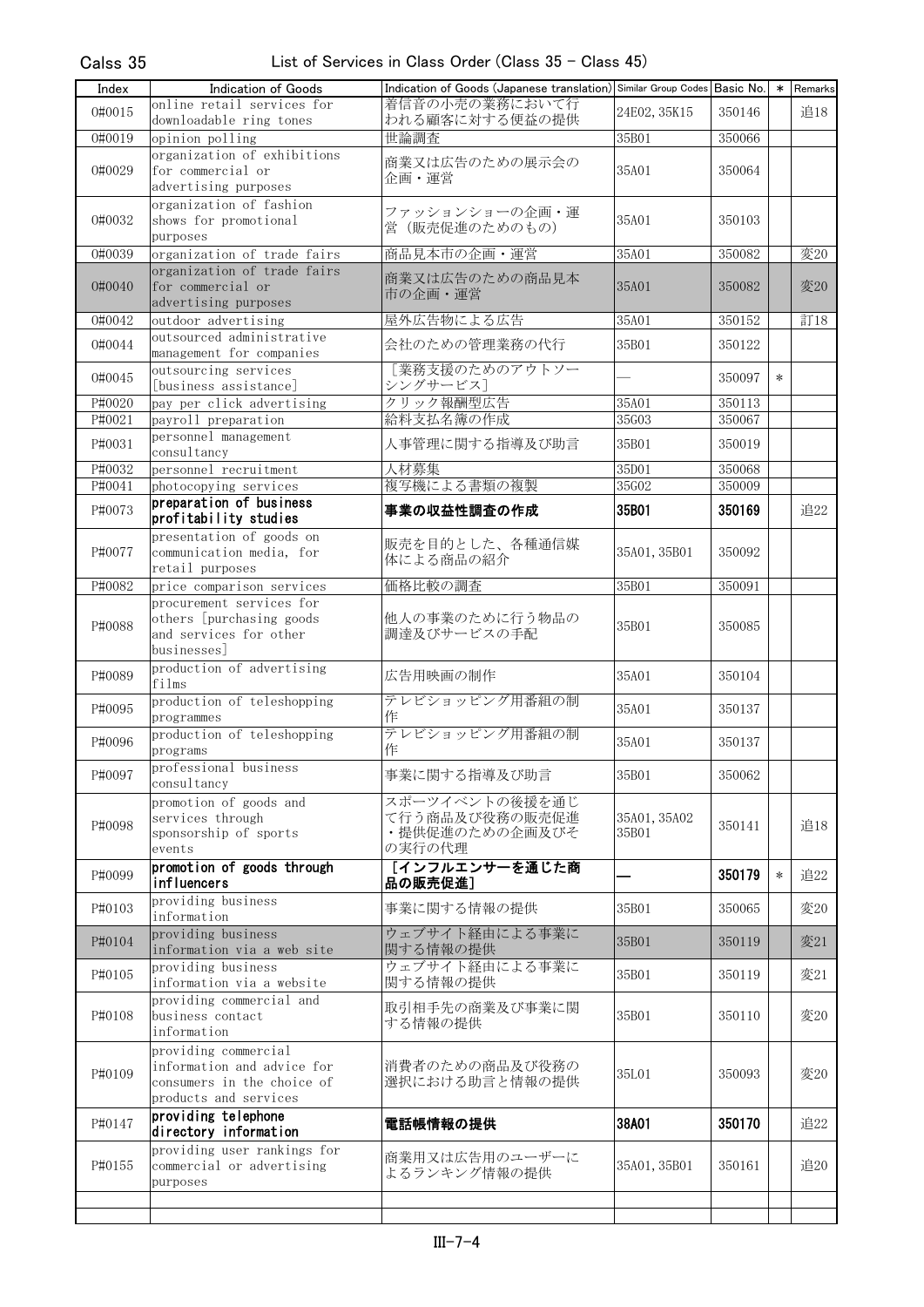Calss 35

List of Services in Class Order (Class 35 - Class 45)

| Index | Indication of Goods | Indication of Goods (Japanese translation) | Similar Group Codes | Basic No. | * | Remarks |
|---|---|---|---|---|---|---|
| O#0015 | online retail services for downloadable ring tones | 着信音の小売の業務において行われる顧客に対する便益の提供 | 24E02, 35K15 | 350146 | | 追18 |
| O#0019 | opinion polling | 世論調査 | 35B01 | 350066 | | |
| O#0029 | organization of exhibitions for commercial or advertising purposes | 商業又は広告のための展示会の企画・運営 | 35A01 | 350064 | | |
| O#0032 | organization of fashion shows for promotional purposes | ファッションショーの企画・運営（販売促進のためのもの） | 35A01 | 350103 | | |
| O#0039 | organization of trade fairs | 商品見本市の企画・運営 | 35A01 | 350082 | | 変20 |
| O#0040 | organization of trade fairs for commercial or advertising purposes | 商業又は広告のための商品見本市の企画・運営 | 35A01 | 350082 | | 変20 |
| O#0042 | outdoor advertising | 屋外広告物による広告 | 35A01 | 350152 | | 訂18 |
| O#0044 | outsourced administrative management for companies | 会社のための管理業務の代行 | 35B01 | 350122 | | |
| O#0045 | outsourcing services [business assistance] | ［業務支援のためのアウトソーシングサービス］ | ― | 350097 | * | |
| P#0020 | pay per click advertising | クリック報酬型広告 | 35A01 | 350113 | | |
| P#0021 | payroll preparation | 給料支払名簿の作成 | 35G03 | 350067 | | |
| P#0031 | personnel management consultancy | 人事管理に関する指導及び助言 | 35B01 | 350019 | | |
| P#0032 | personnel recruitment | 人材募集 | 35D01 | 350068 | | |
| P#0041 | photocopying services | 複写機による書類の複製 | 35G02 | 350009 | | |
| P#0073 | **preparation of business profitability studies** | **事業の収益性調査の作成** | **35B01** | **350169** | | 追22 |
| P#0077 | presentation of goods on communication media, for retail purposes | 販売を目的とした、各種通信媒体による商品の紹介 | 35A01, 35B01 | 350092 | | |
| P#0082 | price comparison services | 価格比較の調査 | 35B01 | 350091 | | |
| P#0088 | procurement services for others [purchasing goods and services for other businesses] | 他人の事業のために行う物品の調達及びサービスの手配 | 35B01 | 350085 | | |
| P#0089 | production of advertising films | 広告用映画の制作 | 35A01 | 350104 | | |
| P#0095 | production of teleshopping programmes | テレビショッピング用番組の制作 | 35A01 | 350137 | | |
| P#0096 | production of teleshopping programs | テレビショッピング用番組の制作 | 35A01 | 350137 | | |
| P#0097 | professional business consultancy | 事業に関する指導及び助言 | 35B01 | 350062 | | |
| P#0098 | promotion of goods and services through sponsorship of sports events | スポーツイベントの後援を通じて行う商品及び役務の販売促進・提供促進のための企画及びその実行の代理 | 35A01, 35A02 35B01 | 350141 | | 追18 |
| P#0099 | **promotion of goods through influencers** | **［インフルエンサーを通じた商品の販売促進］** | **―** | **350179** | * | 追22 |
| P#0103 | providing business information | 事業に関する情報の提供 | 35B01 | 350065 | | 変20 |
| P#0104 | providing business information via a web site | ウェブサイト経由による事業に関する情報の提供 | 35B01 | 350119 | | 変21 |
| P#0105 | providing business information via a website | ウェブサイト経由による事業に関する情報の提供 | 35B01 | 350119 | | 変21 |
| P#0108 | providing commercial and business contact information | 取引相手先の商業及び事業に関する情報の提供 | 35B01 | 350110 | | 変20 |
| P#0109 | providing commercial information and advice for consumers in the choice of products and services | 消費者のための商品及び役務の選択における助言と情報の提供 | 35L01 | 350093 | | 変20 |
| P#0147 | **providing telephone directory information** | **電話帳情報の提供** | **38A01** | **350170** | | 追22 |
| P#0155 | providing user rankings for commercial or advertising purposes | 商業用又は広告用のユーザーによるランキング情報の提供 | 35A01, 35B01 | 350161 | | 追20 |
| | | | | | | |
| | | | | | | |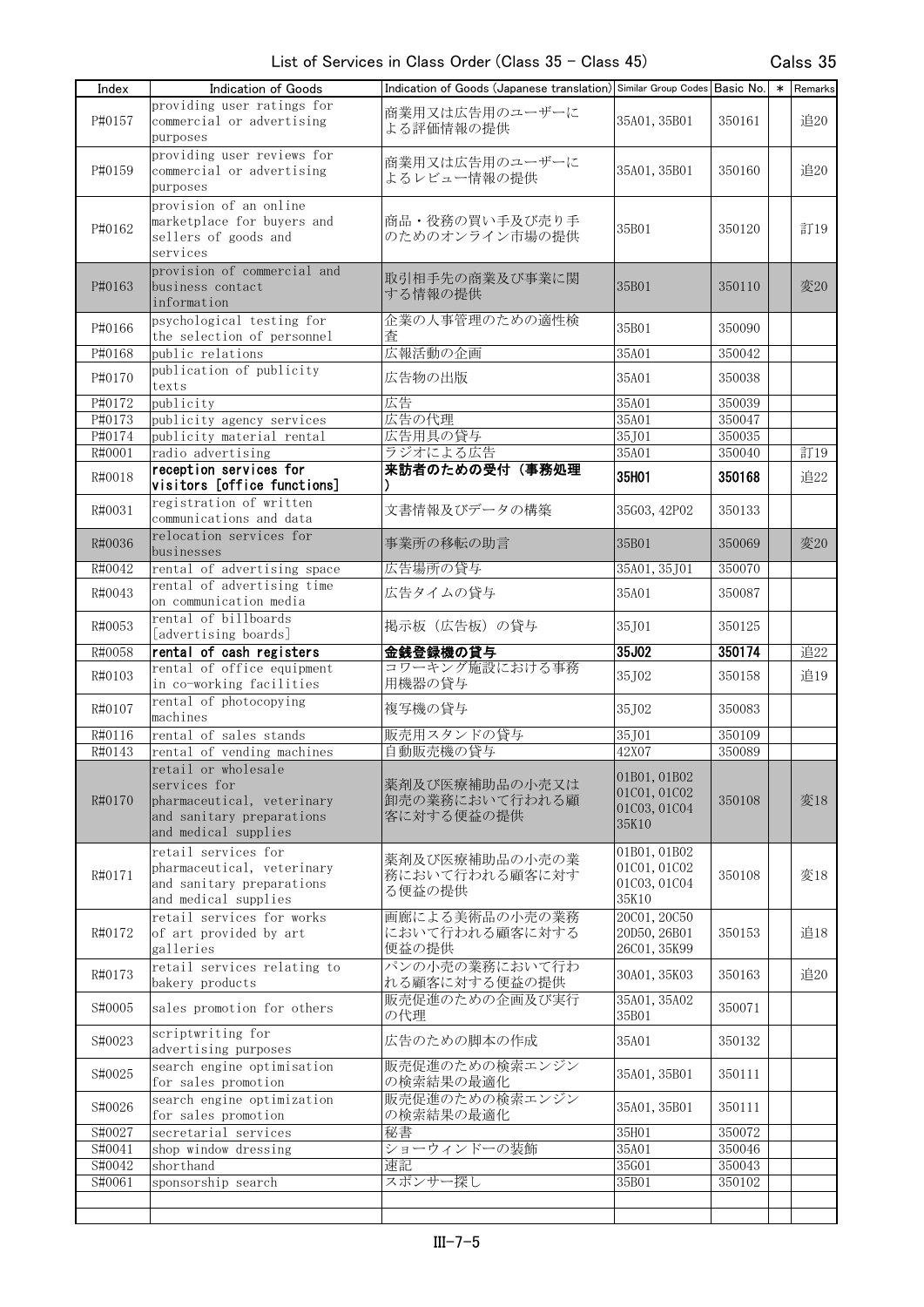List of Services in Class Order (Class 35 - Class 45)

Calss 35

| Index | Indication of Goods | Indication of Goods (Japanese translation) | Similar Group Codes | Basic No. | * | Remarks |
|---|---|---|---|---|---|---|
| P#0157 | providing user ratings for commercial or advertising purposes | 商業用又は広告用のユーザーによる評価情報の提供 | 35A01, 35B01 | 350161 | | 追20 |
| P#0159 | providing user reviews for commercial or advertising purposes | 商業用又は広告用のユーザーによるレビュー情報の提供 | 35A01, 35B01 | 350160 | | 追20 |
| P#0162 | provision of an online marketplace for buyers and sellers of goods and services | 商品・役務の買い手及び売り手のためのオンライン市場の提供 | 35B01 | 350120 | | 訂19 |
| P#0163 | provision of commercial and business contact information | 取引相手先の商業及び事業に関する情報の提供 | 35B01 | 350110 | | 変20 |
| P#0166 | psychological testing for the selection of personnel | 企業の人事管理のための適性検査 | 35B01 | 350090 | | |
| P#0168 | public relations | 広報活動の企画 | 35A01 | 350042 | | |
| P#0170 | publication of publicity texts | 広告物の出版 | 35A01 | 350038 | | |
| P#0172 | publicity | 広告 | 35A01 | 350039 | | |
| P#0173 | publicity agency services | 広告の代理 | 35A01 | 350047 | | |
| P#0174 | publicity material rental | 広告用具の貸与 | 35J01 | 350035 | | |
| R#0001 | radio advertising | ラジオによる広告 | 35A01 | 350040 | | 訂19 |
| R#0018 | **reception services for visitors [office functions]** | **来訪者のための受付（事務処理）** | **35H01** | **350168** | | 追22 |
| R#0031 | registration of written communications and data | 文書情報及びデータの構築 | 35G03, 42P02 | 350133 | | |
| R#0036 | relocation services for businesses | 事業所の移転の助言 | 35B01 | 350069 | | 変20 |
| R#0042 | rental of advertising space | 広告場所の貸与 | 35A01, 35J01 | 350070 | | |
| R#0043 | rental of advertising time on communication media | 広告タイムの貸与 | 35A01 | 350087 | | |
| R#0053 | rental of billboards [advertising boards] | 掲示板（広告板）の貸与 | 35J01 | 350125 | | |
| R#0058 | **rental of cash registers** | **金銭登録機の貸与** | **35J02** | **350174** | | 追22 |
| R#0103 | rental of office equipment in co-working facilities | コワーキング施設における事務用機器の貸与 | 35J02 | 350158 | | 追19 |
| R#0107 | rental of photocopying machines | 複写機の貸与 | 35J02 | 350083 | | |
| R#0116 | rental of sales stands | 販売用スタンドの貸与 | 35J01 | 350109 | | |
| R#0143 | rental of vending machines | 自動販売機の貸与 | 42X07 | 350089 | | |
| R#0170 | retail or wholesale services for pharmaceutical, veterinary and sanitary preparations and medical supplies | 薬剤及び医療補助品の小売又は卸売の業務において行われる顧客に対する便益の提供 | 01B01, 01B02 01C01, 01C02 01C03, 01C04 35K10 | 350108 | | 変18 |
| R#0171 | retail services for pharmaceutical, veterinary and sanitary preparations and medical supplies | 薬剤及び医療補助品の小売の業務において行われる顧客に対する便益の提供 | 01B01, 01B02 01C01, 01C02 01C03, 01C04 35K10 | 350108 | | 変18 |
| R#0172 | retail services for works of art provided by art galleries | 画廊による美術品の小売の業務において行われる顧客に対する便益の提供 | 20C01, 20C50 20D50, 26B01 26C01, 35K99 | 350153 | | 追18 |
| R#0173 | retail services relating to bakery products | パンの小売の業務において行われる顧客に対する便益の提供 | 30A01, 35K03 | 350163 | | 追20 |
| S#0005 | sales promotion for others | 販売促進のための企画及び実行の代理 | 35A01, 35A02 35B01 | 350071 | | |
| S#0023 | scriptwriting for advertising purposes | 広告のための脚本の作成 | 35A01 | 350132 | | |
| S#0025 | search engine optimisation for sales promotion | 販売促進のための検索エンジンの検索結果の最適化 | 35A01, 35B01 | 350111 | | |
| S#0026 | search engine optimization for sales promotion | 販売促進のための検索エンジンの検索結果の最適化 | 35A01, 35B01 | 350111 | | |
| S#0027 | secretarial services | 秘書 | 35H01 | 350072 | | |
| S#0041 | shop window dressing | ショーウィンドーの装飾 | 35A01 | 350046 | | |
| S#0042 | shorthand | 速記 | 35G01 | 350043 | | |
| S#0061 | sponsorship search | スポンサー探し | 35B01 | 350102 | | |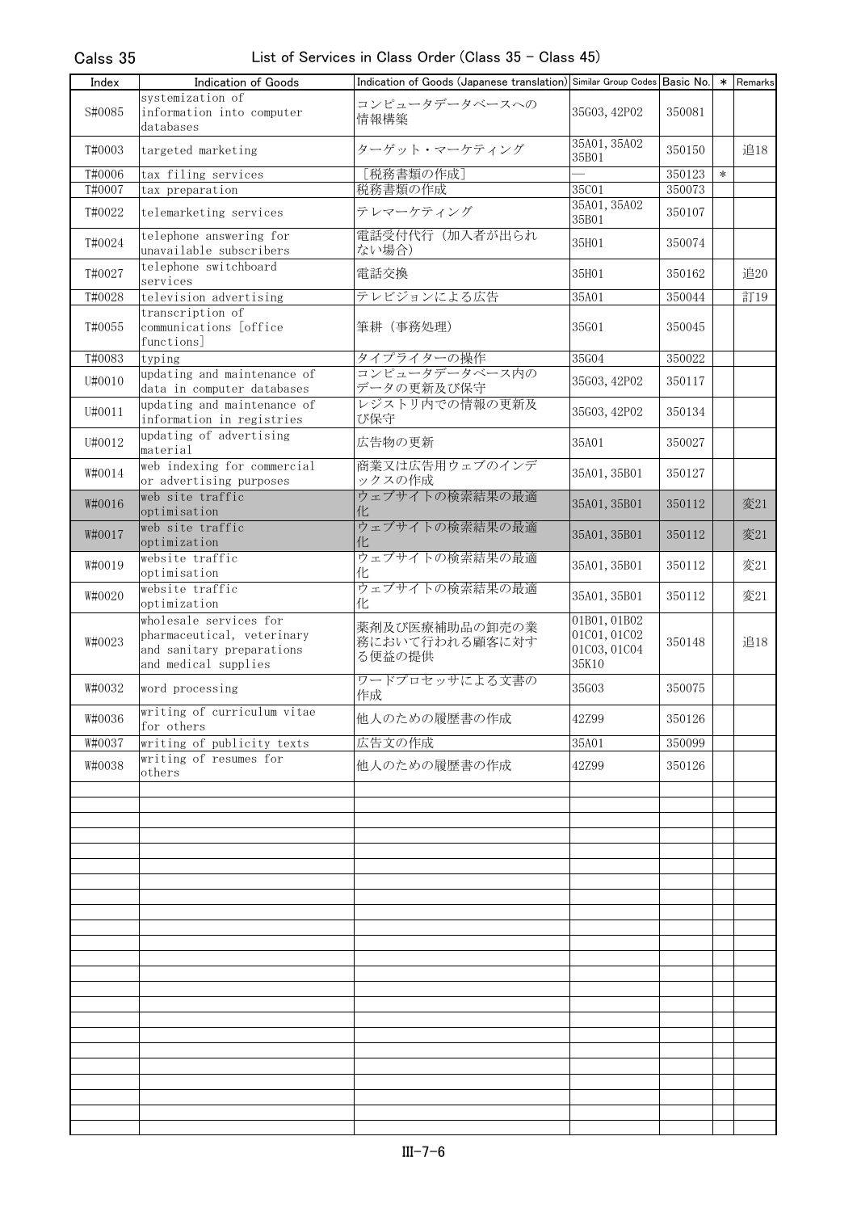Calss 35

## List of Services in Class Order (Class 35 - Class 45)

| Index | Indication of Goods | Indication of Goods (Japanese translation) | Similar Group Codes | Basic No. | * | Remarks |
|---|---|---|---|---|---|---|
| S#0085 | systemization of information into computer databases | コンピュータデータベースへの情報構築 | 35G03, 42P02 | 350081 | | |
| T#0003 | targeted marketing | ターゲット・マーケティング | 35A01, 35A02 35B01 | 350150 | | 追18 |
| T#0006 | tax filing services | [税務書類の作成] | — | 350123 | * | |
| T#0007 | tax preparation | 税務書類の作成 | 35C01 | 350073 | | |
| T#0022 | telemarketing services | テレマーケティング | 35A01, 35A02 35B01 | 350107 | | |
| T#0024 | telephone answering for unavailable subscribers | 電話受付代行（加入者が出られない場合） | 35H01 | 350074 | | |
| T#0027 | telephone switchboard services | 電話交換 | 35H01 | 350162 | | 追20 |
| T#0028 | television advertising | テレビジョンによる広告 | 35A01 | 350044 | | 訂19 |
| T#0055 | transcription of communications [office functions] | 筆耕（事務処理） | 35G01 | 350045 | | |
| T#0083 | typing | タイプライターの操作 | 35G04 | 350022 | | |
| U#0010 | updating and maintenance of data in computer databases | コンピュータデータベース内のデータの更新及び保守 | 35G03, 42P02 | 350117 | | |
| U#0011 | updating and maintenance of information in registries | レジストリ内での情報の更新及び保守 | 35G03, 42P02 | 350134 | | |
| U#0012 | updating of advertising material | 広告物の更新 | 35A01 | 350027 | | |
| W#0014 | web indexing for commercial or advertising purposes | 商業又は広告用ウェブのインデックスの作成 | 35A01, 35B01 | 350127 | | |
| W#0016 | web site traffic optimisation | ウェブサイトの検索結果の最適化 | 35A01, 35B01 | 350112 | | 変21 |
| W#0017 | web site traffic optimization | ウェブサイトの検索結果の最適化 | 35A01, 35B01 | 350112 | | 変21 |
| W#0019 | website traffic optimisation | ウェブサイトの検索結果の最適化 | 35A01, 35B01 | 350112 | | 変21 |
| W#0020 | website traffic optimization | ウェブサイトの検索結果の最適化 | 35A01, 35B01 | 350112 | | 変21 |
| W#0023 | wholesale services for pharmaceutical, veterinary and sanitary preparations and medical supplies | 薬剤及び医療補助品の卸売の業務において行われる顧客に対する便益の提供 | 01B01, 01B02 01C01, 01C02 01C03, 01C04 35K10 | 350148 | | 追18 |
| W#0032 | word processing | ワードプロセッサによる文書の作成 | 35G03 | 350075 | | |
| W#0036 | writing of curriculum vitae for others | 他人のための履歴書の作成 | 42Z99 | 350126 | | |
| W#0037 | writing of publicity texts | 広告文の作成 | 35A01 | 350099 | | |
| W#0038 | writing of resumes for others | 他人のための履歴書の作成 | 42Z99 | 350126 | | |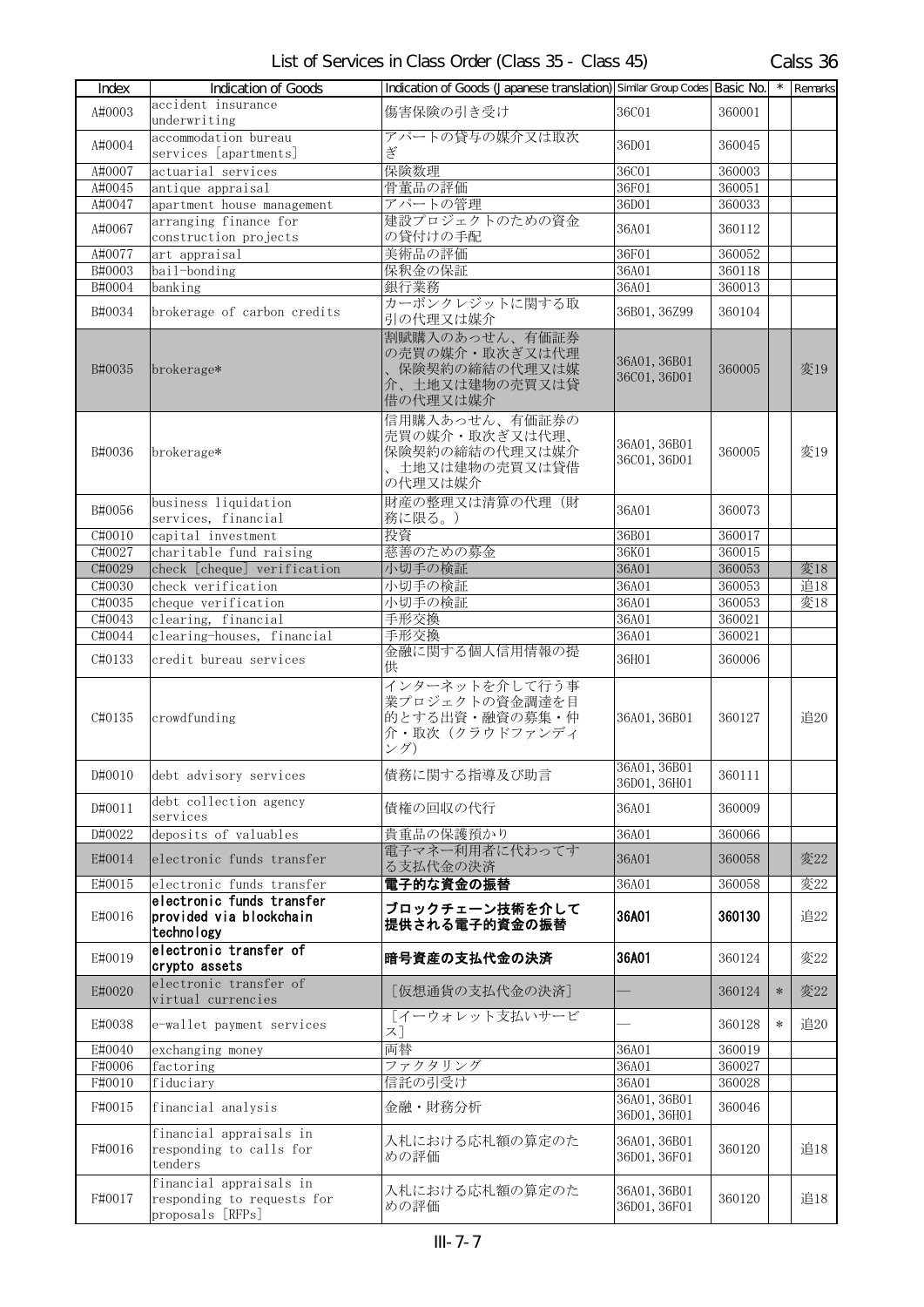List of Services in Class Order (Class 35 - Class 45)　　Calss 36

| Index | Indication of Goods | Indication of Goods (Japanese translation) | Similar Group Codes | Basic No. | * | Remarks |
|---|---|---|---|---|---|---|
| A#0003 | accident insurance underwriting | 傷害保険の引き受け | 36C01 | 360001 | | |
| A#0004 | accommodation bureau services [apartments] | アパートの貸与の媒介又は取次ぎ | 36D01 | 360045 | | |
| A#0007 | actuarial services | 保険数理 | 36C01 | 360003 | | |
| A#0045 | antique appraisal | 骨董品の評価 | 36F01 | 360051 | | |
| A#0047 | apartment house management | アパートの管理 | 36D01 | 360033 | | |
| A#0067 | arranging finance for construction projects | 建設プロジェクトのための資金の貸付けの手配 | 36A01 | 360112 | | |
| A#0077 | art appraisal | 美術品の評価 | 36F01 | 360052 | | |
| B#0003 | bail-bonding | 保釈金の保証 | 36A01 | 360118 | | |
| B#0004 | banking | 銀行業務 | 36A01 | 360013 | | |
| B#0034 | brokerage of carbon credits | カーボンクレジットに関する取引の代理又は媒介 | 36B01, 36Z99 | 360104 | | |
| B#0035 | brokerage* | 割賦購入のあっせん、有価証券の売買の媒介・取次ぎ又は代理、保険契約の締結の代理又は媒介、土地又は建物の売買又は貸借の代理又は媒介 | 36A01, 36B01 36C01, 36D01 | 360005 | | 変19 |
| B#0036 | brokerage* | 信用購入あっせん、有価証券の売買の媒介・取次ぎ又は代理、保険契約の締結の代理又は媒介、土地又は建物の売買又は貸借の代理又は媒介 | 36A01, 36B01 36C01, 36D01 | 360005 | | 変19 |
| B#0056 | business liquidation services, financial | 財産の整理又は清算の代理（財務に限る。） | 36A01 | 360073 | | |
| C#0010 | capital investment | 投資 | 36B01 | 360017 | | |
| C#0027 | charitable fund raising | 慈善のための募金 | 36K01 | 360015 | | |
| C#0029 | check [cheque] verification | 小切手の検証 | 36A01 | 360053 | | 変18 |
| C#0030 | check verification | 小切手の検証 | 36A01 | 360053 | | 追18 |
| C#0035 | cheque verification | 小切手の検証 | 36A01 | 360053 | | 変18 |
| C#0043 | clearing, financial | 手形交換 | 36A01 | 360021 | | |
| C#0044 | clearing-houses, financial | 手形交換 | 36A01 | 360021 | | |
| C#0133 | credit bureau services | 金融に関する個人信用情報の提供 | 36H01 | 360006 | | |
| C#0135 | crowdfunding | インターネットを介して行う事業プロジェクトの資金調達を目的とする出資・融資の募集・仲介・取次（クラウドファンディング） | 36A01, 36B01 | 360127 | | 追20 |
| D#0010 | debt advisory services | 債務に関する指導及び助言 | 36A01, 36B01 36D01, 36H01 | 360111 | | |
| D#0011 | debt collection agency services | 債権の回収の代行 | 36A01 | 360009 | | |
| D#0022 | deposits of valuables | 貴重品の保護預かり | 36A01 | 360066 | | |
| E#0014 | electronic funds transfer | 電子マネー利用者に代わってする支払代金の決済 | 36A01 | 360058 | | 変22 |
| E#0015 | electronic funds transfer | **電子的な資金の振替** | 36A01 | 360058 | | 変22 |
| E#0016 | **electronic funds transfer provided via blockchain technology** | **ブロックチェーン技術を介して提供される電子的資金の振替** | **36A01** | **360130** | | 追22 |
| E#0019 | **electronic transfer of crypto assets** | **暗号資産の支払代金の決済** | **36A01** | 360124 | | 変22 |
| E#0020 | electronic transfer of virtual currencies | ［仮想通貨の支払代金の決済］ | — | 360124 | * | 変22 |
| E#0038 | e-wallet payment services | ［イーウォレット支払いサービス］ | — | 360128 | * | 追20 |
| E#0040 | exchanging money | 両替 | 36A01 | 360019 | | |
| F#0006 | factoring | ファクタリング | 36A01 | 360027 | | |
| F#0010 | fiduciary | 信託の引受け | 36A01 | 360028 | | |
| F#0015 | financial analysis | 金融・財務分析 | 36A01, 36B01 36D01, 36H01 | 360046 | | |
| F#0016 | financial appraisals in responding to calls for tenders | 入札における応札額の算定のための評価 | 36A01, 36B01 36D01, 36F01 | 360120 | | 追18 |
| F#0017 | financial appraisals in responding to requests for proposals [RFPs] | 入札における応札額の算定のための評価 | 36A01, 36B01 36D01, 36F01 | 360120 | | 追18 |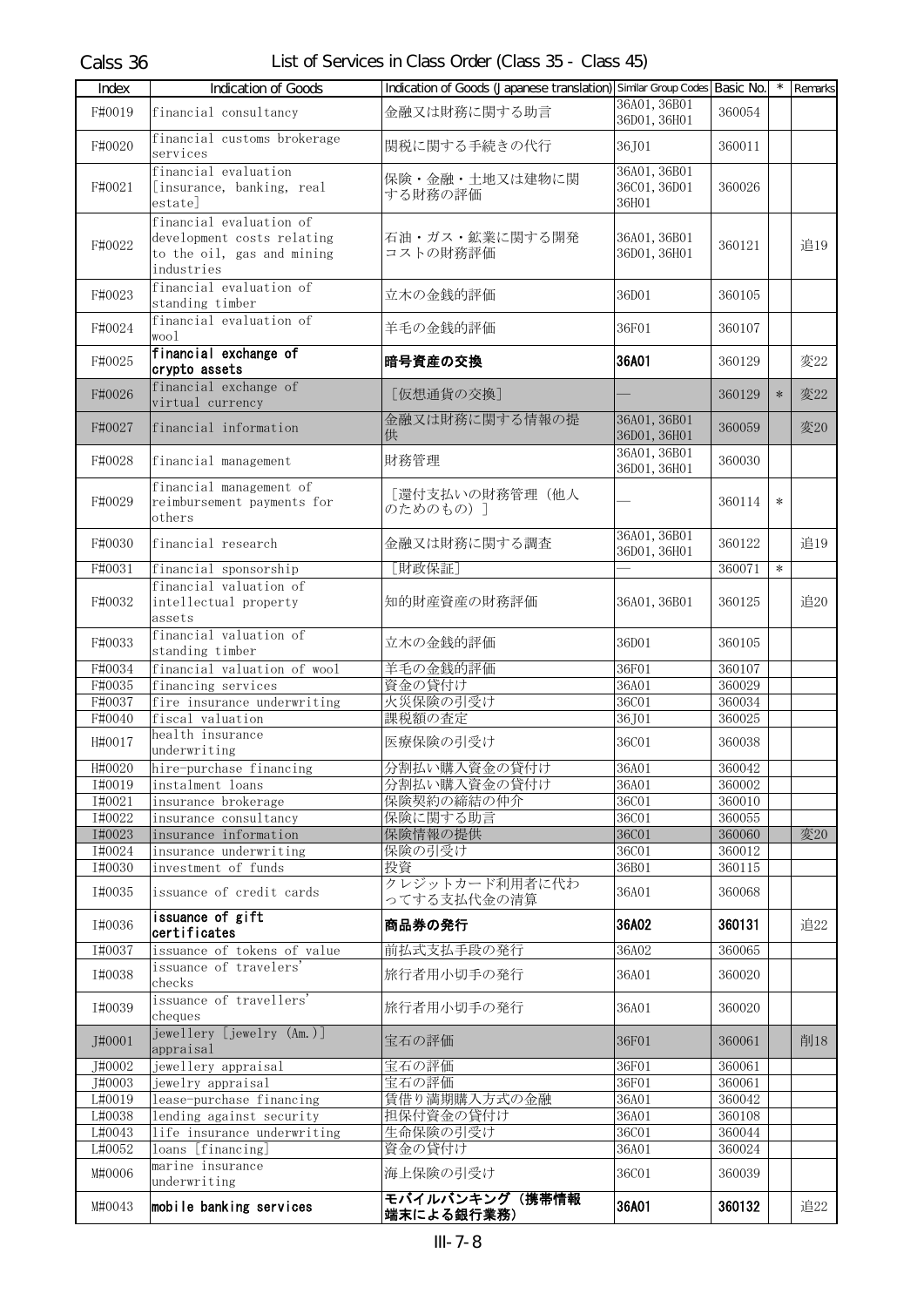Calss 36 List of Services in Class Order (Class 35 - Class 45)

| Index | Indication of Goods | Indication of Goods (Japanese translation) | Similar Group Codes | Basic No. | * | Remarks |
|---|---|---|---|---|---|---|
| F#0019 | financial consultancy | 金融又は財務に関する助言 | 36A01, 36B01 36D01, 36H01 | 360054 | | |
| F#0020 | financial customs brokerage services | 関税に関する手続きの代行 | 36J01 | 360011 | | |
| F#0021 | financial evaluation [insurance, banking, real estate] | 保険・金融・土地又は建物に関する財務の評価 | 36A01, 36B01 36C01, 36D01 36H01 | 360026 | | |
| F#0022 | financial evaluation of development costs relating to the oil, gas and mining industries | 石油・ガス・鉱業に関する開発コストの財務評価 | 36A01, 36B01 36D01, 36H01 | 360121 | | 追19 |
| F#0023 | financial evaluation of standing timber | 立木の金銭的評価 | 36D01 | 360105 | | |
| F#0024 | financial evaluation of wool | 羊毛の金銭的評価 | 36F01 | 360107 | | |
| F#0025 | **financial exchange of crypto assets** | **暗号資産の交換** | **36A01** | 360129 | | 変22 |
| F#0026 | financial exchange of virtual currency | ［仮想通貨の交換］ | — | 360129 | * | 変22 |
| F#0027 | financial information | 金融又は財務に関する情報の提供 | 36A01, 36B01 36D01, 36H01 | 360059 | | 変20 |
| F#0028 | financial management | 財務管理 | 36A01, 36B01 36D01, 36H01 | 360030 | | |
| F#0029 | financial management of reimbursement payments for others | ［還付支払いの財務管理（他人のためのもの）］ | — | 360114 | * | |
| F#0030 | financial research | 金融又は財務に関する調査 | 36A01, 36B01 36D01, 36H01 | 360122 | | 追19 |
| F#0031 | financial sponsorship | ［財政保証］ | — | 360071 | * | |
| F#0032 | financial valuation of intellectual property assets | 知的財産資産の財務評価 | 36A01, 36B01 | 360125 | | 追20 |
| F#0033 | financial valuation of standing timber | 立木の金銭的評価 | 36D01 | 360105 | | |
| F#0034 | financial valuation of wool | 羊毛の金銭的評価 | 36F01 | 360107 | | |
| F#0035 | financing services | 資金の貸付け | 36A01 | 360029 | | |
| F#0037 | fire insurance underwriting | 火災保険の引受け | 36C01 | 360034 | | |
| F#0040 | fiscal valuation | 課税額の査定 | 36J01 | 360025 | | |
| H#0017 | health insurance underwriting | 医療保険の引受け | 36C01 | 360038 | | |
| H#0020 | hire-purchase financing | 分割払い購入資金の貸付け | 36A01 | 360042 | | |
| I#0019 | instalment loans | 分割払い購入資金の貸付け | 36A01 | 360002 | | |
| I#0021 | insurance brokerage | 保険契約の締結の仲介 | 36C01 | 360010 | | |
| I#0022 | insurance consultancy | 保険に関する助言 | 36C01 | 360055 | | |
| I#0023 | insurance information | 保険情報の提供 | 36C01 | 360060 | | 変20 |
| I#0024 | insurance underwriting | 保険の引受け | 36C01 | 360012 | | |
| I#0030 | investment of funds | 投資 | 36B01 | 360115 | | |
| I#0035 | issuance of credit cards | クレジットカード利用者に代わってする支払代金の清算 | 36A01 | 360068 | | |
| I#0036 | **issuance of gift certificates** | **商品券の発行** | **36A02** | **360131** | | 追22 |
| I#0037 | issuance of tokens of value | 前払式支払手段の発行 | 36A02 | 360065 | | |
| I#0038 | issuance of travelers' checks | 旅行者用小切手の発行 | 36A01 | 360020 | | |
| I#0039 | issuance of travellers' cheques | 旅行者用小切手の発行 | 36A01 | 360020 | | |
| J#0001 | jewellery [jewelry (Am.)] appraisal | 宝石の評価 | 36F01 | 360061 | | 削18 |
| J#0002 | jewellery appraisal | 宝石の評価 | 36F01 | 360061 | | |
| J#0003 | jewelry appraisal | 宝石の評価 | 36F01 | 360061 | | |
| L#0019 | lease-purchase financing | 賃借り満期購入方式の金融 | 36A01 | 360042 | | |
| L#0038 | lending against security | 担保付資金の貸付け | 36A01 | 360108 | | |
| L#0043 | life insurance underwriting | 生命保険の引受け | 36C01 | 360044 | | |
| L#0052 | loans [financing] | 資金の貸付け | 36A01 | 360024 | | |
| M#0006 | marine insurance underwriting | 海上保険の引受け | 36C01 | 360039 | | |
| M#0043 | **mobile banking services** | **モバイルバンキング（携帯情報端末による銀行業務）** | **36A01** | **360132** | | 追22 |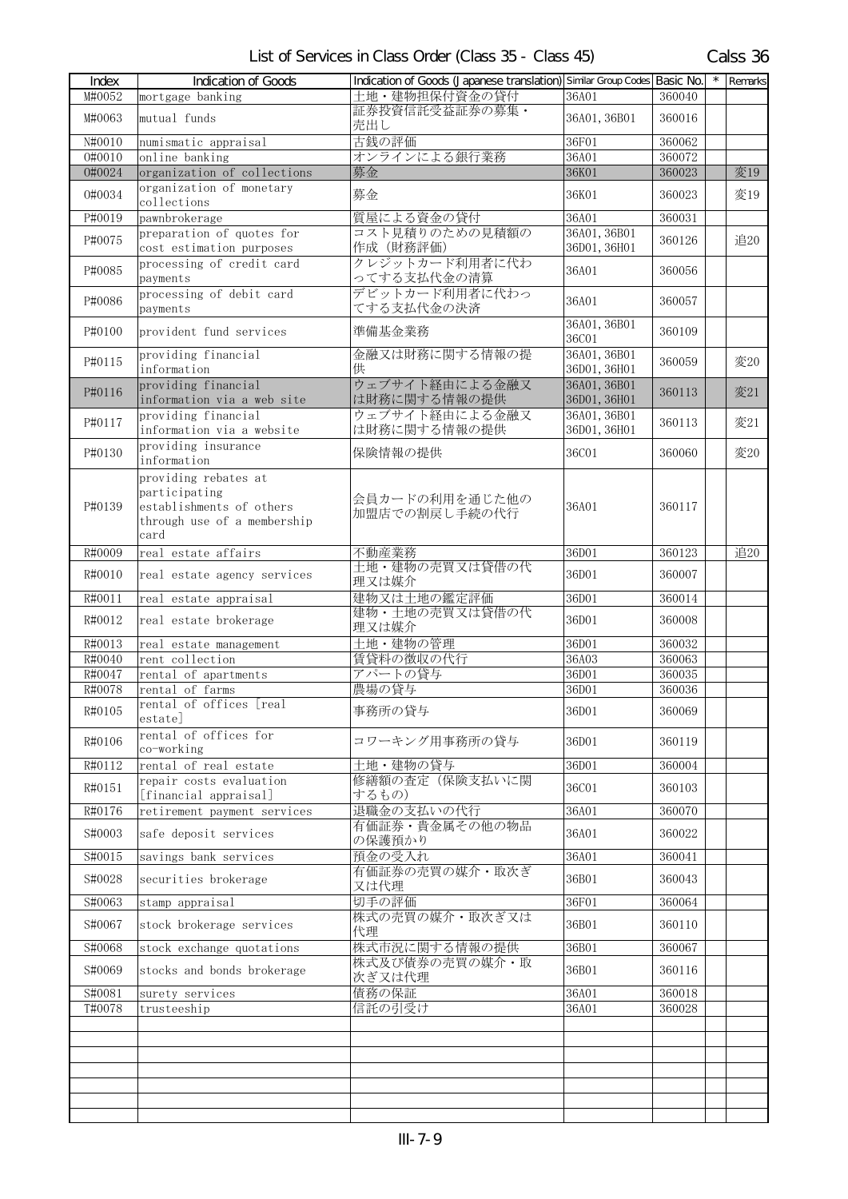List of Services in Class Order (Class 35 - Class 45) Calss 36

| Index | Indication of Goods | Indication of Goods (Japanese translation) | Similar Group Codes | Basic No. | * | Remarks |
|---|---|---|---|---|---|---|
| M#0052 | mortgage banking | 土地・建物担保付資金の貸付 | 36A01 | 360040 | | |
| M#0063 | mutual funds | 証券投資信託受益証券の募集・売出し | 36A01, 36B01 | 360016 | | |
| N#0010 | numismatic appraisal | 古銭の評価 | 36F01 | 360062 | | |
| O#0010 | online banking | オンラインによる銀行業務 | 36A01 | 360072 | | |
| O#0024 | organization of collections | 募金 | 36K01 | 360023 | | 変19 |
| O#0034 | organization of monetary collections | 募金 | 36K01 | 360023 | | 変19 |
| P#0019 | pawnbrokerage | 質屋による資金の貸付 | 36A01 | 360031 | | |
| P#0075 | preparation of quotes for cost estimation purposes | コスト見積りのための見積額の作成（財務評価） | 36A01, 36B01 36D01, 36H01 | 360126 | | 追20 |
| P#0085 | processing of credit card payments | クレジットカード利用者に代わってする支払代金の清算 | 36A01 | 360056 | | |
| P#0086 | processing of debit card payments | デビットカード利用者に代わってする支払代金の決済 | 36A01 | 360057 | | |
| P#0100 | provident fund services | 準備基金業務 | 36A01, 36B01 36C01 | 360109 | | |
| P#0115 | providing financial information | 金融又は財務に関する情報の提供 | 36A01, 36B01 36D01, 36H01 | 360059 | | 変20 |
| P#0116 | providing financial information via a web site | ウェブサイト経由による金融又は財務に関する情報の提供 | 36A01, 36B01 36D01, 36H01 | 360113 | | 変21 |
| P#0117 | providing financial information via a website | ウェブサイト経由による金融又は財務に関する情報の提供 | 36A01, 36B01 36D01, 36H01 | 360113 | | 変21 |
| P#0130 | providing insurance information | 保険情報の提供 | 36C01 | 360060 | | 変20 |
| P#0139 | providing rebates at participating establishments of others through use of a membership card | 会員カードの利用を通じた他の加盟店での割戻し手続の代行 | 36A01 | 360117 | | |
| R#0009 | real estate affairs | 不動産業務 | 36D01 | 360123 | | 追20 |
| R#0010 | real estate agency services | 土地・建物の売買又は貸借の代理又は媒介 | 36D01 | 360007 | | |
| R#0011 | real estate appraisal | 建物又は土地の鑑定評価 | 36D01 | 360014 | | |
| R#0012 | real estate brokerage | 建物・土地の売買又は貸借の代理又は媒介 | 36D01 | 360008 | | |
| R#0013 | real estate management | 土地・建物の管理 | 36D01 | 360032 | | |
| R#0040 | rent collection | 賃貸料の徴収の代行 | 36A03 | 360063 | | |
| R#0047 | rental of apartments | アパートの貸与 | 36D01 | 360035 | | |
| R#0078 | rental of farms | 農場の貸与 | 36D01 | 360036 | | |
| R#0105 | rental of offices [real estate] | 事務所の貸与 | 36D01 | 360069 | | |
| R#0106 | rental of offices for co-working | コワーキング用事務所の貸与 | 36D01 | 360119 | | |
| R#0112 | rental of real estate | 土地・建物の貸与 | 36D01 | 360004 | | |
| R#0151 | repair costs evaluation [financial appraisal] | 修繕額の査定（保険支払いに関するもの） | 36C01 | 360103 | | |
| R#0176 | retirement payment services | 退職金の支払いの代行 | 36A01 | 360070 | | |
| S#0003 | safe deposit services | 有価証券・貴金属その他の物品の保護預かり | 36A01 | 360022 | | |
| S#0015 | savings bank services | 預金の受入れ | 36A01 | 360041 | | |
| S#0028 | securities brokerage | 有価証券の売買の媒介・取次ぎ又は代理 | 36B01 | 360043 | | |
| S#0063 | stamp appraisal | 切手の評価 | 36F01 | 360064 | | |
| S#0067 | stock brokerage services | 株式の売買の媒介・取次ぎ又は代理 | 36B01 | 360110 | | |
| S#0068 | stock exchange quotations | 株式市況に関する情報の提供 | 36B01 | 360067 | | |
| S#0069 | stocks and bonds brokerage | 株式及び債券の売買の媒介・取次ぎ又は代理 | 36B01 | 360116 | | |
| S#0081 | surety services | 債務の保証 | 36A01 | 360018 | | |
| T#0078 | trusteeship | 信託の引受け | 36A01 | 360028 | | |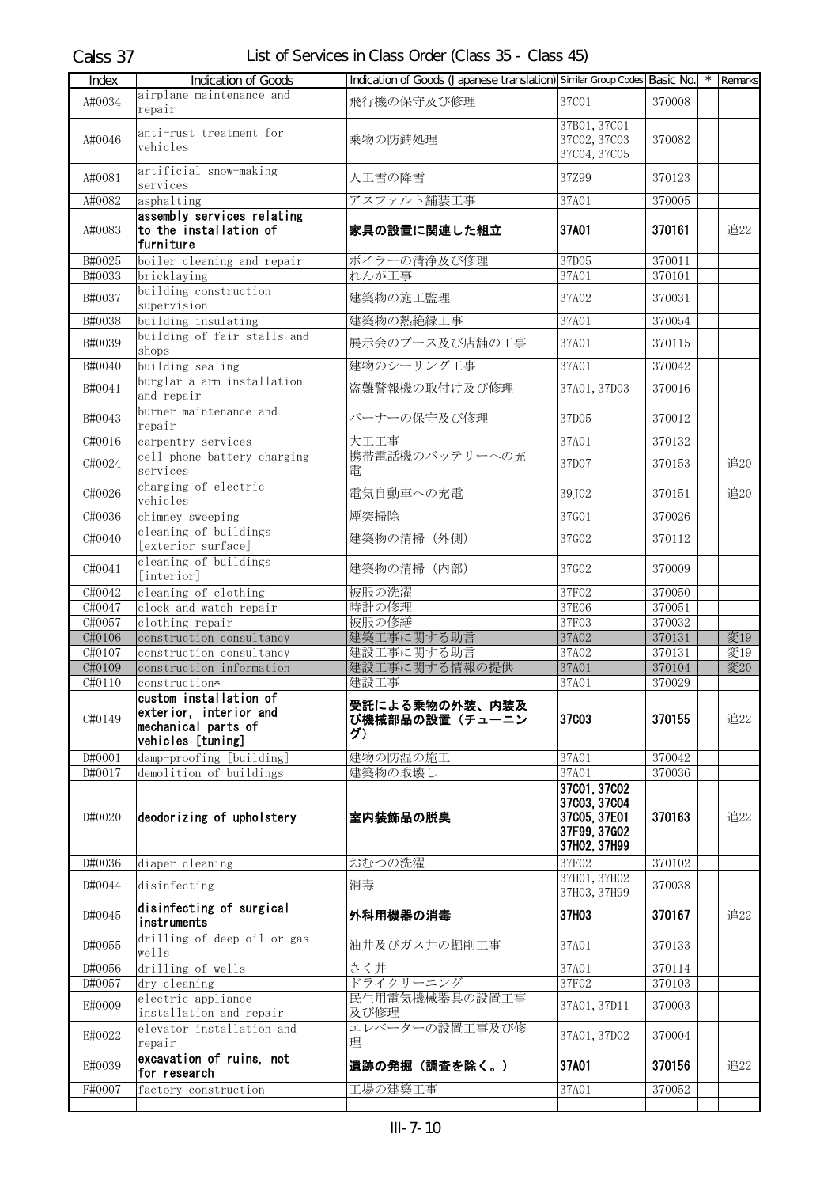Calss 37 List of Services in Class Order (Class 35 - Class 45)

| Index | Indication of Goods | Indication of Goods (Japanese translation) | Similar Group Codes | Basic No. | * | Remarks |
|---|---|---|---|---|---|---|
| A#0034 | airplane maintenance and repair | 飛行機の保守及び修理 | 37C01 | 370008 | | |
| A#0046 | anti-rust treatment for vehicles | 乗物の防錆処理 | 37B01, 37C01 37C02, 37C03 37C04, 37C05 | 370082 | | |
| A#0081 | artificial snow-making services | 人工雪の降雪 | 37Z99 | 370123 | | |
| A#0082 | asphalting | アスファルト舗装工事 | 37A01 | 370005 | | |
| A#0083 | **assembly services relating to the installation of furniture** | **家具の設置に関連した組立** | **37A01** | **370161** | | 追22 |
| B#0025 | boiler cleaning and repair | ボイラーの清浄及び修理 | 37D05 | 370011 | | |
| B#0033 | bricklaying | れんが工事 | 37A01 | 370101 | | |
| B#0037 | building construction supervision | 建築物の施工監理 | 37A02 | 370031 | | |
| B#0038 | building insulating | 建築物の熱絶縁工事 | 37A01 | 370054 | | |
| B#0039 | building of fair stalls and shops | 展示会のブース及び店舗の工事 | 37A01 | 370115 | | |
| B#0040 | building sealing | 建物のシーリング工事 | 37A01 | 370042 | | |
| B#0041 | burglar alarm installation and repair | 盗難警報機の取付け及び修理 | 37A01, 37D03 | 370016 | | |
| B#0043 | burner maintenance and repair | バーナーの保守及び修理 | 37D05 | 370012 | | |
| C#0016 | carpentry services | 大工工事 | 37A01 | 370132 | | |
| C#0024 | cell phone battery charging services | 携帯電話機のバッテリーへの充電 | 37D07 | 370153 | | 追20 |
| C#0026 | charging of electric vehicles | 電気自動車への充電 | 39J02 | 370151 | | 追20 |
| C#0036 | chimney sweeping | 煙突掃除 | 37G01 | 370026 | | |
| C#0040 | cleaning of buildings [exterior surface] | 建築物の清掃（外側） | 37G02 | 370112 | | |
| C#0041 | cleaning of buildings [interior] | 建築物の清掃（内部） | 37G02 | 370009 | | |
| C#0042 | cleaning of clothing | 被服の洗濯 | 37F02 | 370050 | | |
| C#0047 | clock and watch repair | 時計の修理 | 37E06 | 370051 | | |
| C#0057 | clothing repair | 被服の修繕 | 37F03 | 370032 | | |
| C#0106 | construction consultancy | 建築工事に関する助言 | 37A02 | 370131 | | 変19 |
| C#0107 | construction consultancy | 建設工事に関する助言 | 37A02 | 370131 | | 変19 |
| C#0109 | construction information | 建設工事に関する情報の提供 | 37A01 | 370104 | | 変20 |
| C#0110 | construction* | 建設工事 | 37A01 | 370029 | | |
| C#0149 | **custom installation of exterior, interior and mechanical parts of vehicles [tuning]** | **受託による乗物の外装、内装及び機械部品の設置（チューニング）** | **37C03** | **370155** | | 追22 |
| D#0001 | damp-proofing [building] | 建物の防湿の施工 | 37A01 | 370042 | | |
| D#0017 | demolition of buildings | 建物の取壊し | 37A01 | 370036 | | |
| D#0020 | **deodorizing of upholstery** | **室内装飾品の脱臭** | **37C01, 37C02 37C03, 37C04 37C05, 37E01 37F99, 37G02 37H02, 37H99** | **370163** | | 追22 |
| D#0036 | diaper cleaning | おむつの洗濯 | 37F02 | 370102 | | |
| D#0044 | disinfecting | 消毒 | 37H01, 37H02 37H03, 37H99 | 370038 | | |
| D#0045 | **disinfecting of surgical instruments** | **外科用機器の消毒** | **37H03** | **370167** | | 追22 |
| D#0055 | drilling of deep oil or gas wells | 油井及びガス井の掘削工事 | 37A01 | 370133 | | |
| D#0056 | drilling of wells | さく井 | 37A01 | 370114 | | |
| D#0057 | dry cleaning | ドライクリーニング | 37F02 | 370103 | | |
| E#0009 | electric appliance installation and repair | 民生用電気機械器具の設置工事及び修理 | 37A01, 37D11 | 370003 | | |
| E#0022 | elevator installation and repair | エレベーターの設置工事及び修理 | 37A01, 37D02 | 370004 | | |
| E#0039 | **excavation of ruins, not for research** | **遺跡の発掘（調査を除く。）** | **37A01** | **370156** | | 追22 |
| F#0007 | factory construction | 工場の建築工事 | 37A01 | 370052 | | |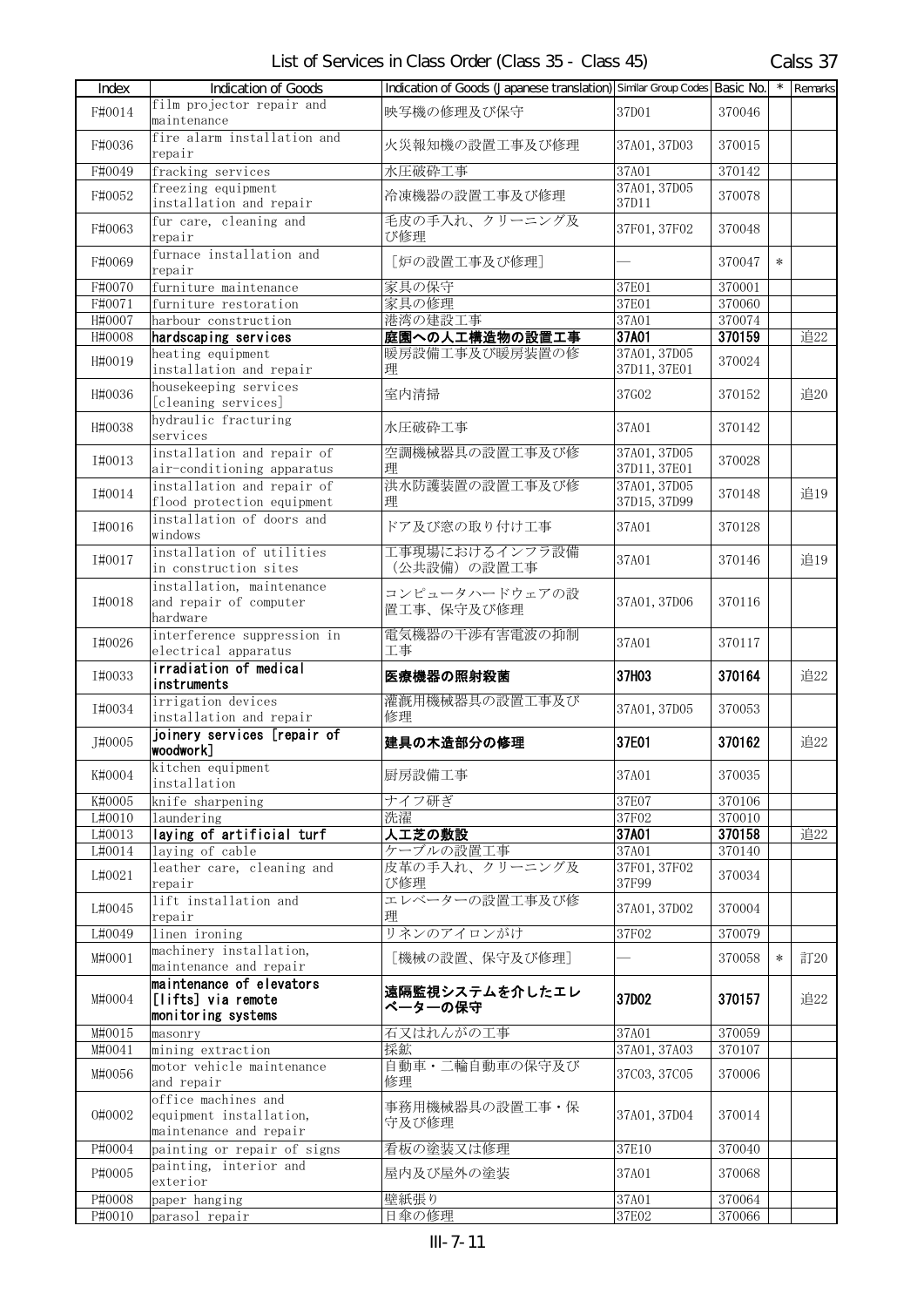# List of Services in Class Order (Class 35 - Class 45) — Calss 37

| Index | Indication of Goods | Indication of Goods (Japanese translation) | Similar Group Codes | Basic No. | * | Remarks |
|---|---|---|---|---|---|---|
| F#0014 | film projector repair and maintenance | 映写機の修理及び保守 | 37D01 | 370046 | | |
| F#0036 | fire alarm installation and repair | 火災報知機の設置工事及び修理 | 37A01, 37D03 | 370015 | | |
| F#0049 | fracking services | 水圧破砕工事 | 37A01 | 370142 | | |
| F#0052 | freezing equipment installation and repair | 冷凍機器の設置工事及び修理 | 37A01, 37D05 37D11 | 370078 | | |
| F#0063 | fur care, cleaning and repair | 毛皮の手入れ、クリーニング及び修理 | 37F01, 37F02 | 370048 | | |
| F#0069 | furnace installation and repair | [炉の設置工事及び修理] | — | 370047 | * | |
| F#0070 | furniture maintenance | 家具の保守 | 37E01 | 370001 | | |
| F#0071 | furniture restoration | 家具の修理 | 37E01 | 370060 | | |
| H#0007 | harbour construction | 港湾の建設工事 | 37A01 | 370074 | | |
| H#0008 | **hardscaping services** | **庭園への人工構造物の設置工事** | **37A01** | **370159** | | 追22 |
| H#0019 | heating equipment installation and repair | 暖房設備工事及び暖房装置の修理 | 37A01, 37D05 37D11, 37E01 | 370024 | | |
| H#0036 | housekeeping services [cleaning services] | 室内清掃 | 37G02 | 370152 | | 追20 |
| H#0038 | hydraulic fracturing services | 水圧破砕工事 | 37A01 | 370142 | | |
| I#0013 | installation and repair of air-conditioning apparatus | 空調機械器具の設置工事及び修理 | 37A01, 37D05 37D11, 37E01 | 370028 | | |
| I#0014 | installation and repair of flood protection equipment | 洪水防護装置の設置工事及び修理 | 37A01, 37D05 37D15, 37D99 | 370148 | | 追19 |
| I#0016 | installation of doors and windows | ドア及び窓の取り付け工事 | 37A01 | 370128 | | |
| I#0017 | installation of utilities in construction sites | 工事現場におけるインフラ設備(公共設備)の設置工事 | 37A01 | 370146 | | 追19 |
| I#0018 | installation, maintenance and repair of computer hardware | コンピュータハードウェアの設置工事、保守及び修理 | 37A01, 37D06 | 370116 | | |
| I#0026 | interference suppression in electrical apparatus | 電気機器の干渉有害電波の抑制工事 | 37A01 | 370117 | | |
| I#0033 | **irradiation of medical instruments** | **医療機器の照射殺菌** | **37H03** | **370164** | | 追22 |
| I#0034 | irrigation devices installation and repair | 灌漑用機械器具の設置工事及び修理 | 37A01, 37D05 | 370053 | | |
| J#0005 | **joinery services [repair of woodwork]** | **建具の木造部分の修理** | **37E01** | **370162** | | 追22 |
| K#0004 | kitchen equipment installation | 厨房設備工事 | 37A01 | 370035 | | |
| K#0005 | knife sharpening | ナイフ研ぎ | 37E07 | 370106 | | |
| L#0010 | laundering | 洗濯 | 37F02 | 370010 | | |
| L#0013 | **laying of artificial turf** | **人工芝の敷設** | **37A01** | **370158** | | 追22 |
| L#0014 | laying of cable | ケーブルの設置工事 | 37A01 | 370140 | | |
| L#0021 | leather care, cleaning and repair | 皮革の手入れ、クリーニング及び修理 | 37F01, 37F02 37F99 | 370034 | | |
| L#0045 | lift installation and repair | エレベーターの設置工事及び修理 | 37A01, 37D02 | 370004 | | |
| L#0049 | linen ironing | リネンのアイロンがけ | 37F02 | 370079 | | |
| M#0001 | machinery installation, maintenance and repair | [機械の設置、保守及び修理] | — | 370058 | * | 訂20 |
| M#0004 | **maintenance of elevators [lifts] via remote monitoring systems** | **遠隔監視システムを介したエレベーターの保守** | **37D02** | **370157** | | 追22 |
| M#0015 | masonry | 石又はれんがの工事 | 37A01 | 370059 | | |
| M#0041 | mining extraction | 採鉱 | 37A01, 37A03 | 370107 | | |
| M#0056 | motor vehicle maintenance and repair | 自動車・二輪自動車の保守及び修理 | 37C03, 37C05 | 370006 | | |
| O#0002 | office machines and equipment installation, maintenance and repair | 事務用機械器具の設置工事・保守及び修理 | 37A01, 37D04 | 370014 | | |
| P#0004 | painting or repair of signs | 看板の塗装又は修理 | 37E10 | 370040 | | |
| P#0005 | painting, interior and exterior | 屋内及び屋外の塗装 | 37A01 | 370068 | | |
| P#0008 | paper hanging | 壁紙張り | 37A01 | 370064 | | |
| P#0010 | parasol repair | 日傘の修理 | 37E02 | 370066 | | |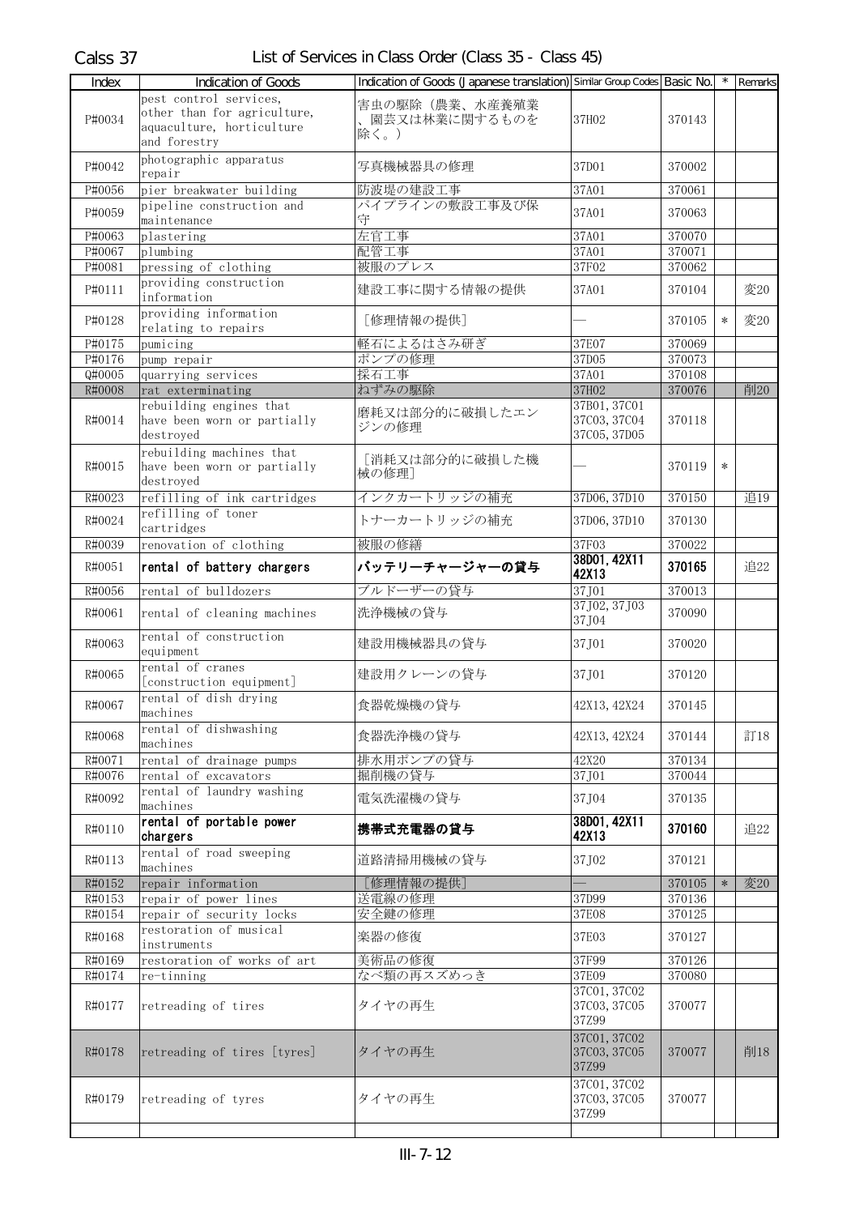Calss 37 List of Services in Class Order (Class 35 - Class 45)

| Index | Indication of Goods | Indication of Goods (Japanese translation) | Similar Group Codes | Basic No. | * | Remarks |
|---|---|---|---|---|---|---|
| P#0034 | pest control services, other than for agriculture, aquaculture, horticulture and forestry | 害虫の駆除（農業、水産養殖業、園芸又は林業に関するものを除く。） | 37H02 | 370143 | | |
| P#0042 | photographic apparatus repair | 写真機械器具の修理 | 37D01 | 370002 | | |
| P#0056 | pier breakwater building | 防波堤の建設工事 | 37A01 | 370061 | | |
| P#0059 | pipeline construction and maintenance | パイプラインの敷設工事及び保守 | 37A01 | 370063 | | |
| P#0063 | plastering | 左官工事 | 37A01 | 370070 | | |
| P#0067 | plumbing | 配管工事 | 37A01 | 370071 | | |
| P#0081 | pressing of clothing | 被服のプレス | 37F02 | 370062 | | |
| P#0111 | providing construction information | 建設工事に関する情報の提供 | 37A01 | 370104 | | 変20 |
| P#0128 | providing information relating to repairs | ［修理情報の提供］ | — | 370105 | * | 変20 |
| P#0175 | pumicing | 軽石によるはさみ研ぎ | 37E07 | 370069 | | |
| P#0176 | pump repair | ポンプの修理 | 37D05 | 370073 | | |
| Q#0005 | quarrying services | 採石工事 | 37A01 | 370108 | | |
| R#0008 | rat exterminating | ねずみの駆除 | 37H02 | 370076 | | 削20 |
| R#0014 | rebuilding engines that have been worn or partially destroyed | 磨耗又は部分的に破損したエンジンの修理 | 37B01, 37C01 37C03, 37C04 37C05, 37D05 | 370118 | | |
| R#0015 | rebuilding machines that have been worn or partially destroyed | ［消耗又は部分的に破損した機械の修理］ | — | 370119 | * | |
| R#0023 | refilling of ink cartridges | インクカートリッジの補充 | 37D06, 37D10 | 370150 | | 追19 |
| R#0024 | refilling of toner cartridges | トナーカートリッジの補充 | 37D06, 37D10 | 370130 | | |
| R#0039 | renovation of clothing | 被服の修繕 | 37F03 | 370022 | | |
| R#0051 | **rental of battery chargers** | **バッテリーチャージャーの貸与** | **38D01, 42X11 42X13** | **370165** | | 追22 |
| R#0056 | rental of bulldozers | ブルドーザーの貸与 | 37J01 | 370013 | | |
| R#0061 | rental of cleaning machines | 洗浄機械の貸与 | 37J02, 37J03 37J04 | 370090 | | |
| R#0063 | rental of construction equipment | 建設用機械器具の貸与 | 37J01 | 370020 | | |
| R#0065 | rental of cranes [construction equipment] | 建設用クレーンの貸与 | 37J01 | 370120 | | |
| R#0067 | rental of dish drying machines | 食器乾燥機の貸与 | 42X13, 42X24 | 370145 | | |
| R#0068 | rental of dishwashing machines | 食器洗浄機の貸与 | 42X13, 42X24 | 370144 | | 訂18 |
| R#0071 | rental of drainage pumps | 排水用ポンプの貸与 | 42X20 | 370134 | | |
| R#0076 | rental of excavators | 掘削機の貸与 | 37J01 | 370044 | | |
| R#0092 | rental of laundry washing machines | 電気洗濯機の貸与 | 37J04 | 370135 | | |
| R#0110 | **rental of portable power chargers** | **携帯式充電器の貸与** | **38D01, 42X11 42X13** | **370160** | | 追22 |
| R#0113 | rental of road sweeping machines | 道路清掃用機械の貸与 | 37J02 | 370121 | | |
| R#0152 | repair information | ［修理情報の提供］ | — | 370105 | * | 変20 |
| R#0153 | repair of power lines | 送電線の修理 | 37D99 | 370136 | | |
| R#0154 | repair of security locks | 安全鍵の修理 | 37E08 | 370125 | | |
| R#0168 | restoration of musical instruments | 楽器の修復 | 37E03 | 370127 | | |
| R#0169 | restoration of works of art | 美術品の修復 | 37F99 | 370126 | | |
| R#0174 | re-tinning | なべ類の再スズめっき | 37E09 | 370080 | | |
| R#0177 | retreading of tires | タイヤの再生 | 37C01, 37C02 37C03, 37C05 37Z99 | 370077 | | |
| R#0178 | retreading of tires [tyres] | タイヤの再生 | 37C01, 37C02 37C03, 37C05 37Z99 | 370077 | | 削18 |
| R#0179 | retreading of tyres | タイヤの再生 | 37C01, 37C02 37C03, 37C05 37Z99 | 370077 | | |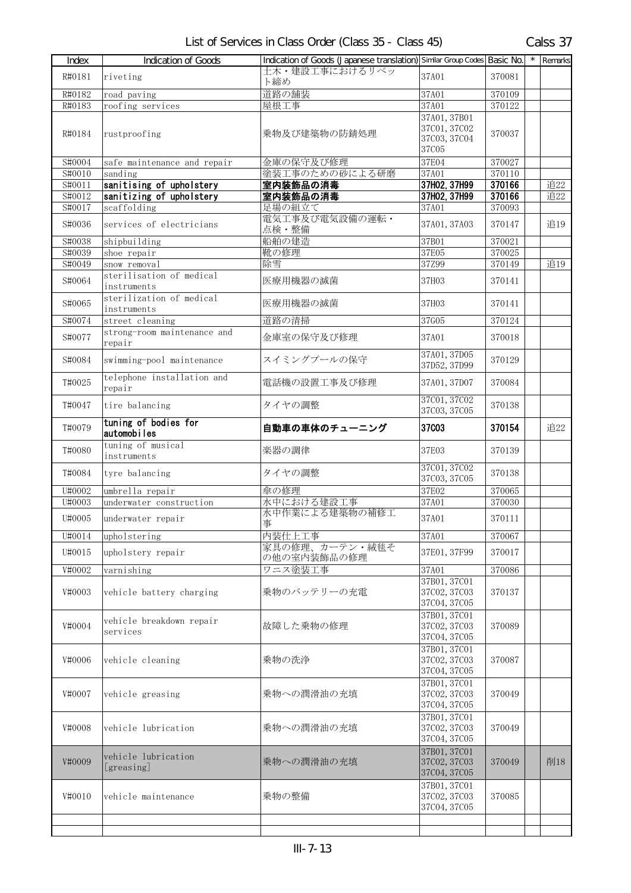# List of Services in Class Order (Class 35 - Class 45)

Calss 37

| Index | Indication of Goods | Indication of Goods (Japanese translation) | Similar Group Codes | Basic No. | * | Remarks |
|---|---|---|---|---|---|---|
| R#0181 | riveting | 土木・建設工事におけるリベット締め | 37A01 | 370081 | | |
| R#0182 | road paving | 道路の舗装 | 37A01 | 370109 | | |
| R#0183 | roofing services | 屋根工事 | 37A01 | 370122 | | |
| R#0184 | rustproofing | 乗物及び建築物の防錆処理 | 37A01, 37B01 37C01, 37C02 37C03, 37C04 37C05 | 370037 | | |
| S#0004 | safe maintenance and repair | 金庫の保守及び修理 | 37E04 | 370027 | | |
| S#0010 | sanding | 塗装工事のための砂による研磨 | 37A01 | 370110 | | |
| S#0011 | **sanitising of upholstery** | **室内装飾品の消毒** | **37H02, 37H99** | **370166** | | 追22 |
| S#0012 | **sanitizing of upholstery** | **室内装飾品の消毒** | **37H02, 37H99** | **370166** | | 追22 |
| S#0017 | scaffolding | 足場の組立て | 37A01 | 370093 | | |
| S#0036 | services of electricians | 電気工事及び電気設備の運転・点検・整備 | 37A01, 37A03 | 370147 | | 追19 |
| S#0038 | shipbuilding | 船舶の建造 | 37B01 | 370021 | | |
| S#0039 | shoe repair | 靴の修理 | 37E05 | 370025 | | |
| S#0049 | snow removal | 除雪 | 37Z99 | 370149 | | 追19 |
| S#0064 | sterilisation of medical instruments | 医療用機器の滅菌 | 37H03 | 370141 | | |
| S#0065 | sterilization of medical instruments | 医療用機器の滅菌 | 37H03 | 370141 | | |
| S#0074 | street cleaning | 道路の清掃 | 37G05 | 370124 | | |
| S#0077 | strong-room maintenance and repair | 金庫室の保守及び修理 | 37A01 | 370018 | | |
| S#0084 | swimming-pool maintenance | スイミングプールの保守 | 37A01, 37D05 37D52, 37D99 | 370129 | | |
| T#0025 | telephone installation and repair | 電話機の設置工事及び修理 | 37A01, 37D07 | 370084 | | |
| T#0047 | tire balancing | タイヤの調整 | 37C01, 37C02 37C03, 37C05 | 370138 | | |
| T#0079 | **tuning of bodies for automobiles** | **自動車の車体のチューニング** | **37C03** | **370154** | | 追22 |
| T#0080 | tuning of musical instruments | 楽器の調律 | 37E03 | 370139 | | |
| T#0084 | tyre balancing | タイヤの調整 | 37C01, 37C02 37C03, 37C05 | 370138 | | |
| U#0002 | umbrella repair | 傘の修理 | 37E02 | 370065 | | |
| U#0003 | underwater construction | 水中における建設工事 | 37A01 | 370030 | | |
| U#0005 | underwater repair | 水中作業による建築物の補修工事 | 37A01 | 370111 | | |
| U#0014 | upholstering | 内装仕上工事 | 37A01 | 370067 | | |
| U#0015 | upholstery repair | 家具の修理、カーテン・絨毯その他の室内装飾品の修理 | 37E01, 37F99 | 370017 | | |
| V#0002 | varnishing | ワニス塗装工事 | 37A01 | 370086 | | |
| V#0003 | vehicle battery charging | 乗物のバッテリーの充電 | 37B01, 37C01 37C02, 37C03 37C04, 37C05 | 370137 | | |
| V#0004 | vehicle breakdown repair services | 故障した乗物の修理 | 37B01, 37C01 37C02, 37C03 37C04, 37C05 | 370089 | | |
| V#0006 | vehicle cleaning | 乗物の洗浄 | 37B01, 37C01 37C02, 37C03 37C04, 37C05 | 370087 | | |
| V#0007 | vehicle greasing | 乗物への潤滑油の充填 | 37B01, 37C01 37C02, 37C03 37C04, 37C05 | 370049 | | |
| V#0008 | vehicle lubrication | 乗物への潤滑油の充填 | 37B01, 37C01 37C02, 37C03 37C04, 37C05 | 370049 | | |
| V#0009 | vehicle lubrication [greasing] | 乗物への潤滑油の充填 | 37B01, 37C01 37C02, 37C03 37C04, 37C05 | 370049 | | 削18 |
| V#0010 | vehicle maintenance | 乗物の整備 | 37B01, 37C01 37C02, 37C03 37C04, 37C05 | 370085 | | |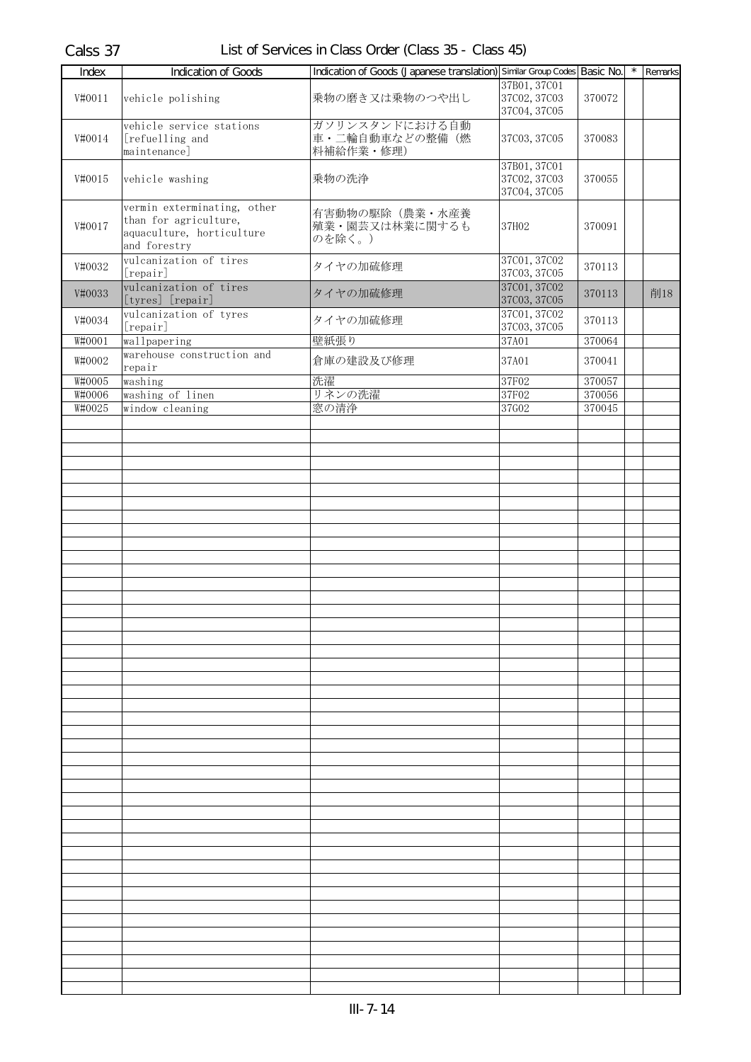# Calss 37

## List of Services in Class Order (Class 35 - Class 45)

| Index | Indication of Goods | Indication of Goods (Japanese translation) | Similar Group Codes | Basic No. | * | Remarks |
|---|---|---|---|---|---|---|
| V#0011 | vehicle polishing | 乗物の磨き又は乗物のつや出し | 37B01, 37C01 37C02, 37C03 37C04, 37C05 | 370072 | | |
| V#0014 | vehicle service stations [refuelling and maintenance] | ガソリンスタンドにおける自動車・二輪自動車などの整備（燃料補給作業・修理） | 37C03, 37C05 | 370083 | | |
| V#0015 | vehicle washing | 乗物の洗浄 | 37B01, 37C01 37C02, 37C03 37C04, 37C05 | 370055 | | |
| V#0017 | vermin exterminating, other than for agriculture, aquaculture, horticulture and forestry | 有害動物の駆除（農業・水産養殖業・園芸又は林業に関するものを除く。） | 37H02 | 370091 | | |
| V#0032 | vulcanization of tires [repair] | タイヤの加硫修理 | 37C01, 37C02 37C03, 37C05 | 370113 | | |
| V#0033 | vulcanization of tires [tyres] [repair] | タイヤの加硫修理 | 37C01, 37C02 37C03, 37C05 | 370113 | | 削18 |
| V#0034 | vulcanization of tyres [repair] | タイヤの加硫修理 | 37C01, 37C02 37C03, 37C05 | 370113 | | |
| W#0001 | wallpapering | 壁紙張り | 37A01 | 370064 | | |
| W#0002 | warehouse construction and repair | 倉庫の建設及び修理 | 37A01 | 370041 | | |
| W#0005 | washing | 洗濯 | 37F02 | 370057 | | |
| W#0006 | washing of linen | リネンの洗濯 | 37F02 | 370056 | | |
| W#0025 | window cleaning | 窓の清浄 | 37G02 | 370045 | | |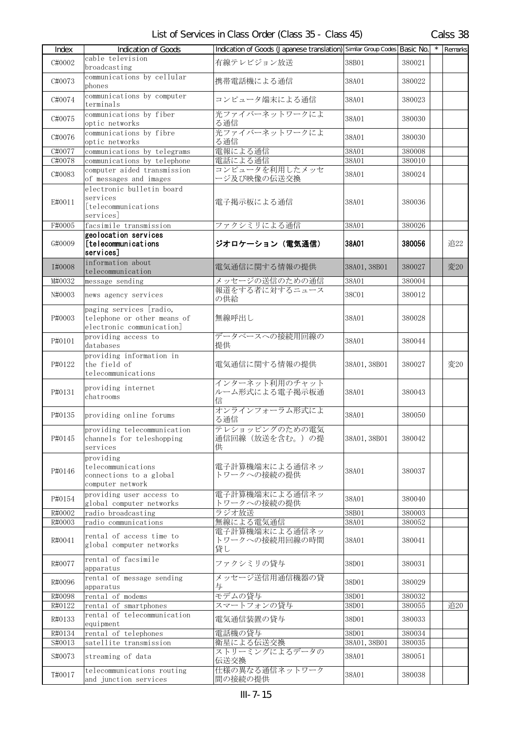# List of Services in Class Order (Class 35 - Class 45)

Calss 38

| Index | Indication of Goods | Indication of Goods (Japanese translation) | Similar Group Codes | Basic No. | * | Remarks |
|---|---|---|---|---|---|---|
| C#0002 | cable television broadcasting | 有線テレビジョン放送 | 38B01 | 380021 | | |
| C#0073 | communications by cellular phones | 携帯電話機による通信 | 38A01 | 380022 | | |
| C#0074 | communications by computer terminals | コンピュータ端末による通信 | 38A01 | 380023 | | |
| C#0075 | communications by fiber optic networks | 光ファイバーネットワークによる通信 | 38A01 | 380030 | | |
| C#0076 | communications by fibre optic networks | 光ファイバーネットワークによる通信 | 38A01 | 380030 | | |
| C#0077 | communications by telegrams | 電報による通信 | 38A01 | 380008 | | |
| C#0078 | communications by telephone | 電話による通信 | 38A01 | 380010 | | |
| C#0083 | computer aided transmission of messages and images | コンピュータを利用したメッセージ及び映像の伝送交換 | 38A01 | 380024 | | |
| E#0011 | electronic bulletin board services [telecommunications services] | 電子掲示板による通信 | 38A01 | 380036 | | |
| F#0005 | facsimile transmission | ファクシミリによる通信 | 38A01 | 380026 | | |
| G#0009 | **geolocation services [telecommunications services]** | **ジオロケーション（電気通信）** | **38A01** | **380056** | | 追22 |
| I#0008 | information about telecommunication | 電気通信に関する情報の提供 | 38A01, 38B01 | 380027 | | 変20 |
| M#0032 | message sending | メッセージの送信のための通信 | 38A01 | 380004 | | |
| N#0003 | news agency services | 報道をする者に対するニュースの供給 | 38C01 | 380012 | | |
| P#0003 | paging services [radio, telephone or other means of electronic communication] | 無線呼出し | 38A01 | 380028 | | |
| P#0101 | providing access to databases | データベースへの接続用回線の提供 | 38A01 | 380044 | | |
| P#0122 | providing information in the field of telecommunications | 電気通信に関する情報の提供 | 38A01, 38B01 | 380027 | | 変20 |
| P#0131 | providing internet chatrooms | インターネット利用のチャットルーム形式による電子掲示板通信 | 38A01 | 380043 | | |
| P#0135 | providing online forums | オンラインフォーラム形式による通信 | 38A01 | 380050 | | |
| P#0145 | providing telecommunication channels for teleshopping services | テレショッピングのための電気通信回線（放送を含む。）の提供 | 38A01, 38B01 | 380042 | | |
| P#0146 | providing telecommunications connections to a global computer network | 電子計算機端末による通信ネットワークへの接続の提供 | 38A01 | 380037 | | |
| P#0154 | providing user access to global computer networks | 電子計算機端末による通信ネットワークへの接続の提供 | 38A01 | 380040 | | |
| R#0002 | radio broadcasting | ラジオ放送 | 38B01 | 380003 | | |
| R#0003 | radio communications | 無線による電気通信 | 38A01 | 380052 | | |
| R#0041 | rental of access time to global computer networks | 電子計算機端末による通信ネットワークへの接続用回線の時間貸し | 38A01 | 380041 | | |
| R#0077 | rental of facsimile apparatus | ファクシミリの貸与 | 38D01 | 380031 | | |
| R#0096 | rental of message sending apparatus | メッセージ送信用通信機器の貸与 | 38D01 | 380029 | | |
| R#0098 | rental of modems | モデムの貸与 | 38D01 | 380032 | | |
| R#0122 | rental of smartphones | スマートフォンの貸与 | 38D01 | 380055 | | 追20 |
| R#0133 | rental of telecommunication equipment | 電気通信装置の貸与 | 38D01 | 380033 | | |
| R#0134 | rental of telephones | 電話機の貸与 | 38D01 | 380034 | | |
| S#0013 | satellite transmission | 衛星による伝送交換 | 38A01, 38B01 | 380035 | | |
| S#0073 | streaming of data | ストリーミングによるデータの伝送交換 | 38A01 | 380051 | | |
| T#0017 | telecommunications routing and junction services | 仕様の異なる通信ネットワーク間の接続の提供 | 38A01 | 380038 | | |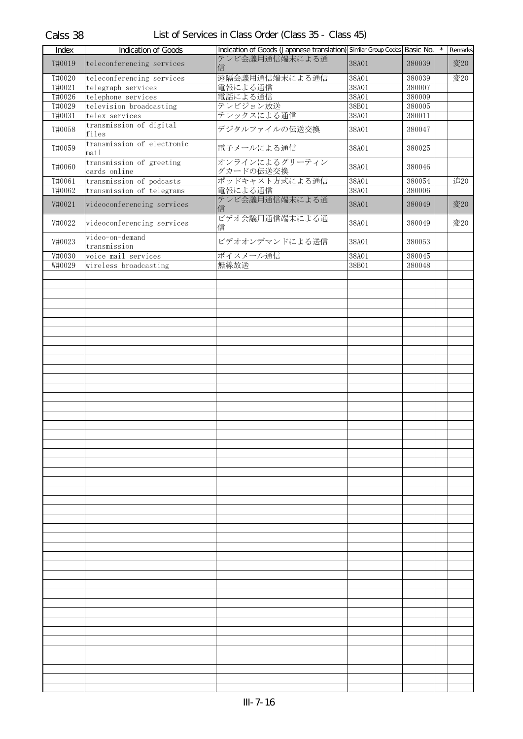Calss 38

## List of Services in Class Order (Class 35 - Class 45)

| Index | Indication of Goods | Indication of Goods (Japanese translation) | Similar Group Codes | Basic No. | * | Remarks |
|---|---|---|---|---|---|---|
| T#0019 | teleconferencing services | テレビ会議用通信端末による通信 | 38A01 | 380039 | | 変20 |
| T#0020 | teleconferencing services | 遠隔会議用通信端末による通信 | 38A01 | 380039 | | 変20 |
| T#0021 | telegraph services | 電報による通信 | 38A01 | 380007 | | |
| T#0026 | telephone services | 電話による通信 | 38A01 | 380009 | | |
| T#0029 | television broadcasting | テレビジョン放送 | 38B01 | 380005 | | |
| T#0031 | telex services | テレックスによる通信 | 38A01 | 380011 | | |
| T#0058 | transmission of digital files | デジタルファイルの伝送交換 | 38A01 | 380047 | | |
| T#0059 | transmission of electronic mail | 電子メールによる通信 | 38A01 | 380025 | | |
| T#0060 | transmission of greeting cards online | オンラインによるグリーティングカードの伝送交換 | 38A01 | 380046 | | |
| T#0061 | transmission of podcasts | ポッドキャスト方式による通信 | 38A01 | 380054 | | 追20 |
| T#0062 | transmission of telegrams | 電報による通信 | 38A01 | 380006 | | |
| V#0021 | videoconferencing services | テレビ会議用通信端末による通信 | 38A01 | 380049 | | 変20 |
| V#0022 | videoconferencing services | ビデオ会議用通信端末による通信 | 38A01 | 380049 | | 変20 |
| V#0023 | video-on-demand transmission | ビデオオンデマンドによる送信 | 38A01 | 380053 | | |
| V#0030 | voice mail services | ボイスメール通信 | 38A01 | 380045 | | |
| W#0029 | wireless broadcasting | 無線放送 | 38B01 | 380048 | | |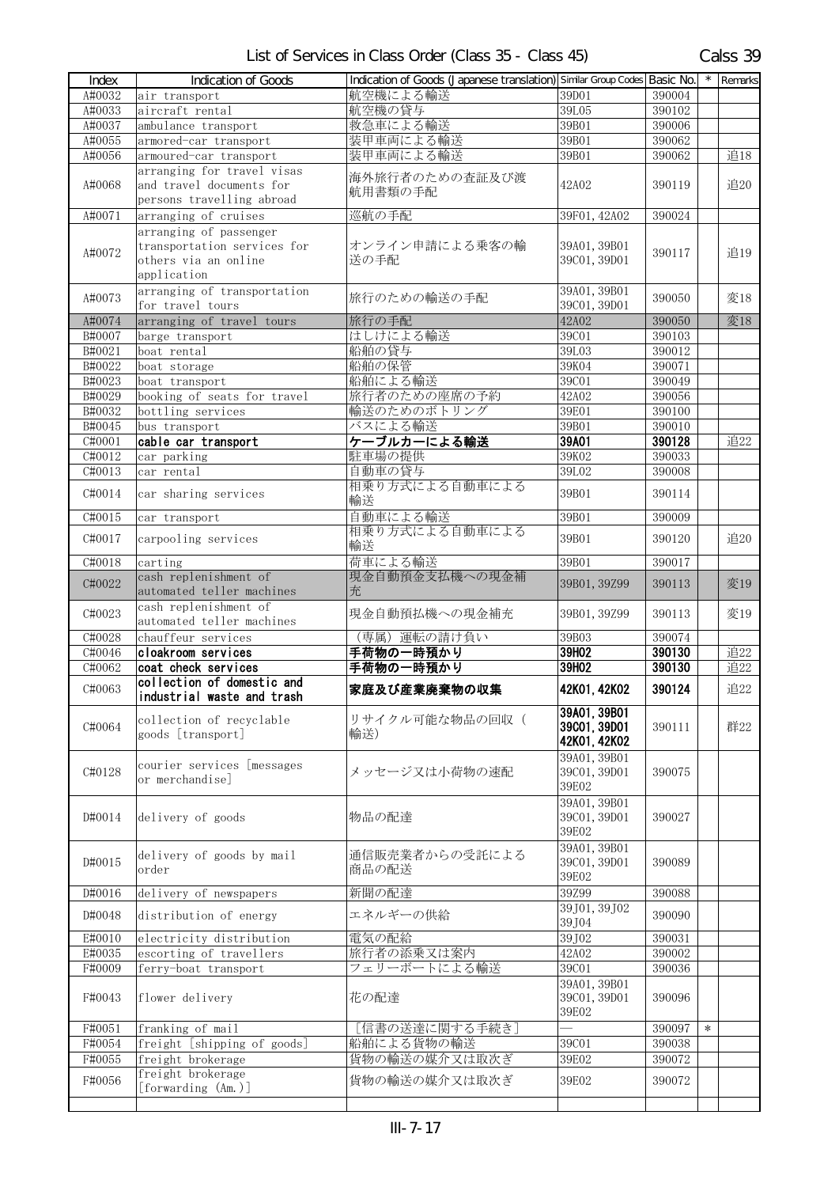# List of Services in Class Order (Class 35 - Class 45)

Calss 39

| Index | Indication of Goods | Indication of Goods (Japanese translation) | Similar Group Codes | Basic No. | * | Remarks |
|---|---|---|---|---|---|---|
| A#0032 | air transport | 航空機による輸送 | 39D01 | 390004 | | |
| A#0033 | aircraft rental | 航空機の貸与 | 39L05 | 390102 | | |
| A#0037 | ambulance transport | 救急車による輸送 | 39B01 | 390006 | | |
| A#0055 | armored-car transport | 装甲車両による輸送 | 39B01 | 390062 | | |
| A#0056 | armoured-car transport | 装甲車両による輸送 | 39B01 | 390062 | | 追18 |
| A#0068 | arranging for travel visas and travel documents for persons travelling abroad | 海外旅行者のための査証及び渡航用書類の手配 | 42A02 | 390119 | | 追20 |
| A#0071 | arranging of cruises | 巡航の手配 | 39F01, 42A02 | 390024 | | |
| A#0072 | arranging of passenger transportation services for others via an online application | オンライン申請による乗客の輸送の手配 | 39A01, 39B01 39C01, 39D01 | 390117 | | 追19 |
| A#0073 | arranging of transportation for travel tours | 旅行のための輸送の手配 | 39A01, 39B01 39C01, 39D01 | 390050 | | 変18 |
| A#0074 | arranging of travel tours | 旅行の手配 | 42A02 | 390050 | | 変18 |
| B#0007 | barge transport | はしけによる輸送 | 39C01 | 390103 | | |
| B#0021 | boat rental | 船舶の貸与 | 39L03 | 390012 | | |
| B#0022 | boat storage | 船舶の保管 | 39K04 | 390071 | | |
| B#0023 | boat transport | 船舶による輸送 | 39C01 | 390049 | | |
| B#0029 | booking of seats for travel | 旅行者のための座席の予約 | 42A02 | 390056 | | |
| B#0032 | bottling services | 輸送のためのボトリング | 39E01 | 390100 | | |
| B#0045 | bus transport | バスによる輸送 | 39B01 | 390010 | | |
| C#0001 | **cable car transport** | **ケーブルカーによる輸送** | **39A01** | **390128** | | 追22 |
| C#0012 | car parking | 駐車場の提供 | 39K02 | 390033 | | |
| C#0013 | car rental | 自動車の貸与 | 39L02 | 390008 | | |
| C#0014 | car sharing services | 相乗り方式による自動車による輸送 | 39B01 | 390114 | | |
| C#0015 | car transport | 自動車による輸送 | 39B01 | 390009 | | |
| C#0017 | carpooling services | 相乗り方式による自動車による輸送 | 39B01 | 390120 | | 追20 |
| C#0018 | carting | 荷車による輸送 | 39B01 | 390017 | | |
| C#0022 | cash replenishment of automated teller machines | 現金自動預金支払機への現金補充 | 39B01, 39Z99 | 390113 | | 変19 |
| C#0023 | cash replenishment of automated teller machines | 現金自動預払機への現金補充 | 39B01, 39Z99 | 390113 | | 変19 |
| C#0028 | chauffeur services | （専属）運転の請け負い | 39B03 | 390074 | | |
| C#0046 | **cloakroom services** | **手荷物の一時預かり** | **39H02** | **390130** | | 追22 |
| C#0062 | **coat check services** | **手荷物の一時預かり** | **39H02** | **390130** | | 追22 |
| C#0063 | **collection of domestic and industrial waste and trash** | **家庭及び産業廃棄物の収集** | **42K01, 42K02** | **390124** | | 追22 |
| C#0064 | collection of recyclable goods [transport] | リサイクル可能な物品の回収（輸送） | **39A01, 39B01 39C01, 39D01 42K01, 42K02** | 390111 | | 群22 |
| C#0128 | courier services [messages or merchandise] | メッセージ又は小荷物の速配 | 39A01, 39B01 39C01, 39D01 39E02 | 390075 | | |
| D#0014 | delivery of goods | 物品の配達 | 39A01, 39B01 39C01, 39D01 39E02 | 390027 | | |
| D#0015 | delivery of goods by mail order | 通信販売業者からの受託による商品の配送 | 39A01, 39B01 39C01, 39D01 39E02 | 390089 | | |
| D#0016 | delivery of newspapers | 新聞の配達 | 39Z99 | 390088 | | |
| D#0048 | distribution of energy | エネルギーの供給 | 39J01, 39J02 39J04 | 390090 | | |
| E#0010 | electricity distribution | 電気の配給 | 39J02 | 390031 | | |
| E#0035 | escorting of travellers | 旅行者の添乗又は案内 | 42A02 | 390002 | | |
| F#0009 | ferry-boat transport | フェリーボートによる輸送 | 39C01 | 390036 | | |
| F#0043 | flower delivery | 花の配達 | 39A01, 39B01 39C01, 39D01 39E02 | 390096 | | |
| F#0051 | franking of mail | ［信書の送達に関する手続き］ | — | 390097 | * | |
| F#0054 | freight [shipping of goods] | 船舶による貨物の輸送 | 39C01 | 390038 | | |
| F#0055 | freight brokerage | 貨物の輸送の媒介又は取次ぎ | 39E02 | 390072 | | |
| F#0056 | freight brokerage [forwarding (Am.)] | 貨物の輸送の媒介又は取次ぎ | 39E02 | 390072 | | |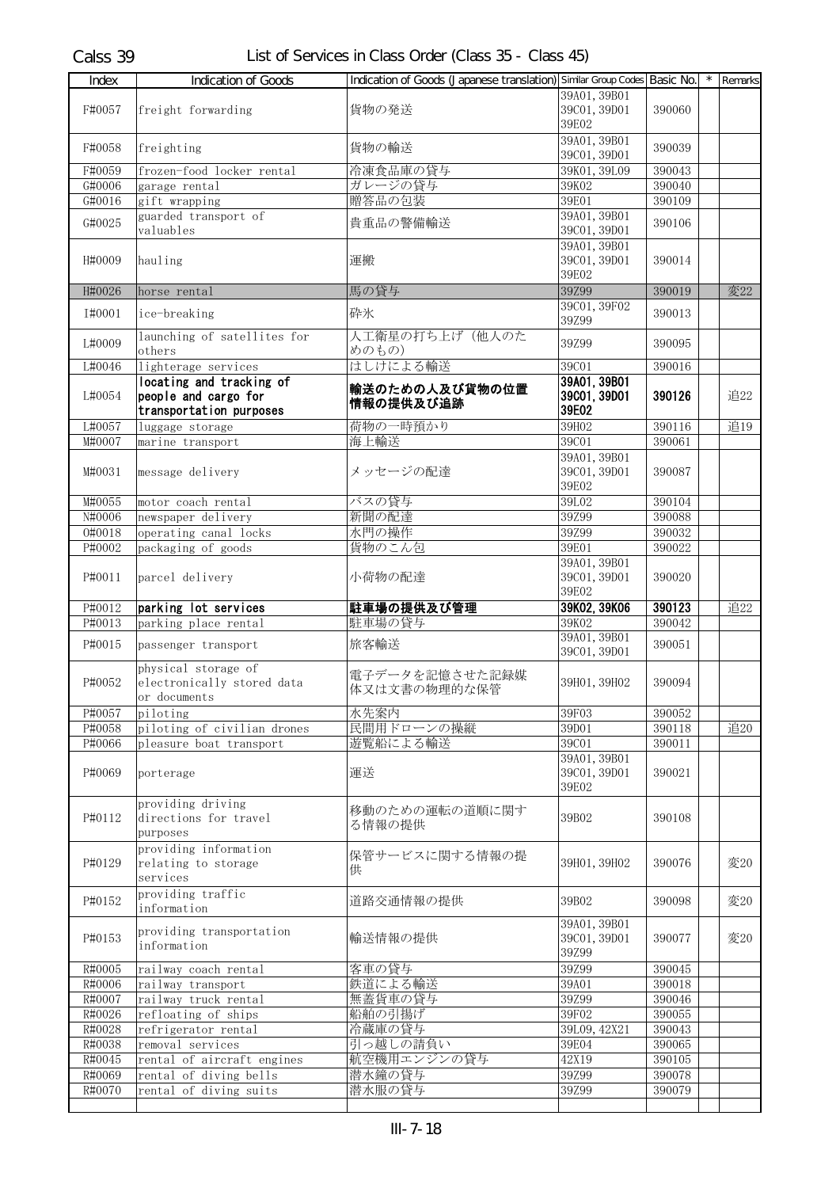Calss 39 List of Services in Class Order (Class 35 - Class 45)

| Index | Indication of Goods | Indication of Goods (Japanese translation) | Similar Group Codes | Basic No. | * | Remarks |
|---|---|---|---|---|---|---|
| F#0057 | freight forwarding | 貨物の発送 | 39A01, 39B01 39C01, 39D01 39E02 | 390060 | | |
| F#0058 | freighting | 貨物の輸送 | 39A01, 39B01 39C01, 39D01 | 390039 | | |
| F#0059 | frozen-food locker rental | 冷凍食品庫の貸与 | 39K01, 39L09 | 390043 | | |
| G#0006 | garage rental | ガレージの貸与 | 39K02 | 390040 | | |
| G#0016 | gift wrapping | 贈答品の包装 | 39E01 | 390109 | | |
| G#0025 | guarded transport of valuables | 貴重品の警備輸送 | 39A01, 39B01 39C01, 39D01 | 390106 | | |
| H#0009 | hauling | 運搬 | 39A01, 39B01 39C01, 39D01 39E02 | 390014 | | |
| H#0026 | horse rental | 馬の貸与 | 39Z99 | 390019 | | 変22 |
| I#0001 | ice-breaking | 砕氷 | 39C01, 39F02 39Z99 | 390013 | | |
| L#0009 | launching of satellites for others | 人工衛星の打ち上げ（他人のためのもの） | 39Z99 | 390095 | | |
| L#0046 | lighterage services | はしけによる輸送 | 39C01 | 390016 | | |
| L#0054 | **locating and tracking of people and cargo for transportation purposes** | **輸送のための人及び貨物の位置情報の提供及び追跡** | **39A01, 39B01 39C01, 39D01 39E02** | **390126** | | 追22 |
| L#0057 | luggage storage | 荷物の一時預かり | 39H02 | 390116 | | 追19 |
| M#0007 | marine transport | 海上輸送 | 39C01 | 390061 | | |
| M#0031 | message delivery | メッセージの配達 | 39A01, 39B01 39C01, 39D01 39E02 | 390087 | | |
| M#0055 | motor coach rental | バスの貸与 | 39L02 | 390104 | | |
| N#0006 | newspaper delivery | 新聞の配達 | 39Z99 | 390088 | | |
| O#0018 | operating canal locks | 水門の操作 | 39Z99 | 390032 | | |
| P#0002 | packaging of goods | 貨物のこん包 | 39E01 | 390022 | | |
| P#0011 | parcel delivery | 小荷物の配達 | 39A01, 39B01 39C01, 39D01 39E02 | 390020 | | |
| P#0012 | **parking lot services** | **駐車場の提供及び管理** | **39K02, 39K06** | **390123** | | 追22 |
| P#0013 | parking place rental | 駐車場の貸与 | 39K02 | 390042 | | |
| P#0015 | passenger transport | 旅客輸送 | 39A01, 39B01 39C01, 39D01 | 390051 | | |
| P#0052 | physical storage of electronically stored data or documents | 電子データを記憶させた記録媒体又は文書の物理的な保管 | 39H01, 39H02 | 390094 | | |
| P#0057 | piloting | 水先案内 | 39F03 | 390052 | | |
| P#0058 | piloting of civilian drones | 民間用ドローンの操縦 | 39D01 | 390118 | | 追20 |
| P#0066 | pleasure boat transport | 遊覧船による輸送 | 39C01 | 390011 | | |
| P#0069 | porterage | 運送 | 39A01, 39B01 39C01, 39D01 39E02 | 390021 | | |
| P#0112 | providing driving directions for travel purposes | 移動のための運転の道順に関する情報の提供 | 39B02 | 390108 | | |
| P#0129 | providing information relating to storage services | 保管サービスに関する情報の提供 | 39H01, 39H02 | 390076 | | 変20 |
| P#0152 | providing traffic information | 道路交通情報の提供 | 39B02 | 390098 | | 変20 |
| P#0153 | providing transportation information | 輸送情報の提供 | 39A01, 39B01 39C01, 39D01 39Z99 | 390077 | | 変20 |
| R#0005 | railway coach rental | 客車の貸与 | 39Z99 | 390045 | | |
| R#0006 | railway transport | 鉄道による輸送 | 39A01 | 390018 | | |
| R#0007 | railway truck rental | 無蓋貨車の貸与 | 39Z99 | 390046 | | |
| R#0026 | refloating of ships | 船舶の引揚げ | 39F02 | 390055 | | |
| R#0028 | refrigerator rental | 冷蔵庫の貸与 | 39L09, 42X21 | 390043 | | |
| R#0038 | removal services | 引っ越しの請負い | 39E04 | 390065 | | |
| R#0045 | rental of aircraft engines | 航空機用エンジンの貸与 | 42X19 | 390105 | | |
| R#0069 | rental of diving bells | 潜水鐘の貸与 | 39Z99 | 390078 | | |
| R#0070 | rental of diving suits | 潜水服の貸与 | 39Z99 | 390079 | | |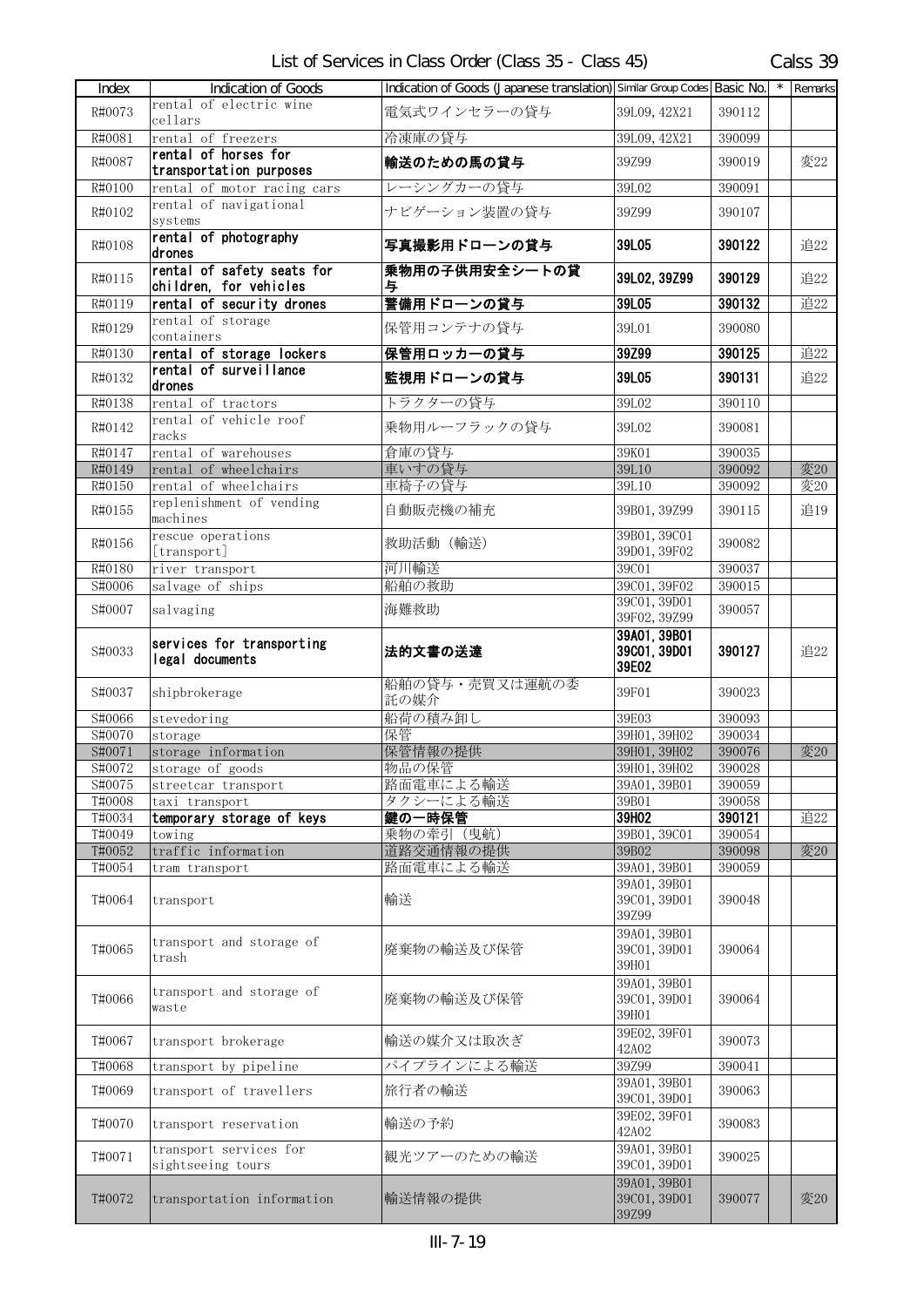List of Services in Class Order (Class 35 - Class 45) Calss 39

| Index | Indication of Goods | Indication of Goods (Japanese translation) | Similar Group Codes | Basic No. | * | Remarks |
|---|---|---|---|---|---|---|
| R#0073 | rental of electric wine cellars | 電気式ワインセラーの貸与 | 39L09, 42X21 | 390112 | | |
| R#0081 | rental of freezers | 冷凍庫の貸与 | 39L09, 42X21 | 390099 | | |
| R#0087 | **rental of horses for transportation purposes** | **輸送のための馬の貸与** | 39Z99 | 390019 | | 変22 |
| R#0100 | rental of motor racing cars | レーシングカーの貸与 | 39L02 | 390091 | | |
| R#0102 | rental of navigational systems | ナビゲーション装置の貸与 | 39Z99 | 390107 | | |
| R#0108 | **rental of photography drones** | **写真撮影用ドローンの貸与** | **39L05** | **390122** | | 追22 |
| R#0115 | **rental of safety seats for children, for vehicles** | **乗物用の子供用安全シートの貸与** | **39L02, 39Z99** | **390129** | | 追22 |
| R#0119 | **rental of security drones** | **警備用ドローンの貸与** | **39L05** | **390132** | | 追22 |
| R#0129 | rental of storage containers | 保管用コンテナの貸与 | 39L01 | 390080 | | |
| R#0130 | **rental of storage lockers** | **保管用ロッカーの貸与** | **39Z99** | **390125** | | 追22 |
| R#0132 | **rental of surveillance drones** | **監視用ドローンの貸与** | **39L05** | **390131** | | 追22 |
| R#0138 | rental of tractors | トラクターの貸与 | 39L02 | 390110 | | |
| R#0142 | rental of vehicle roof racks | 乗物用ルーフラックの貸与 | 39L02 | 390081 | | |
| R#0147 | rental of warehouses | 倉庫の貸与 | 39K01 | 390035 | | |
| R#0149 | rental of wheelchairs | 車いすの貸与 | 39L10 | 390092 | | 変20 |
| R#0150 | rental of wheelchairs | 車椅子の貸与 | 39L10 | 390092 | | 変20 |
| R#0155 | replenishment of vending machines | 自動販売機の補充 | 39B01, 39Z99 | 390115 | | 追19 |
| R#0156 | rescue operations [transport] | 救助活動（輸送） | 39B01, 39C01 39D01, 39F02 | 390082 | | |
| R#0180 | river transport | 河川輸送 | 39C01 | 390037 | | |
| S#0006 | salvage of ships | 船舶の救助 | 39C01, 39F02 | 390015 | | |
| S#0007 | salvaging | 海難救助 | 39C01, 39D01 39F02, 39Z99 | 390057 | | |
| S#0033 | **services for transporting legal documents** | **法的文書の送達** | **39A01, 39B01 39C01, 39D01 39E02** | **390127** | | 追22 |
| S#0037 | shipbrokerage | 船舶の貸与・売買又は運航の委託の媒介 | 39F01 | 390023 | | |
| S#0066 | stevedoring | 船荷の積み卸し | 39E03 | 390093 | | |
| S#0070 | storage | 保管 | 39H01, 39H02 | 390034 | | |
| S#0071 | storage information | 保管情報の提供 | 39H01, 39H02 | 390076 | | 変20 |
| S#0072 | storage of goods | 物品の保管 | 39H01, 39H02 | 390028 | | |
| S#0075 | streetcar transport | 路面電車による輸送 | 39A01, 39B01 | 390059 | | |
| T#0008 | taxi transport | タクシーによる輸送 | 39B01 | 390058 | | |
| T#0034 | **temporary storage of keys** | **鍵の一時保管** | **39H02** | **390121** | | 追22 |
| T#0049 | towing | 乗物の牽引（曳航） | 39B01, 39C01 | 390054 | | |
| T#0052 | traffic information | 道路交通情報の提供 | 39B02 | 390098 | | 変20 |
| T#0054 | tram transport | 路面電車による輸送 | 39A01, 39B01 | 390059 | | |
| T#0064 | transport | 輸送 | 39A01, 39B01 39C01, 39D01 39Z99 | 390048 | | |
| T#0065 | transport and storage of trash | 廃棄物の輸送及び保管 | 39A01, 39B01 39C01, 39D01 39H01 | 390064 | | |
| T#0066 | transport and storage of waste | 廃棄物の輸送及び保管 | 39A01, 39B01 39C01, 39D01 39H01 | 390064 | | |
| T#0067 | transport brokerage | 輸送の媒介又は取次ぎ | 39E02, 39F01 42A02 | 390073 | | |
| T#0068 | transport by pipeline | パイプラインによる輸送 | 39Z99 | 390041 | | |
| T#0069 | transport of travellers | 旅行者の輸送 | 39A01, 39B01 39C01, 39D01 | 390063 | | |
| T#0070 | transport reservation | 輸送の予約 | 39E02, 39F01 42A02 | 390083 | | |
| T#0071 | transport services for sightseeing tours | 観光ツアーのための輸送 | 39A01, 39B01 39C01, 39D01 | 390025 | | |
| T#0072 | transportation information | 輸送情報の提供 | 39A01, 39B01 39C01, 39D01 39Z99 | 390077 | | 変20 |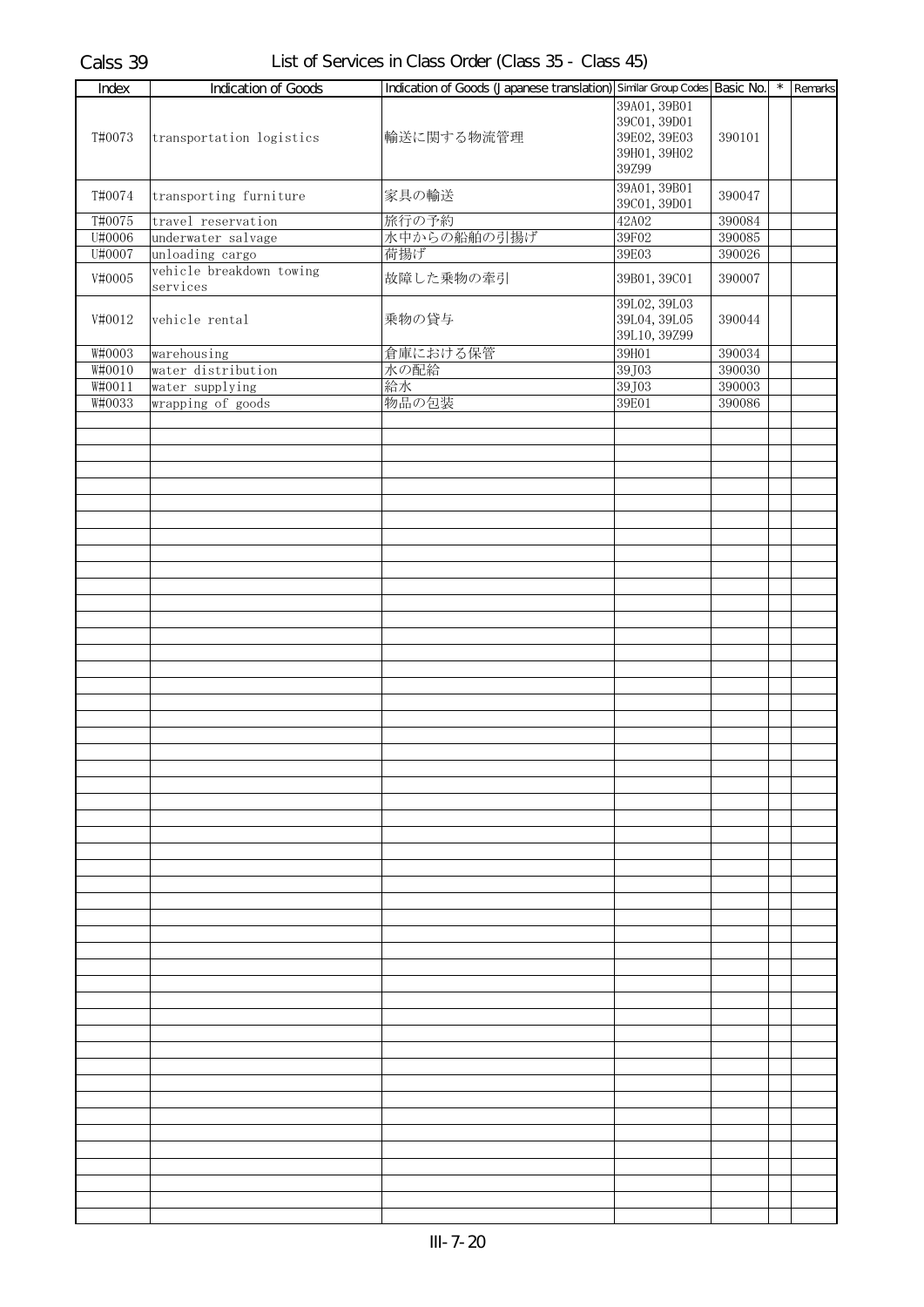Calss 39

# List of Services in Class Order (Class 35 - Class 45)

| Index | Indication of Goods | Indication of Goods (Japanese translation) | Similar Group Codes | Basic No. | * | Remarks |
|---|---|---|---|---|---|---|
| T#0073 | transportation logistics | 輸送に関する物流管理 | 39A01, 39B01 39C01, 39D01 39E02, 39E03 39H01, 39H02 39Z99 | 390101 | | |
| T#0074 | transporting furniture | 家具の輸送 | 39A01, 39B01 39C01, 39D01 | 390047 | | |
| T#0075 | travel reservation | 旅行の予約 | 42A02 | 390084 | | |
| U#0006 | underwater salvage | 水中からの船舶の引揚げ | 39F02 | 390085 | | |
| U#0007 | unloading cargo | 荷揚げ | 39E03 | 390026 | | |
| V#0005 | vehicle breakdown towing services | 故障した乗物の牽引 | 39B01, 39C01 | 390007 | | |
| V#0012 | vehicle rental | 乗物の貸与 | 39L02, 39L03 39L04, 39L05 39L10, 39Z99 | 390044 | | |
| W#0003 | warehousing | 倉庫における保管 | 39H01 | 390034 | | |
| W#0010 | water distribution | 水の配給 | 39J03 | 390030 | | |
| W#0011 | water supplying | 給水 | 39J03 | 390003 | | |
| W#0033 | wrapping of goods | 物品の包装 | 39E01 | 390086 | | |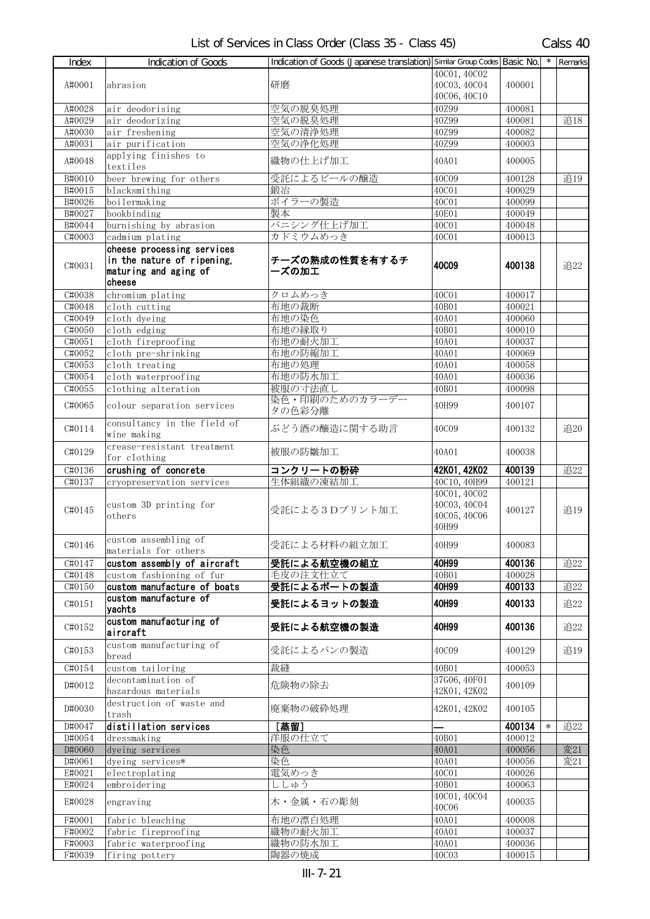List of Services in Class Order (Class 35 - Class 45)

Calss 40

| Index | Indication of Goods | Indication of Goods (Japanese translation) | Similar Group Codes | Basic No. | * | Remarks |
|---|---|---|---|---|---|---|
| A#0001 | abrasion | 研磨 | 40C01, 40C02 40C03, 40C04 40C06, 40C10 | 400001 | | |
| A#0028 | air deodorising | 空気の脱臭処理 | 40Z99 | 400081 | | |
| A#0029 | air deodorizing | 空気の脱臭処理 | 40Z99 | 400081 | | 追18 |
| A#0030 | air freshening | 空気の清浄処理 | 40Z99 | 400082 | | |
| A#0031 | air purification | 空気の浄化処理 | 40Z99 | 400003 | | |
| A#0048 | applying finishes to textiles | 織物の仕上げ加工 | 40A01 | 400005 | | |
| B#0010 | beer brewing for others | 受託によるビールの醸造 | 40C09 | 400128 | | 追19 |
| B#0015 | blacksmithing | 鍛冶 | 40C01 | 400029 | | |
| B#0026 | boilermaking | ボイラーの製造 | 40C01 | 400099 | | |
| B#0027 | bookbinding | 製本 | 40E01 | 400049 | | |
| B#0044 | burnishing by abrasion | バニシング仕上げ加工 | 40C01 | 400048 | | |
| C#0003 | cadmium plating | カドミウムめっき | 40C01 | 400013 | | |
| C#0031 | **cheese processing services in the nature of ripening, maturing and aging of cheese** | **チーズの熟成の性質を有するチーズの加工** | **40C09** | **400138** | | 追22 |
| C#0038 | chromium plating | クロムめっき | 40C01 | 400017 | | |
| C#0048 | cloth cutting | 布地の裁断 | 40B01 | 400021 | | |
| C#0049 | cloth dyeing | 布地の染色 | 40A01 | 400060 | | |
| C#0050 | cloth edging | 布地の縁取り | 40B01 | 400010 | | |
| C#0051 | cloth fireproofing | 布地の耐火加工 | 40A01 | 400037 | | |
| C#0052 | cloth pre-shrinking | 布地の防縮加工 | 40A01 | 400069 | | |
| C#0053 | cloth treating | 布地の処理 | 40A01 | 400058 | | |
| C#0054 | cloth waterproofing | 布地の防水加工 | 40A01 | 400036 | | |
| C#0055 | clothing alteration | 被服の寸法直し | 40B01 | 400098 | | |
| C#0065 | colour separation services | 染色・印刷のためのカラーデータの色彩分離 | 40H99 | 400107 | | |
| C#0114 | consultancy in the field of wine making | ぶどう酒の醸造に関する助言 | 40C09 | 400132 | | 追20 |
| C#0129 | crease-resistant treatment for clothing | 被服の防皺加工 | 40A01 | 400038 | | |
| C#0136 | **crushing of concrete** | **コンクリートの粉砕** | **42K01, 42K02** | **400139** | | 追22 |
| C#0137 | cryopreservation services | 生体組織の凍結加工 | 40C10, 40H99 | 400121 | | |
| C#0145 | custom 3D printing for others | 受託による３Ｄプリント加工 | 40C01, 40C02 40C03, 40C04 40C05, 40C06 40H99 | 400127 | | 追19 |
| C#0146 | custom assembling of materials for others | 受託による材料の組立加工 | 40H99 | 400083 | | |
| C#0147 | **custom assembly of aircraft** | **受託による航空機の組立** | **40H99** | **400136** | | 追22 |
| C#0148 | custom fashioning of fur | 毛皮の注文仕立て | 40B01 | 400028 | | |
| C#0150 | **custom manufacture of boats** | **受託によるボートの製造** | **40H99** | **400133** | | 追22 |
| C#0151 | **custom manufacture of yachts** | **受託によるヨットの製造** | **40H99** | **400133** | | 追22 |
| C#0152 | **custom manufacturing of aircraft** | **受託による航空機の製造** | **40H99** | **400136** | | 追22 |
| C#0153 | custom manufacturing of bread | 受託によるパンの製造 | 40C09 | 400129 | | 追19 |
| C#0154 | custom tailoring | 裁縫 | 40B01 | 400053 | | |
| D#0012 | decontamination of hazardous materials | 危険物の除去 | 37G06, 40F01 42K01, 42K02 | 400109 | | |
| D#0030 | destruction of waste and trash | 廃棄物の破砕処理 | 42K01, 42K02 | 400105 | | |
| D#0047 | **distillation services** | **[蒸留]** | **—** | **400134** | * | 追22 |
| D#0054 | dressmaking | 洋服の仕立て | 40B01 | 400012 | | |
| D#0060 | dyeing services | 染色 | 40A01 | 400056 | | 変21 |
| D#0061 | dyeing services* | 染色 | 40A01 | 400056 | | 変21 |
| E#0021 | electroplating | 電気めっき | 40C01 | 400026 | | |
| E#0024 | embroidering | ししゅう | 40B01 | 400063 | | |
| E#0028 | engraving | 木・金属・石の彫刻 | 40C01, 40C04 40C06 | 400035 | | |
| F#0001 | fabric bleaching | 布地の漂白処理 | 40A01 | 400008 | | |
| F#0002 | fabric fireproofing | 織物の耐火加工 | 40A01 | 400037 | | |
| F#0003 | fabric waterproofing | 織物の防水加工 | 40A01 | 400036 | | |
| F#0039 | firing pottery | 陶器の焼成 | 40C03 | 400015 | | |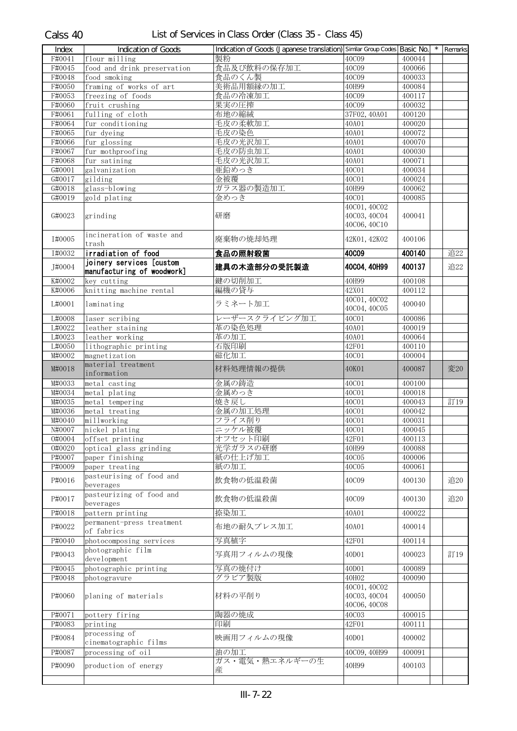Calss 40 List of Services in Class Order (Class 35 - Class 45)

| Index | Indication of Goods | Indication of Goods (Japanese translation) | Similar Group Codes | Basic No. | * | Remarks |
|---|---|---|---|---|---|---|
| F#0041 | flour milling | 製粉 | 40C09 | 400044 | | |
| F#0045 | food and drink preservation | 食品及び飲料の保存加工 | 40C09 | 400066 | | |
| F#0048 | food smoking | 食品のくん製 | 40C09 | 400033 | | |
| F#0050 | framing of works of art | 美術品用額縁の加工 | 40H99 | 400084 | | |
| F#0053 | freezing of foods | 食品の冷凍加工 | 40C09 | 400117 | | |
| F#0060 | fruit crushing | 果実の圧搾 | 40C09 | 400032 | | |
| F#0061 | fulling of cloth | 布地の縮絨 | 37F02, 40A01 | 400120 | | |
| F#0064 | fur conditioning | 毛皮の柔軟加工 | 40A01 | 400020 | | |
| F#0065 | fur dyeing | 毛皮の染色 | 40A01 | 400072 | | |
| F#0066 | fur glossing | 毛皮の光沢加工 | 40A01 | 400070 | | |
| F#0067 | fur mothproofing | 毛皮の防虫加工 | 40A01 | 400030 | | |
| F#0068 | fur satining | 毛皮の光沢加工 | 40A01 | 400071 | | |
| G#0001 | galvanization | 亜鉛めっき | 40C01 | 400034 | | |
| G#0017 | gilding | 金被覆 | 40C01 | 400024 | | |
| G#0018 | glass-blowing | ガラス器の製造加工 | 40H99 | 400062 | | |
| G#0019 | gold plating | 金めっき | 40C01 | 400085 | | |
| G#0023 | grinding | 研磨 | 40C01, 40C02 40C03, 40C04 40C06, 40C10 | 400041 | | |
| I#0005 | incineration of waste and trash | 廃棄物の焼却処理 | 42K01, 42K02 | 400106 | | |
| I#0032 | **irradiation of food** | **食品の照射殺菌** | **40C09** | **400140** | | 追22 |
| J#0004 | **joinery services [custom manufacturing of woodwork]** | **建具の木造部分の受託製造** | **40C04, 40H99** | **400137** | | 追22 |
| K#0002 | key cutting | 鍵の切削加工 | 40H99 | 400108 | | |
| K#0006 | knitting machine rental | 編機の貸与 | 42X01 | 400112 | | |
| L#0001 | laminating | ラミネート加工 | 40C01, 40C02 40C04, 40C05 | 400040 | | |
| L#0008 | laser scribing | レーザースクライビング加工 | 40C01 | 400086 | | |
| L#0022 | leather staining | 革の染色処理 | 40A01 | 400019 | | |
| L#0023 | leather working | 革の加工 | 40A01 | 400064 | | |
| L#0050 | lithographic printing | 石版印刷 | 42F01 | 400110 | | |
| M#0002 | magnetization | 磁化加工 | 40C01 | 400004 | | |
| M#0018 | material treatment information | 材料処理情報の提供 | 40K01 | 400087 | | 変20 |
| M#0033 | metal casting | 金属の鋳造 | 40C01 | 400100 | | |
| M#0034 | metal plating | 金属めっき | 40C01 | 400018 | | |
| M#0035 | metal tempering | 焼き戻し | 40C01 | 400043 | | 訂19 |
| M#0036 | metal treating | 金属の加工処理 | 40C01 | 400042 | | |
| M#0040 | millworking | フライス削り | 40C01 | 400031 | | |
| N#0007 | nickel plating | ニッケル被覆 | 40C01 | 400045 | | |
| O#0004 | offset printing | オフセット印刷 | 42F01 | 400113 | | |
| O#0020 | optical glass grinding | 光学ガラスの研磨 | 40H99 | 400088 | | |
| P#0007 | paper finishing | 紙の仕上げ加工 | 40C05 | 400006 | | |
| P#0009 | paper treating | 紙の加工 | 40C05 | 400061 | | |
| P#0016 | pasteurising of food and beverages | 飲食物の低温殺菌 | 40C09 | 400130 | | 追20 |
| P#0017 | pasteurizing of food and beverages | 飲食物の低温殺菌 | 40C09 | 400130 | | 追20 |
| P#0018 | pattern printing | 捺染加工 | 40A01 | 400022 | | |
| P#0022 | permanent-press treatment of fabrics | 布地の耐久プレス加工 | 40A01 | 400014 | | |
| P#0040 | photocomposing services | 写真植字 | 42F01 | 400114 | | |
| P#0043 | photographic film development | 写真用フィルムの現像 | 40D01 | 400023 | | 訂19 |
| P#0045 | photographic printing | 写真の焼付け | 40D01 | 400089 | | |
| P#0048 | photogravure | グラビア製版 | 40H02 | 400090 | | |
| P#0060 | planing of materials | 材料の平削り | 40C01, 40C02 40C03, 40C04 40C06, 40C08 | 400050 | | |
| P#0071 | pottery firing | 陶器の焼成 | 40C03 | 400015 | | |
| P#0083 | printing | 印刷 | 42F01 | 400111 | | |
| P#0084 | processing of cinematographic films | 映画用フィルムの現像 | 40D01 | 400002 | | |
| P#0087 | processing of oil | 油の加工 | 40C09, 40H99 | 400091 | | |
| P#0090 | production of energy | ガス・電気・熱エネルギーの生産 | 40H99 | 400103 | | |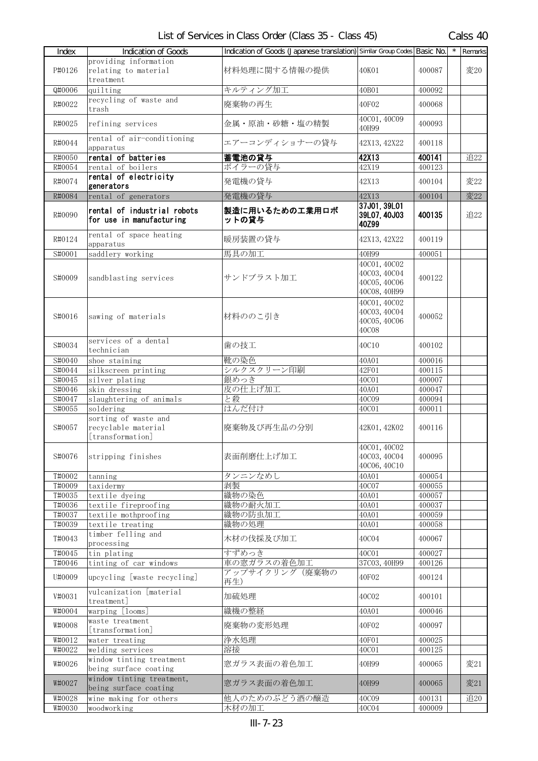# List of Services in Class Order (Class 35 - Class 45)

Calss 40

| Index | Indication of Goods | Indication of Goods (Japanese translation) | Similar Group Codes | Basic No. | * | Remarks |
|---|---|---|---|---|---|---|
| P#0126 | providing information relating to material treatment | 材料処理に関する情報の提供 | 40K01 | 400087 | | 変20 |
| Q#0006 | quilting | キルティング加工 | 40B01 | 400092 | | |
| R#0022 | recycling of waste and trash | 廃棄物の再生 | 40F02 | 400068 | | |
| R#0025 | refining services | 金属・原油・砂糖・塩の精製 | 40C01, 40C09 40H99 | 400093 | | |
| R#0044 | rental of air-conditioning apparatus | エアーコンディショナーの貸与 | 42X13, 42X22 | 400118 | | |
| R#0050 | **rental of batteries** | **蓄電池の貸与** | **42X13** | **400141** | | 追22 |
| R#0054 | rental of boilers | ボイラーの貸与 | 42X19 | 400123 | | |
| R#0074 | **rental of electricity generators** | 発電機の貸与 | 42X13 | 400104 | | 変22 |
| R#0084 | rental of generators | 発電機の貸与 | 42X13 | 400104 | | 変22 |
| R#0090 | **rental of industrial robots for use in manufacturing** | **製造に用いるための工業用ロボットの貸与** | **37J01, 39L01 39L07, 40J03 40Z99** | **400135** | | 追22 |
| R#0124 | rental of space heating apparatus | 暖房装置の貸与 | 42X13, 42X22 | 400119 | | |
| S#0001 | saddlery working | 馬具の加工 | 40H99 | 400051 | | |
| S#0009 | sandblasting services | サンドブラスト加工 | 40C01, 40C02 40C03, 40C04 40C05, 40C06 40C08, 40H99 | 400122 | | |
| S#0016 | sawing of materials | 材料ののこ引き | 40C01, 40C02 40C03, 40C04 40C05, 40C06 40C08 | 400052 | | |
| S#0034 | services of a dental technician | 歯の技工 | 40C10 | 400102 | | |
| S#0040 | shoe staining | 靴の染色 | 40A01 | 400016 | | |
| S#0044 | silkscreen printing | シルクスクリーン印刷 | 42F01 | 400115 | | |
| S#0045 | silver plating | 銀めっき | 40C01 | 400007 | | |
| S#0046 | skin dressing | 皮の仕上げ加工 | 40A01 | 400047 | | |
| S#0047 | slaughtering of animals | と殺 | 40C09 | 400094 | | |
| S#0055 | soldering | はんだ付け | 40C01 | 400011 | | |
| S#0057 | sorting of waste and recyclable material [transformation] | 廃棄物及び再生品の分別 | 42K01, 42K02 | 400116 | | |
| S#0076 | stripping finishes | 表面削磨仕上げ加工 | 40C01, 40C02 40C03, 40C04 40C06, 40C10 | 400095 | | |
| T#0002 | tanning | タンニンなめし | 40A01 | 400054 | | |
| T#0009 | taxidermy | 剥製 | 40C07 | 400055 | | |
| T#0035 | textile dyeing | 織物の染色 | 40A01 | 400057 | | |
| T#0036 | textile fireproofing | 織物の耐火加工 | 40A01 | 400037 | | |
| T#0037 | textile mothproofing | 織物の防虫加工 | 40A01 | 400059 | | |
| T#0039 | textile treating | 織物の処理 | 40A01 | 400058 | | |
| T#0043 | timber felling and processing | 木材の伐採及び加工 | 40C04 | 400067 | | |
| T#0045 | tin plating | すずめっき | 40C01 | 400027 | | |
| T#0046 | tinting of car windows | 車の窓ガラスの着色加工 | 37C03, 40H99 | 400126 | | |
| U#0009 | upcycling [waste recycling] | アップサイクリング（廃棄物の再生） | 40F02 | 400124 | | |
| V#0031 | vulcanization [material treatment] | 加硫処理 | 40C02 | 400101 | | |
| W#0004 | warping [looms] | 織機の整経 | 40A01 | 400046 | | |
| W#0008 | waste treatment [transformation] | 廃棄物の変形処理 | 40F02 | 400097 | | |
| W#0012 | water treating | 浄水処理 | 40F01 | 400025 | | |
| W#0022 | welding services | 溶接 | 40C01 | 400125 | | |
| W#0026 | window tinting treatment being surface coating | 窓ガラス表面の着色加工 | 40H99 | 400065 | | 変21 |
| W#0027 | window tinting treatment, being surface coating | 窓ガラス表面の着色加工 | 40H99 | 400065 | | 変21 |
| W#0028 | wine making for others | 他人のためのぶどう酒の醸造 | 40C09 | 400131 | | 追20 |
| W#0030 | woodworking | 木材の加工 | 40C04 | 400009 | | |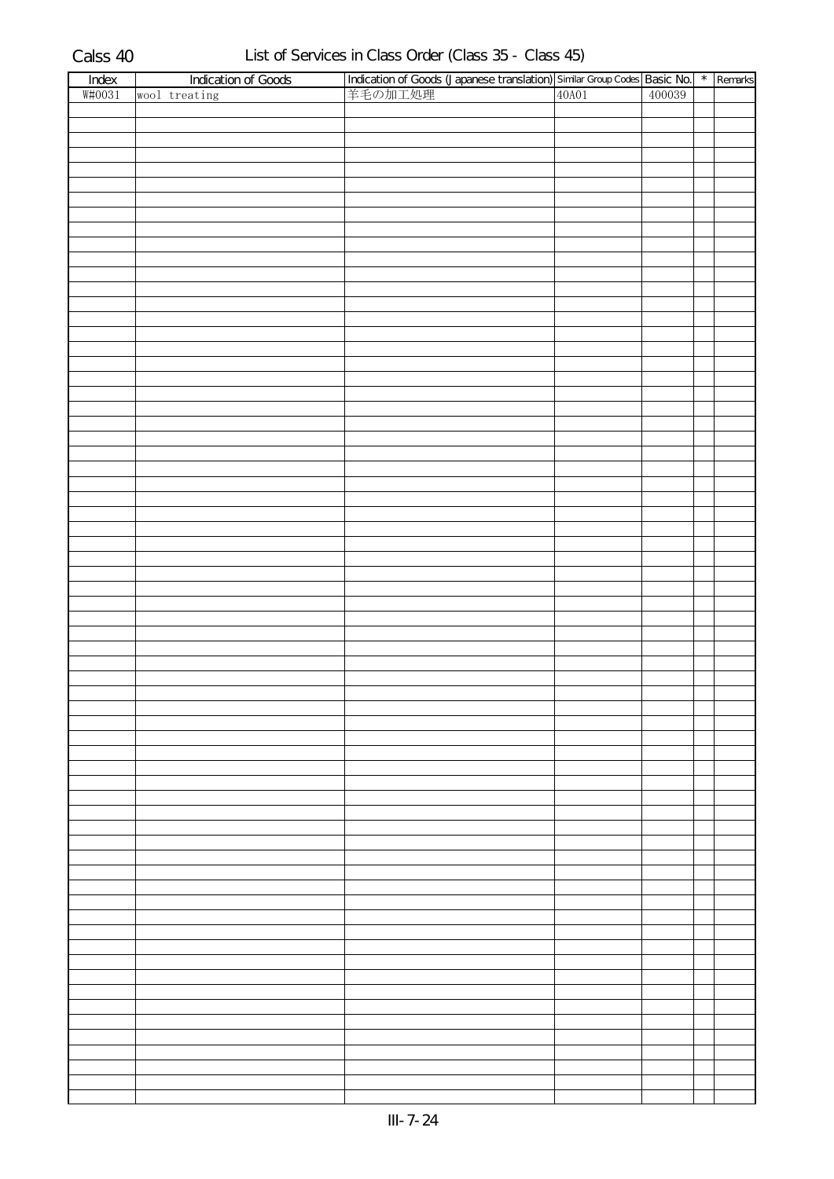Calss 40 List of Services in Class Order (Class 35 - Class 45)

| Index | Indication of Goods | Indication of Goods (Japanese translation) | Similar Group Codes | Basic No. | * | Remarks |
|---|---|---|---|---|---|---|
| W#0031 | wool treating | 羊毛の加工処理 | 40A01 | 400039 | | |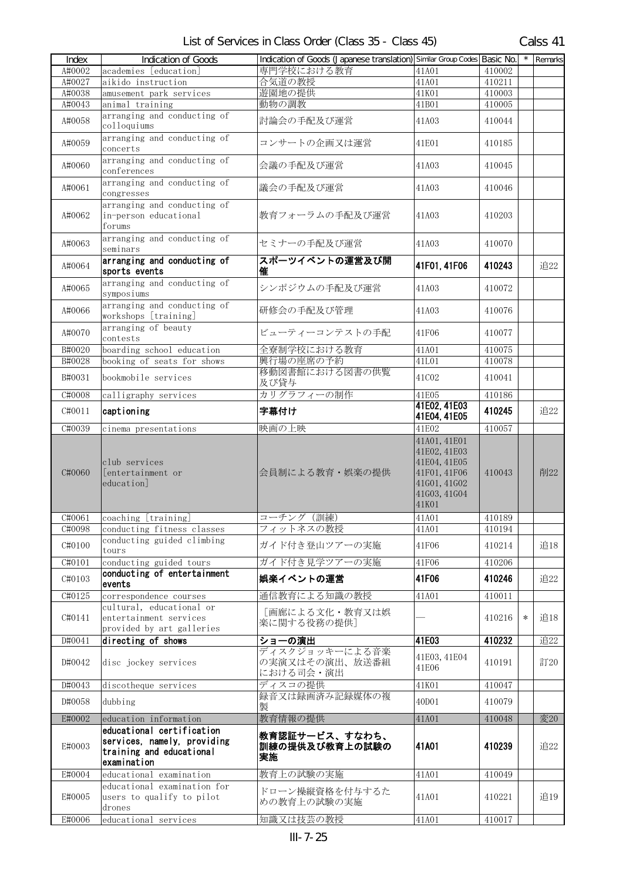# List of Services in Class Order (Class 35 - Class 45)

Calss 41

| Index | Indication of Goods | Indication of Goods (Japanese translation) | Similar Group Codes | Basic No. | * | Remarks |
|---|---|---|---|---|---|---|
| A#0002 | academies [education] | 専門学校における教育 | 41A01 | 410002 | | |
| A#0027 | aikido instruction | 合気道の教授 | 41A01 | 410211 | | |
| A#0038 | amusement park services | 遊園地の提供 | 41K01 | 410003 | | |
| A#0043 | animal training | 動物の調教 | 41B01 | 410005 | | |
| A#0058 | arranging and conducting of colloquiums | 討論会の手配及び運営 | 41A03 | 410044 | | |
| A#0059 | arranging and conducting of concerts | コンサートの企画又は運営 | 41E01 | 410185 | | |
| A#0060 | arranging and conducting of conferences | 会議の手配及び運営 | 41A03 | 410045 | | |
| A#0061 | arranging and conducting of congresses | 議会の手配及び運営 | 41A03 | 410046 | | |
| A#0062 | arranging and conducting of in-person educational forums | 教育フォーラムの手配及び運営 | 41A03 | 410203 | | |
| A#0063 | arranging and conducting of seminars | セミナーの手配及び運営 | 41A03 | 410070 | | |
| A#0064 | **arranging and conducting of sports events** | **スポーツイベントの運営及び開催** | **41F01, 41F06** | **410243** | | 追22 |
| A#0065 | arranging and conducting of symposiums | シンポジウムの手配及び運営 | 41A03 | 410072 | | |
| A#0066 | arranging and conducting of workshops [training] | 研修会の手配及び管理 | 41A03 | 410076 | | |
| A#0070 | arranging of beauty contests | ビューティーコンテストの手配 | 41F06 | 410077 | | |
| B#0020 | boarding school education | 全寮制学校における教育 | 41A01 | 410075 | | |
| B#0028 | booking of seats for shows | 興行場の座席の予約 | 41L01 | 410078 | | |
| B#0031 | bookmobile services | 移動図書館における図書の供覧及び貸与 | 41C02 | 410041 | | |
| C#0008 | calligraphy services | カリグラフィーの制作 | 41E05 | 410186 | | |
| C#0011 | **captioning** | **字幕付け** | **41E02, 41E03 41E04, 41E05** | **410245** | | 追22 |
| C#0039 | cinema presentations | 映画の上映 | 41E02 | 410057 | | |
| C#0060 | club services [entertainment or education] | 会員制による教育・娯楽の提供 | 41A01, 41E01 41E02, 41E03 41E04, 41E05 41F01, 41F06 41G01, 41G02 41G03, 41G04 41K01 | 410043 | | 削22 |
| C#0061 | coaching [training] | コーチング（訓練） | 41A01 | 410189 | | |
| C#0098 | conducting fitness classes | フィットネスの教授 | 41A01 | 410194 | | |
| C#0100 | conducting guided climbing tours | ガイド付き登山ツアーの実施 | 41F06 | 410214 | | 追18 |
| C#0101 | conducting guided tours | ガイド付き見学ツアーの実施 | 41F06 | 410206 | | |
| C#0103 | **conducting of entertainment events** | **娯楽イベントの運営** | **41F06** | **410246** | | 追22 |
| C#0125 | correspondence courses | 通信教育による知識の教授 | 41A01 | 410011 | | |
| C#0141 | cultural, educational or entertainment services provided by art galleries | ［画廊による文化・教育又は娯楽に関する役務の提供］ | — | 410216 | * | 追18 |
| D#0041 | **directing of shows** | **ショーの演出** | **41E03** | **410232** | | 追22 |
| D#0042 | disc jockey services | ディスクジョッキーによる音楽の実演又はその演出、放送番組における司会・演出 | 41E03, 41E04 41E06 | 410191 | | 訂20 |
| D#0043 | discotheque services | ディスコの提供 | 41K01 | 410047 | | |
| D#0058 | dubbing | 録音又は録画済み記録媒体の複製 | 40D01 | 410079 | | |
| E#0002 | education information | 教育情報の提供 | 41A01 | 410048 | | 変20 |
| E#0003 | **educational certification services, namely, providing training and educational examination** | **教育認証サービス、すなわち、訓練の提供及び教育上の試験の実施** | **41A01** | **410239** | | 追22 |
| E#0004 | educational examination | 教育上の試験の実施 | 41A01 | 410049 | | |
| E#0005 | educational examination for users to qualify to pilot drones | ドローン操縦資格を付与するための教育上の試験の実施 | 41A01 | 410221 | | 追19 |
| E#0006 | educational services | 知識又は技芸の教授 | 41A01 | 410017 | | |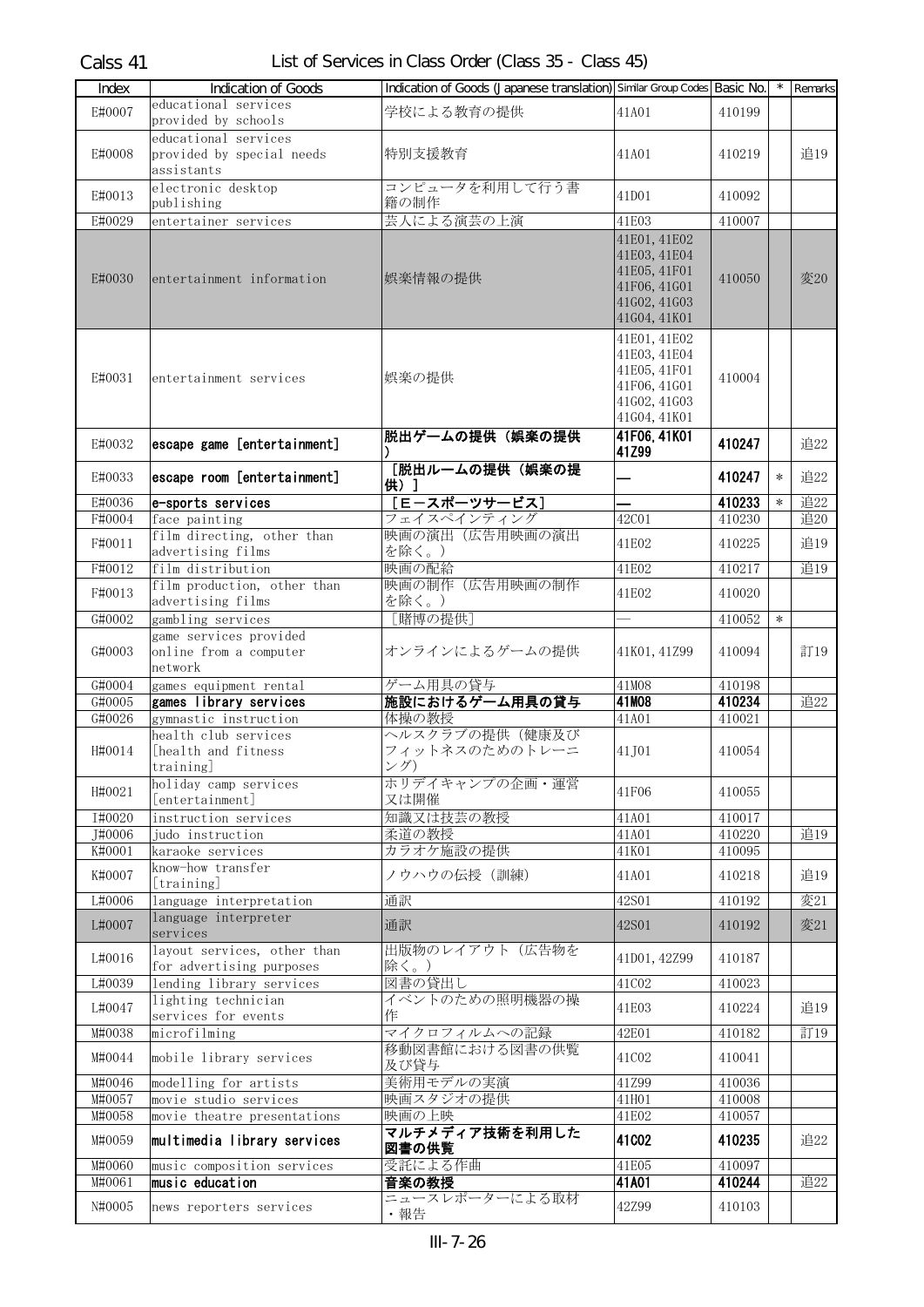Calss 41　List of Services in Class Order (Class 35 - Class 45)

| Index | Indication of Goods | Indication of Goods (Japanese translation) | Similar Group Codes | Basic No. | * | Remarks |
|---|---|---|---|---|---|---|
| E#0007 | educational services provided by schools | 学校による教育の提供 | 41A01 | 410199 | | |
| E#0008 | educational services provided by special needs assistants | 特別支援教育 | 41A01 | 410219 | | 追19 |
| E#0013 | electronic desktop publishing | コンピュータを利用して行う書籍の制作 | 41D01 | 410092 | | |
| E#0029 | entertainer services | 芸人による演芸の上演 | 41E03 | 410007 | | |
| E#0030 | entertainment information | 娯楽情報の提供 | 41E01, 41E02 41E03, 41E04 41E05, 41F01 41F06, 41G01 41G02, 41G03 41G04, 41K01 | 410050 | | 変20 |
| E#0031 | entertainment services | 娯楽の提供 | 41E01, 41E02 41E03, 41E04 41E05, 41F01 41F06, 41G01 41G02, 41G03 41G04, 41K01 | 410004 | | |
| E#0032 | **escape game [entertainment]** | **脱出ゲームの提供（娯楽の提供）** | **41F06, 41K01 41Z99** | **410247** | | 追22 |
| E#0033 | **escape room [entertainment]** | **［脱出ルームの提供（娯楽の提供）］** | **—** | **410247** | * | 追22 |
| E#0036 | **e-sports services** | **［Eースポーツサービス］** | **—** | **410233** | * | 追22 |
| F#0004 | face painting | フェイスペインティング | 42C01 | 410230 | | 追20 |
| F#0011 | film directing, other than advertising films | 映画の演出（広告用映画の演出を除く。） | 41E02 | 410225 | | 追19 |
| F#0012 | film distribution | 映画の配給 | 41E02 | 410217 | | 追19 |
| F#0013 | film production, other than advertising films | 映画の制作（広告用映画の制作を除く。） | 41E02 | 410020 | | |
| G#0002 | gambling services | ［賭博の提供］ | — | 410052 | * | |
| G#0003 | game services provided online from a computer network | オンラインによるゲームの提供 | 41K01, 41Z99 | 410094 | | 訂19 |
| G#0004 | games equipment rental | ゲーム用具の貸与 | 41M08 | 410198 | | |
| G#0005 | **games library services** | **施設におけるゲーム用具の貸与** | **41M08** | **410234** | | 追22 |
| G#0026 | gymnastic instruction | 体操の教授 | 41A01 | 410021 | | |
| H#0014 | health club services [health and fitness training] | ヘルスクラブの提供（健康及びフィットネスのためのトレーニング） | 41J01 | 410054 | | |
| H#0021 | holiday camp services [entertainment] | ホリデイキャンプの企画・運営又は開催 | 41F06 | 410055 | | |
| I#0020 | instruction services | 知識又は技芸の教授 | 41A01 | 410017 | | |
| J#0006 | judo instruction | 柔道の教授 | 41A01 | 410220 | | 追19 |
| K#0001 | karaoke services | カラオケ施設の提供 | 41K01 | 410095 | | |
| K#0007 | know-how transfer [training] | ノウハウの伝授（訓練） | 41A01 | 410218 | | 追19 |
| L#0006 | language interpretation | 通訳 | 42S01 | 410192 | | 変21 |
| L#0007 | language interpreter services | 通訳 | 42S01 | 410192 | | 変21 |
| L#0016 | layout services, other than for advertising purposes | 出版物のレイアウト（広告物を除く。） | 41D01, 42Z99 | 410187 | | |
| L#0039 | lending library services | 図書の貸出し | 41C02 | 410023 | | |
| L#0047 | lighting technician services for events | イベントのための照明機器の操作 | 41E03 | 410224 | | 追19 |
| M#0038 | microfilming | マイクロフィルムへの記録 | 42E01 | 410182 | | 訂19 |
| M#0044 | mobile library services | 移動図書館における図書の供覧及び貸与 | 41C02 | 410041 | | |
| M#0046 | modelling for artists | 美術用モデルの実演 | 41Z99 | 410036 | | |
| M#0057 | movie studio services | 映画スタジオの提供 | 41H01 | 410008 | | |
| M#0058 | movie theatre presentations | 映画の上映 | 41E02 | 410057 | | |
| M#0059 | **multimedia library services** | **マルチメディア技術を利用した図書の供覧** | **41C02** | **410235** | | 追22 |
| M#0060 | music composition services | 受託による作曲 | 41E05 | 410097 | | |
| M#0061 | **music education** | **音楽の教授** | **41A01** | **410244** | | 追22 |
| N#0005 | news reporters services | ニュースレポーターによる取材・報告 | 42Z99 | 410103 | | |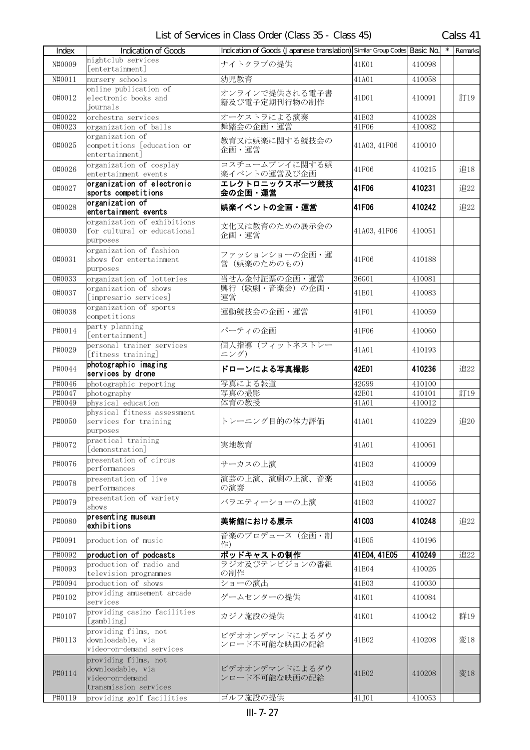| Index | Indication of Goods | Indication of Goods (Japanese translation) | Similar Group Codes | Basic No. | * | Remarks |
|---|---|---|---|---|---|---|
| N#0009 | nightclub services [entertainment] | ナイトクラブの提供 | 41K01 | 410098 | | |
| N#0011 | nursery schools | 幼児教育 | 41A01 | 410058 | | |
| O#0012 | online publication of electronic books and journals | オンラインで提供される電子書籍及び電子定期刊行物の制作 | 41D01 | 410091 | | 訂19 |
| O#0022 | orchestra services | オーケストラによる演奏 | 41E03 | 410028 | | |
| O#0023 | organization of balls | 舞踏会の企画・運営 | 41F06 | 410082 | | |
| O#0025 | organization of competitions [education or entertainment] | 教育又は娯楽に関する競技会の企画・運営 | 41A03, 41F06 | 410010 | | |
| O#0026 | organization of cosplay entertainment events | コスチュームプレイに関する娯楽イベントの運営及び企画 | 41F06 | 410215 | | 追18 |
| O#0027 | **organization of electronic sports competitions** | **エレクトロニックスポーツ競技会の企画・運営** | **41F06** | **410231** | | 追22 |
| O#0028 | **organization of entertainment events** | **娯楽イベントの企画・運営** | **41F06** | **410242** | | 追22 |
| O#0030 | organization of exhibitions for cultural or educational purposes | 文化又は教育のための展示会の企画・運営 | 41A03, 41F06 | 410051 | | |
| O#0031 | organization of fashion shows for entertainment purposes | ファッションショーの企画・運営（娯楽のためのもの） | 41F06 | 410188 | | |
| O#0033 | organization of lotteries | 当せん金付証票の企画・運営 | 36G01 | 410081 | | |
| O#0037 | organization of shows [impresario services] | 興行（歌劇・音楽会）の企画・運営 | 41E01 | 410083 | | |
| O#0038 | organization of sports competitions | 運動競技会の企画・運営 | 41F01 | 410059 | | |
| P#0014 | party planning [entertainment] | パーティの企画 | 41F06 | 410060 | | |
| P#0029 | personal trainer services [fitness training] | 個人指導（フィットネストレーニング） | 41A01 | 410193 | | |
| P#0044 | **photographic imaging services by drone** | **ドローンによる写真撮影** | **42E01** | **410236** | | 追22 |
| P#0046 | photographic reporting | 写真による報道 | 42G99 | 410100 | | |
| P#0047 | photography | 写真の撮影 | 42E01 | 410101 | | 訂19 |
| P#0049 | physical education | 体育の教授 | 41A01 | 410012 | | |
| P#0050 | physical fitness assessment services for training purposes | トレーニング目的の体力評価 | 41A01 | 410229 | | 追20 |
| P#0072 | practical training [demonstration] | 実地教育 | 41A01 | 410061 | | |
| P#0076 | presentation of circus performances | サーカスの上演 | 41E03 | 410009 | | |
| P#0078 | presentation of live performances | 演芸の上演、演劇の上演、音楽の演奏 | 41E03 | 410056 | | |
| P#0079 | presentation of variety shows | バラエティーショーの上演 | 41E03 | 410027 | | |
| P#0080 | **presenting museum exhibitions** | **美術館における展示** | **41C03** | **410248** | | 追22 |
| P#0091 | production of music | 音楽のプロデュース（企画・制作） | 41E05 | 410196 | | |
| P#0092 | **production of podcasts** | **ポッドキャストの制作** | **41E04, 41E05** | **410249** | | 追22 |
| P#0093 | production of radio and television programmes | ラジオ及びテレビジョンの番組の制作 | 41E04 | 410026 | | |
| P#0094 | production of shows | ショーの演出 | 41E03 | 410030 | | |
| P#0102 | providing amusement arcade services | ゲームセンターの提供 | 41K01 | 410084 | | |
| P#0107 | providing casino facilities [gambling] | カジノ施設の提供 | 41K01 | 410042 | | 群19 |
| P#0113 | providing films, not downloadable, via video-on-demand services | ビデオオンデマンドによるダウンロード不可能な映画の配給 | 41E02 | 410208 | | 変18 |
| P#0114 | providing films, not downloadable, via video-on-demand transmission services | ビデオオンデマンドによるダウンロード不可能な映画の配給 | 41E02 | 410208 | | 変18 |
| P#0119 | providing golf facilities | ゴルフ施設の提供 | 41J01 | 410053 | | |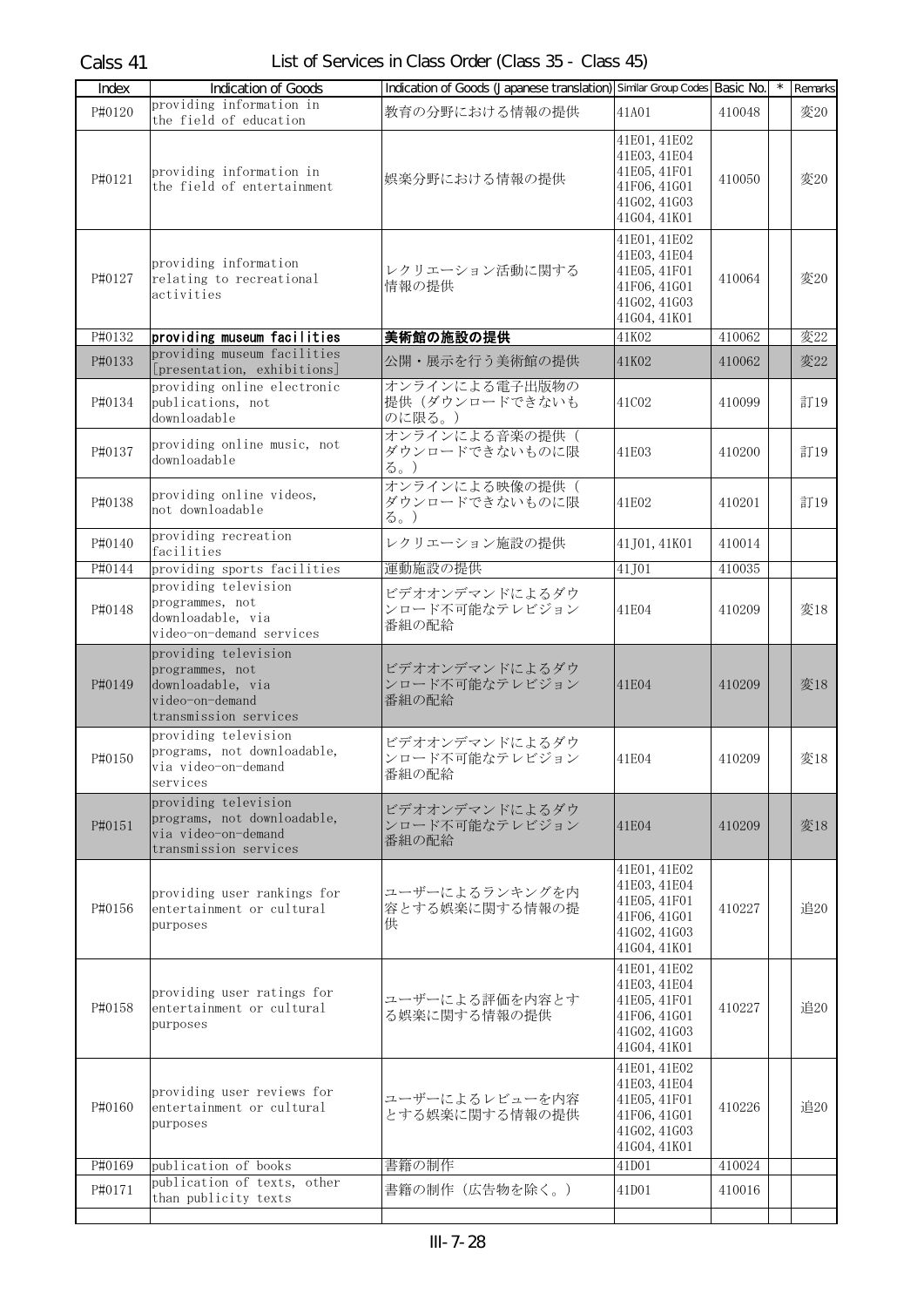Calss 41 List of Services in Class Order (Class 35 - Class 45)

| Index | Indication of Goods | Indication of Goods (Japanese translation) | Similar Group Codes | Basic No. | * | Remarks |
|---|---|---|---|---|---|---|
| P#0120 | providing information in the field of education | 教育の分野における情報の提供 | 41A01 | 410048 | | 変20 |
| P#0121 | providing information in the field of entertainment | 娯楽分野における情報の提供 | 41E01, 41E02 41E03, 41E04 41E05, 41F01 41F06, 41G01 41G02, 41G03 41G04, 41K01 | 410050 | | 変20 |
| P#0127 | providing information relating to recreational activities | レクリエーション活動に関する情報の提供 | 41E01, 41E02 41E03, 41E04 41E05, 41F01 41F06, 41G01 41G02, 41G03 41G04, 41K01 | 410064 | | 変20 |
| P#0132 | **providing museum facilities** | **美術館の施設の提供** | 41K02 | 410062 | | 変22 |
| P#0133 | providing museum facilities [presentation, exhibitions] | 公開・展示を行う美術館の提供 | 41K02 | 410062 | | 変22 |
| P#0134 | providing online electronic publications, not downloadable | オンラインによる電子出版物の提供（ダウンロードできないものに限る。） | 41C02 | 410099 | | 訂19 |
| P#0137 | providing online music, not downloadable | オンラインによる音楽の提供（ダウンロードできないものに限る。） | 41E03 | 410200 | | 訂19 |
| P#0138 | providing online videos, not downloadable | オンラインによる映像の提供（ダウンロードできないものに限る。） | 41E02 | 410201 | | 訂19 |
| P#0140 | providing recreation facilities | レクリエーション施設の提供 | 41J01, 41K01 | 410014 | | |
| P#0144 | providing sports facilities | 運動施設の提供 | 41J01 | 410035 | | |
| P#0148 | providing television programmes, not downloadable, via video-on-demand services | ビデオオンデマンドによるダウンロード不可能なテレビジョン番組の配給 | 41E04 | 410209 | | 変18 |
| P#0149 | providing television programmes, not downloadable, via video-on-demand transmission services | ビデオオンデマンドによるダウンロード不可能なテレビジョン番組の配給 | 41E04 | 410209 | | 変18 |
| P#0150 | providing television programs, not downloadable, via video-on-demand services | ビデオオンデマンドによるダウンロード不可能なテレビジョン番組の配給 | 41E04 | 410209 | | 変18 |
| P#0151 | providing television programs, not downloadable, via video-on-demand transmission services | ビデオオンデマンドによるダウンロード不可能なテレビジョン番組の配給 | 41E04 | 410209 | | 変18 |
| P#0156 | providing user rankings for entertainment or cultural purposes | ユーザーによるランキングを内容とする娯楽に関する情報の提供 | 41E01, 41E02 41E03, 41E04 41E05, 41F01 41F06, 41G01 41G02, 41G03 41G04, 41K01 | 410227 | | 追20 |
| P#0158 | providing user ratings for entertainment or cultural purposes | ユーザーによる評価を内容とする娯楽に関する情報の提供 | 41E01, 41E02 41E03, 41E04 41E05, 41F01 41F06, 41G01 41G02, 41G03 41G04, 41K01 | 410227 | | 追20 |
| P#0160 | providing user reviews for entertainment or cultural purposes | ユーザーによるレビューを内容とする娯楽に関する情報の提供 | 41E01, 41E02 41E03, 41E04 41E05, 41F01 41F06, 41G01 41G02, 41G03 41G04, 41K01 | 410226 | | 追20 |
| P#0169 | publication of books | 書籍の制作 | 41D01 | 410024 | | |
| P#0171 | publication of texts, other than publicity texts | 書籍の制作（広告物を除く。） | 41D01 | 410016 | | |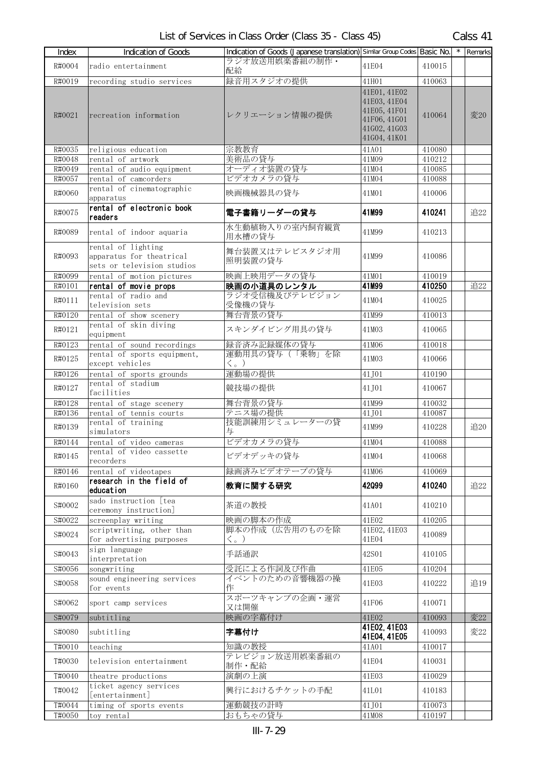List of Services in Class Order (Class 35 - Class 45) Calss 41

| Index | Indication of Goods | Indication of Goods (Japanese translation) | Similar Group Codes | Basic No. | * | Remarks |
|---|---|---|---|---|---|---|
| R#0004 | radio entertainment | ラジオ放送用娯楽番組の制作・配給 | 41E04 | 410015 | | |
| R#0019 | recording studio services | 録音用スタジオの提供 | 41H01 | 410063 | | |
| R#0021 | recreation information | レクリエーション情報の提供 | 41E01, 41E02 41E03, 41E04 41E05, 41F01 41F06, 41G01 41G02, 41G03 41G04, 41K01 | 410064 | | 変20 |
| R#0035 | religious education | 宗教教育 | 41A01 | 410080 | | |
| R#0048 | rental of artwork | 美術品の貸与 | 41M09 | 410212 | | |
| R#0049 | rental of audio equipment | オーディオ装置の貸与 | 41M04 | 410085 | | |
| R#0057 | rental of camcorders | ビデオカメラの貸与 | 41M04 | 410088 | | |
| R#0060 | rental of cinematographic apparatus | 映画機械器具の貸与 | 41M01 | 410006 | | |
| R#0075 | **rental of electronic book readers** | **電子書籍リーダーの貸与** | **41M99** | **410241** | | 追22 |
| R#0089 | rental of indoor aquaria | 水生動植物入りの室内飼育観賞用水槽の貸与 | 41M99 | 410213 | | |
| R#0093 | rental of lighting apparatus for theatrical sets or television studios | 舞台装置又はテレビスタジオ用照明装置の貸与 | 41M99 | 410086 | | |
| R#0099 | rental of motion pictures | 映画上映用データの貸与 | 41M01 | 410019 | | |
| R#0101 | **rental of movie props** | **映画の小道具のレンタル** | **41M99** | **410250** | | 追22 |
| R#0111 | rental of radio and television sets | ラジオ受信機及びテレビジョン受像機の貸与 | 41M04 | 410025 | | |
| R#0120 | rental of show scenery | 舞台背景の貸与 | 41M99 | 410013 | | |
| R#0121 | rental of skin diving equipment | スキンダイビング用具の貸与 | 41M03 | 410065 | | |
| R#0123 | rental of sound recordings | 録音済み記録媒体の貸与 | 41M06 | 410018 | | |
| R#0125 | rental of sports equipment, except vehicles | 運動用具の貸与（「乗物」を除く。） | 41M03 | 410066 | | |
| R#0126 | rental of sports grounds | 運動場の提供 | 41J01 | 410190 | | |
| R#0127 | rental of stadium facilities | 競技場の提供 | 41J01 | 410067 | | |
| R#0128 | rental of stage scenery | 舞台背景の貸与 | 41M99 | 410032 | | |
| R#0136 | rental of tennis courts | テニス場の提供 | 41J01 | 410087 | | |
| R#0139 | rental of training simulators | 技能訓練用シミュレーターの貸与 | 41M99 | 410228 | | 追20 |
| R#0144 | rental of video cameras | ビデオカメラの貸与 | 41M04 | 410088 | | |
| R#0145 | rental of video cassette recorders | ビデオデッキの貸与 | 41M04 | 410068 | | |
| R#0146 | rental of videotapes | 録画済みビデオテープの貸与 | 41M06 | 410069 | | |
| R#0160 | **research in the field of education** | **教育に関する研究** | **42Q99** | **410240** | | 追22 |
| S#0002 | sado instruction [tea ceremony instruction] | 茶道の教授 | 41A01 | 410210 | | |
| S#0022 | screenplay writing | 映画の脚本の作成 | 41E02 | 410205 | | |
| S#0024 | scriptwriting, other than for advertising purposes | 脚本の作成（広告用のものを除く。） | 41E02, 41E03 41E04 | 410089 | | |
| S#0043 | sign language interpretation | 手話通訳 | 42S01 | 410105 | | |
| S#0056 | songwriting | 受託による作詞及び作曲 | 41E05 | 410204 | | |
| S#0058 | sound engineering services for events | イベントのための音響機器の操作 | 41E03 | 410222 | | 追19 |
| S#0062 | sport camp services | スポーツキャンプの企画・運営又は開催 | 41F06 | 410071 | | |
| S#0079 | subtitling | 映画の字幕付け | 41E02 | 410093 | | 変22 |
| S#0080 | subtitling | **字幕付け** | **41E02, 41E03 41E04, 41E05** | 410093 | | 変22 |
| T#0010 | teaching | 知識の教授 | 41A01 | 410017 | | |
| T#0030 | television entertainment | テレビジョン放送用娯楽番組の制作・配給 | 41E04 | 410031 | | |
| T#0040 | theatre productions | 演劇の上演 | 41E03 | 410029 | | |
| T#0042 | ticket agency services [entertainment] | 興行におけるチケットの手配 | 41L01 | 410183 | | |
| T#0044 | timing of sports events | 運動競技の計時 | 41J01 | 410073 | | |
| T#0050 | toy rental | おもちゃの貸与 | 41M08 | 410197 | | |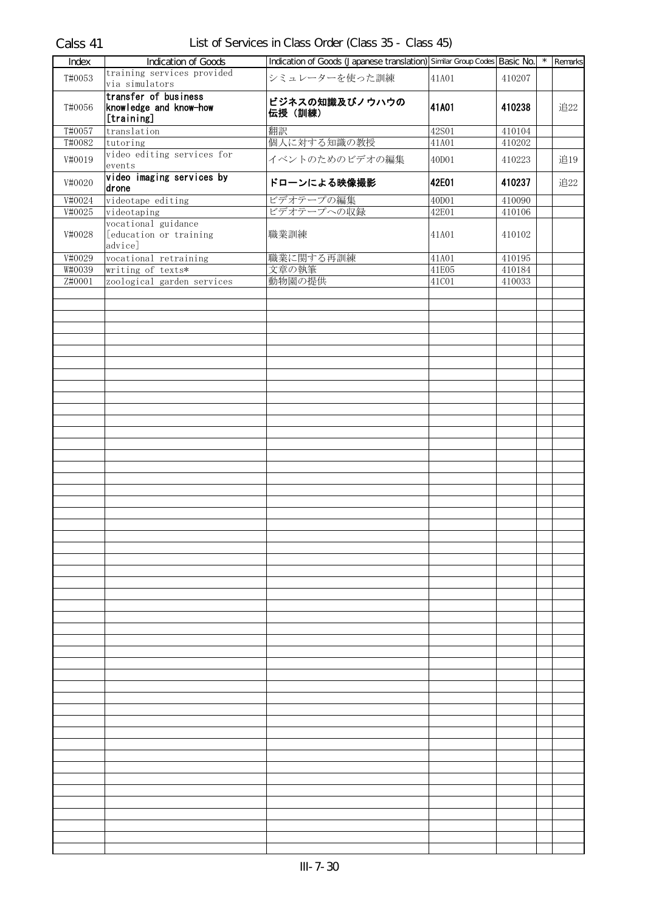Calss 41 List of Services in Class Order (Class 35 - Class 45)

| Index | Indication of Goods | Indication of Goods (Japanese translation) | Similar Group Codes | Basic No. | * | Remarks |
|---|---|---|---|---|---|---|
| T#0053 | training services provided via simulators | シミュレーターを使った訓練 | 41A01 | 410207 | | |
| T#0056 | **transfer of business knowledge and know-how [training]** | **ビジネスの知識及びノウハウの伝授（訓練）** | **41A01** | **410238** | | 追22 |
| T#0057 | translation | 翻訳 | 42S01 | 410104 | | |
| T#0082 | tutoring | 個人に対する知識の教授 | 41A01 | 410202 | | |
| V#0019 | video editing services for events | イベントのためのビデオの編集 | 40D01 | 410223 | | 追19 |
| V#0020 | **video imaging services by drone** | **ドローンによる映像撮影** | **42E01** | **410237** | | 追22 |
| V#0024 | videotape editing | ビデオテープの編集 | 40D01 | 410090 | | |
| V#0025 | videotaping | ビデオテープへの収録 | 42E01 | 410106 | | |
| V#0028 | vocational guidance [education or training advice] | 職業訓練 | 41A01 | 410102 | | |
| V#0029 | vocational retraining | 職業に関する再訓練 | 41A01 | 410195 | | |
| W#0039 | writing of texts* | 文章の執筆 | 41E05 | 410184 | | |
| Z#0001 | zoological garden services | 動物園の提供 | 41C01 | 410033 | | |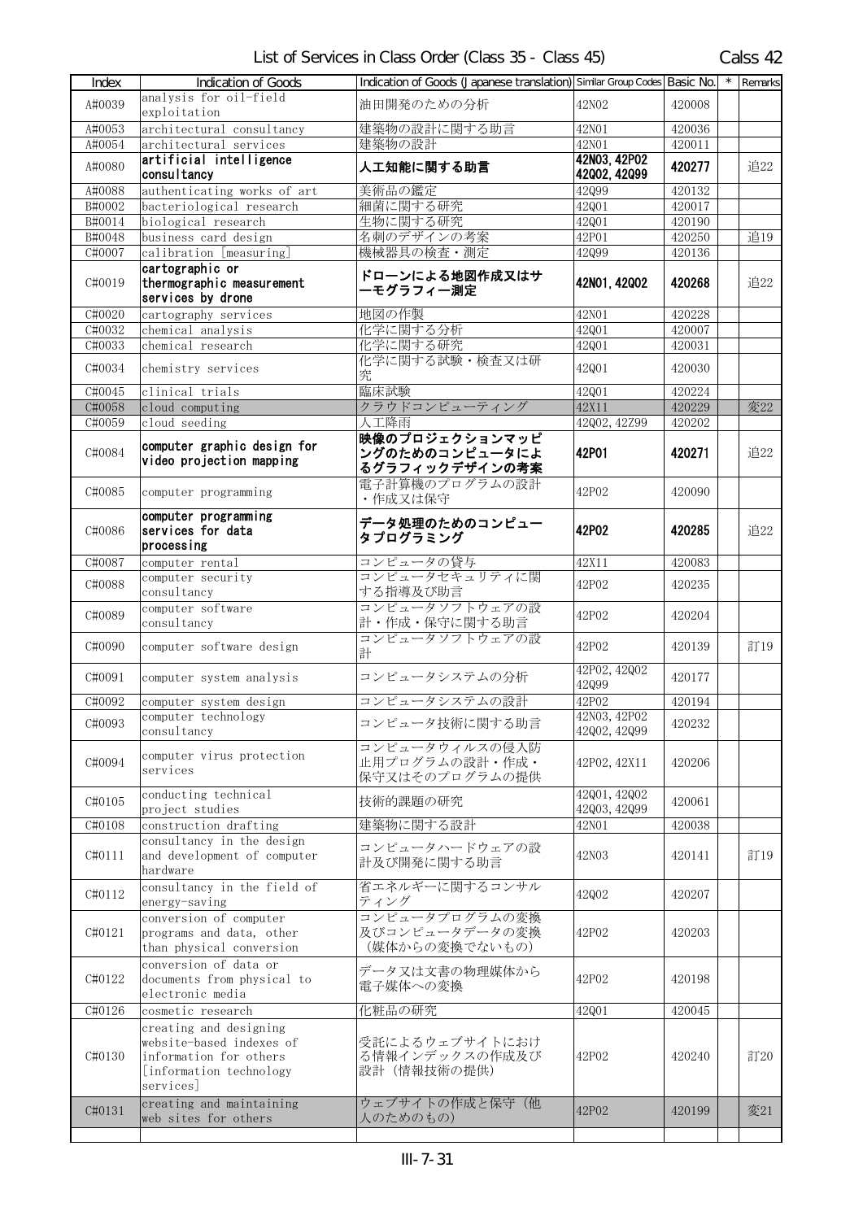List of Services in Class Order (Class 35 - Class 45) Calss 42

| Index | Indication of Goods | Indication of Goods (Japanese translation) | Similar Group Codes | Basic No. | * | Remarks |
|---|---|---|---|---|---|---|
| A#0039 | analysis for oil-field exploitation | 油田開発のための分析 | 42N02 | 420008 | | |
| A#0053 | architectural consultancy | 建築物の設計に関する助言 | 42N01 | 420036 | | |
| A#0054 | architectural services | 建築物の設計 | 42N01 | 420011 | | |
| A#0080 | **artificial intelligence consultancy** | **人工知能に関する助言** | **42N03, 42P02 42Q02, 42Q99** | **420277** | | 追22 |
| A#0088 | authenticating works of art | 美術品の鑑定 | 42Q99 | 420132 | | |
| B#0002 | bacteriological research | 細菌に関する研究 | 42Q01 | 420017 | | |
| B#0014 | biological research | 生物に関する研究 | 42Q01 | 420190 | | |
| B#0048 | business card design | 名刺のデザインの考案 | 42P01 | 420250 | | 追19 |
| C#0007 | calibration [measuring] | 機械器具の検査・測定 | 42Q99 | 420136 | | |
| C#0019 | **cartographic or thermographic measurement services by drone** | **ドローンによる地図作成又はサーモグラフィー測定** | **42N01, 42Q02** | **420268** | | 追22 |
| C#0020 | cartography services | 地図の作製 | 42N01 | 420228 | | |
| C#0032 | chemical analysis | 化学に関する分析 | 42Q01 | 420007 | | |
| C#0033 | chemical research | 化学に関する研究 | 42Q01 | 420031 | | |
| C#0034 | chemistry services | 化学に関する試験・検査又は研究 | 42Q01 | 420030 | | |
| C#0045 | clinical trials | 臨床試験 | 42Q01 | 420224 | | |
| C#0058 | cloud computing | クラウドコンピューティング | 42X11 | 420229 | | 変22 |
| C#0059 | cloud seeding | 人工降雨 | 42Q02, 42Z99 | 420202 | | |
| C#0084 | **computer graphic design for video projection mapping** | **映像のプロジェクションマッピングのためのコンピュータによるグラフィックデザインの考案** | **42P01** | **420271** | | 追22 |
| C#0085 | computer programming | 電子計算機のプログラムの設計・作成又は保守 | 42P02 | 420090 | | |
| C#0086 | **computer programming services for data processing** | **データ処理のためのコンピュータプログラミング** | **42P02** | **420285** | | 追22 |
| C#0087 | computer rental | コンピュータの貸与 | 42X11 | 420083 | | |
| C#0088 | computer security consultancy | コンピュータセキュリティに関する指導及び助言 | 42P02 | 420235 | | |
| C#0089 | computer software consultancy | コンピュータソフトウェアの設計・作成・保守に関する助言 | 42P02 | 420204 | | |
| C#0090 | computer software design | コンピュータソフトウェアの設計 | 42P02 | 420139 | | 訂19 |
| C#0091 | computer system analysis | コンピュータシステムの分析 | 42P02, 42Q02 42Q99 | 420177 | | |
| C#0092 | computer system design | コンピュータシステムの設計 | 42P02 | 420194 | | |
| C#0093 | computer technology consultancy | コンピュータ技術に関する助言 | 42N03, 42P02 42Q02, 42Q99 | 420232 | | |
| C#0094 | computer virus protection services | コンピュータウィルスの侵入防止用プログラムの設計・作成・保守又はそのプログラムの提供 | 42P02, 42X11 | 420206 | | |
| C#0105 | conducting technical project studies | 技術的課題の研究 | 42Q01, 42Q02 42Q03, 42Q99 | 420061 | | |
| C#0108 | construction drafting | 建築物に関する設計 | 42N01 | 420038 | | |
| C#0111 | consultancy in the design and development of computer hardware | コンピュータハードウェアの設計及び開発に関する助言 | 42N03 | 420141 | | 訂19 |
| C#0112 | consultancy in the field of energy-saving | 省エネルギーに関するコンサルティング | 42Q02 | 420207 | | |
| C#0121 | conversion of computer programs and data, other than physical conversion | コンピュータプログラムの変換及びコンピュータデータの変換（媒体からの変換でないもの） | 42P02 | 420203 | | |
| C#0122 | conversion of data or documents from physical to electronic media | データ又は文書の物理媒体から電子媒体への変換 | 42P02 | 420198 | | |
| C#0126 | cosmetic research | 化粧品の研究 | 42Q01 | 420045 | | |
| C#0130 | creating and designing website-based indexes of information for others [information technology services] | 受託によるウェブサイトにおける情報インデックスの作成及び設計（情報技術の提供） | 42P02 | 420240 | | 訂20 |
| C#0131 | creating and maintaining web sites for others | ウェブサイトの作成と保守（他人のためのもの） | 42P02 | 420199 | | 変21 |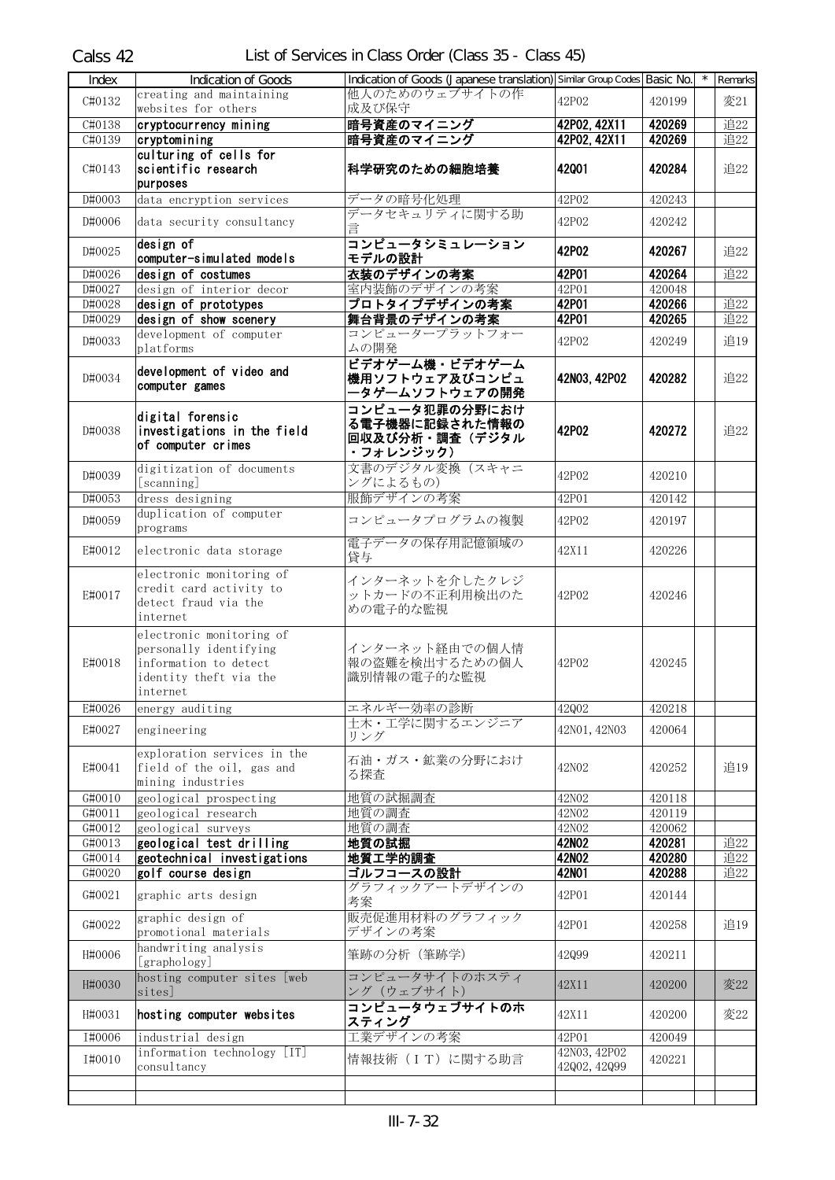Calss 42 List of Services in Class Order (Class 35 - Class 45)

| Index | Indication of Goods | Indication of Goods (Japanese translation) | Similar Group Codes | Basic No. | * | Remarks |
|---|---|---|---|---|---|---|
| C#0132 | creating and maintaining websites for others | 他人のためのウェブサイトの作成及び保守 | 42P02 | 420199 | | 変21 |
| C#0138 | **cryptocurrency mining** | **暗号資産のマイニング** | **42P02, 42X11** | **420269** | | 追22 |
| C#0139 | **cryptomining** | **暗号資産のマイニング** | **42P02, 42X11** | **420269** | | 追22 |
| C#0143 | **culturing of cells for scientific research purposes** | **科学研究のための細胞培養** | **42Q01** | **420284** | | 追22 |
| D#0003 | data encryption services | データの暗号化処理 | 42P02 | 420243 | | |
| D#0006 | data security consultancy | データセキュリティに関する助言 | 42P02 | 420242 | | |
| D#0025 | **design of computer-simulated models** | **コンピュータシミュレーションモデルの設計** | **42P02** | **420267** | | 追22 |
| D#0026 | **design of costumes** | **衣装のデザインの考案** | **42P01** | **420264** | | 追22 |
| D#0027 | design of interior decor | 室内装飾のデザインの考案 | 42P01 | 420048 | | |
| D#0028 | **design of prototypes** | **プロトタイプデザインの考案** | **42P01** | **420266** | | 追22 |
| D#0029 | **design of show scenery** | **舞台背景のデザインの考案** | **42P01** | **420265** | | 追22 |
| D#0033 | development of computer platforms | コンピュータープラットフォームの開発 | 42P02 | 420249 | | 追19 |
| D#0034 | **development of video and computer games** | **ビデオゲーム機・ビデオゲーム機用ソフトウェア及びコンピュータゲームソフトウェアの開発** | **42N03, 42P02** | **420282** | | 追22 |
| D#0038 | **digital forensic investigations in the field of computer crimes** | **コンピュータ犯罪の分野における電子機器に記録された情報の回収及び分析・調査（デジタル・フォレンジック）** | **42P02** | **420272** | | 追22 |
| D#0039 | digitization of documents [scanning] | 文書のデジタル変換（スキャニングによるもの） | 42P02 | 420210 | | |
| D#0053 | dress designing | 服飾デザインの考案 | 42P01 | 420142 | | |
| D#0059 | duplication of computer programs | コンピュータプログラムの複製 | 42P02 | 420197 | | |
| E#0012 | electronic data storage | 電子データの保存用記憶領域の貸与 | 42X11 | 420226 | | |
| E#0017 | electronic monitoring of credit card activity to detect fraud via the internet | インターネットを介したクレジットカードの不正利用検出のための電子的な監視 | 42P02 | 420246 | | |
| E#0018 | electronic monitoring of personally identifying information to detect identity theft via the internet | インターネット経由での個人情報の盗難を検出するための個人識別情報の電子的な監視 | 42P02 | 420245 | | |
| E#0026 | energy auditing | エネルギー効率の診断 | 42Q02 | 420218 | | |
| E#0027 | engineering | 土木・工学に関するエンジニアリング | 42N01, 42N03 | 420064 | | |
| E#0041 | exploration services in the field of the oil, gas and mining industries | 石油・ガス・鉱業の分野における探査 | 42N02 | 420252 | | 追19 |
| G#0010 | geological prospecting | 地質の試掘調査 | 42N02 | 420118 | | |
| G#0011 | geological research | 地質の調査 | 42N02 | 420119 | | |
| G#0012 | geological surveys | 地質の調査 | 42N02 | 420062 | | |
| G#0013 | **geological test drilling** | **地質の試掘** | **42N02** | **420281** | | 追22 |
| G#0014 | **geotechnical investigations** | **地質工学的調査** | **42N02** | **420280** | | 追22 |
| G#0020 | **golf course design** | **ゴルフコースの設計** | **42N01** | **420288** | | 追22 |
| G#0021 | graphic arts design | グラフィックアートデザインの考案 | 42P01 | 420144 | | |
| G#0022 | graphic design of promotional materials | 販売促進用材料のグラフィックデザインの考案 | 42P01 | 420258 | | 追19 |
| H#0006 | handwriting analysis [graphology] | 筆跡の分析（筆跡学） | 42Q99 | 420211 | | |
| H#0030 | hosting computer sites [web sites] | コンピュータサイトのホスティング（ウェブサイト） | 42X11 | 420200 | | 変22 |
| H#0031 | **hosting computer websites** | **コンピュータウェブサイトのホスティング** | 42X11 | 420200 | | 変22 |
| I#0006 | industrial design | 工業デザインの考案 | 42P01 | 420049 | | |
| I#0010 | information technology [IT] consultancy | 情報技術（IT）に関する助言 | 42N03, 42P02 42Q02, 42Q99 | 420221 | | |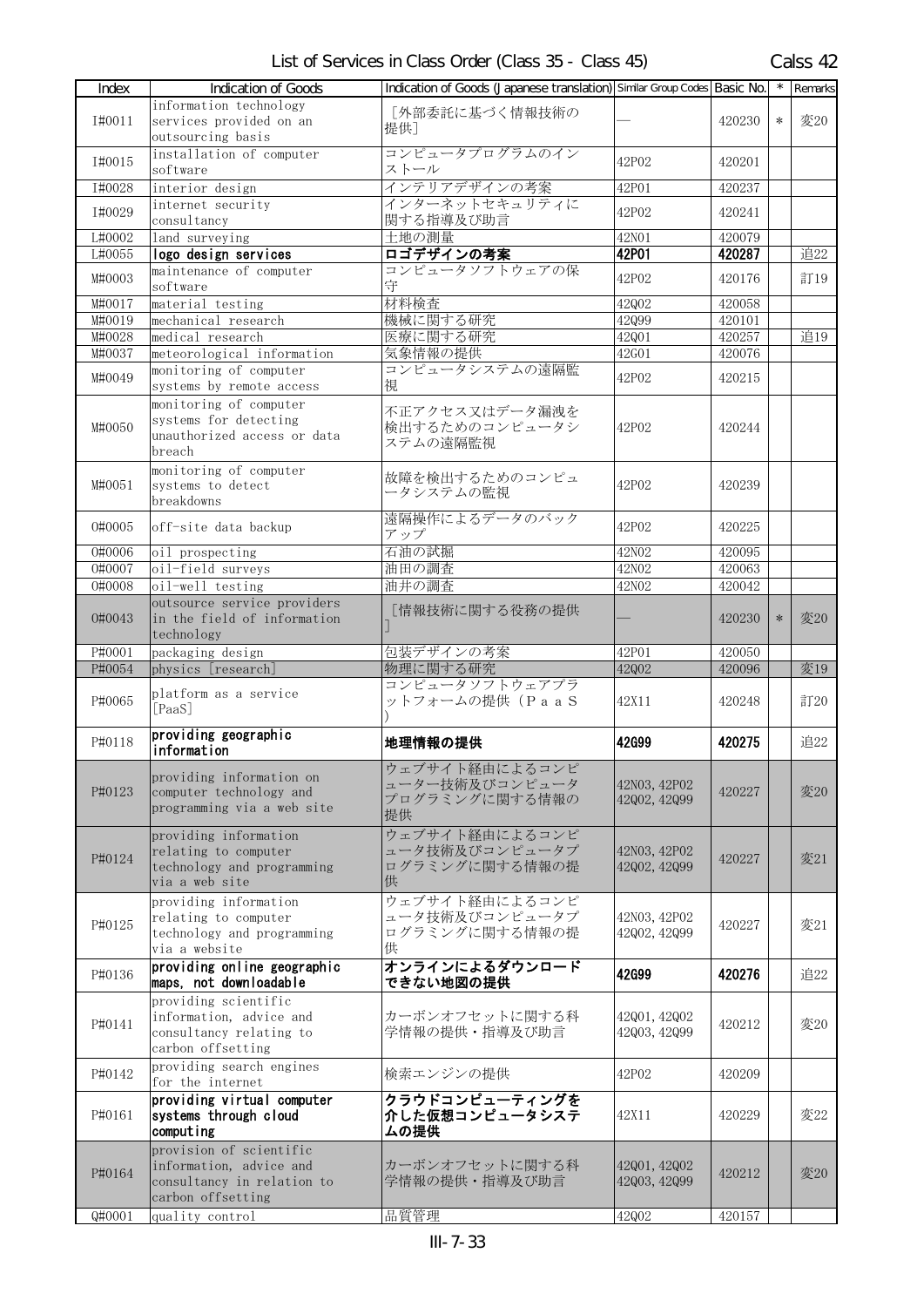| Index | Indication of Goods | Indication of Goods (Japanese translation) | Similar Group Codes | Basic No. | * | Remarks |
|---|---|---|---|---|---|---|
| I#0011 | information technology services provided on an outsourcing basis | ［外部委託に基づく情報技術の提供］ | — | 420230 | * | 変20 |
| I#0015 | installation of computer software | コンピュータプログラムのインストール | 42P02 | 420201 | | |
| I#0028 | interior design | インテリアデザインの考案 | 42P01 | 420237 | | |
| I#0029 | internet security consultancy | インターネットセキュリティに関する指導及び助言 | 42P02 | 420241 | | |
| L#0002 | land surveying | 土地の測量 | 42N01 | 420079 | | |
| L#0055 | **logo design services** | **ロゴデザインの考案** | **42P01** | **420287** | | 追22 |
| M#0003 | maintenance of computer software | コンピュータソフトウェアの保守 | 42P02 | 420176 | | 訂19 |
| M#0017 | material testing | 材料検査 | 42Q02 | 420058 | | |
| M#0019 | mechanical research | 機械に関する研究 | 42Q99 | 420101 | | |
| M#0028 | medical research | 医療に関する研究 | 42Q01 | 420257 | | 追19 |
| M#0037 | meteorological information | 気象情報の提供 | 42G01 | 420076 | | |
| M#0049 | monitoring of computer systems by remote access | コンピュータシステムの遠隔監視 | 42P02 | 420215 | | |
| M#0050 | monitoring of computer systems for detecting unauthorized access or data breach | 不正アクセス又はデータ漏洩を検出するためのコンピュータシステムの遠隔監視 | 42P02 | 420244 | | |
| M#0051 | monitoring of computer systems to detect breakdowns | 故障を検出するためのコンピュータシステムの監視 | 42P02 | 420239 | | |
| O#0005 | off-site data backup | 遠隔操作によるデータのバックアップ | 42P02 | 420225 | | |
| O#0006 | oil prospecting | 石油の試掘 | 42N02 | 420095 | | |
| O#0007 | oil-field surveys | 油田の調査 | 42N02 | 420063 | | |
| O#0008 | oil-well testing | 油井の調査 | 42N02 | 420042 | | |
| O#0043 | outsource service providers in the field of information technology | ［情報技術に関する役務の提供］ | — | 420230 | * | 変20 |
| P#0001 | packaging design | 包装デザインの考案 | 42P01 | 420050 | | |
| P#0054 | physics [research] | 物理に関する研究 | 42Q02 | 420096 | | 変19 |
| P#0065 | platform as a service [PaaS] | コンピュータソフトウェアプラットフォームの提供（ＰａａＳ） | 42X11 | 420248 | | 訂20 |
| P#0118 | **providing geographic information** | **地理情報の提供** | **42G99** | **420275** | | 追22 |
| P#0123 | providing information on computer technology and programming via a web site | ウェブサイト経由によるコンピューター技術及びコンピュータプログラミングに関する情報の提供 | 42N03, 42P02 42Q02, 42Q99 | 420227 | | 変20 |
| P#0124 | providing information relating to computer technology and programming via a web site | ウェブサイト経由によるコンピュータ技術及びコンピュータプログラミングに関する情報の提供 | 42N03, 42P02 42Q02, 42Q99 | 420227 | | 変21 |
| P#0125 | providing information relating to computer technology and programming via a website | ウェブサイト経由によるコンピュータ技術及びコンピュータプログラミングに関する情報の提供 | 42N03, 42P02 42Q02, 42Q99 | 420227 | | 変21 |
| P#0136 | **providing online geographic maps, not downloadable** | **オンラインによるダウンロードできない地図の提供** | **42G99** | **420276** | | 追22 |
| P#0141 | providing scientific information, advice and consultancy relating to carbon offsetting | カーボンオフセットに関する科学情報の提供・指導及び助言 | 42Q01, 42Q02 42Q03, 42Q99 | 420212 | | 変20 |
| P#0142 | providing search engines for the internet | 検索エンジンの提供 | 42P02 | 420209 | | |
| P#0161 | **providing virtual computer systems through cloud computing** | **クラウドコンピューティングを介した仮想コンピュータシステムの提供** | 42X11 | 420229 | | 変22 |
| P#0164 | provision of scientific information, advice and consultancy in relation to carbon offsetting | カーボンオフセットに関する科学情報の提供・指導及び助言 | 42Q01, 42Q02 42Q03, 42Q99 | 420212 | | 変20 |
| Q#0001 | quality control | 品質管理 | 42Q02 | 420157 | | |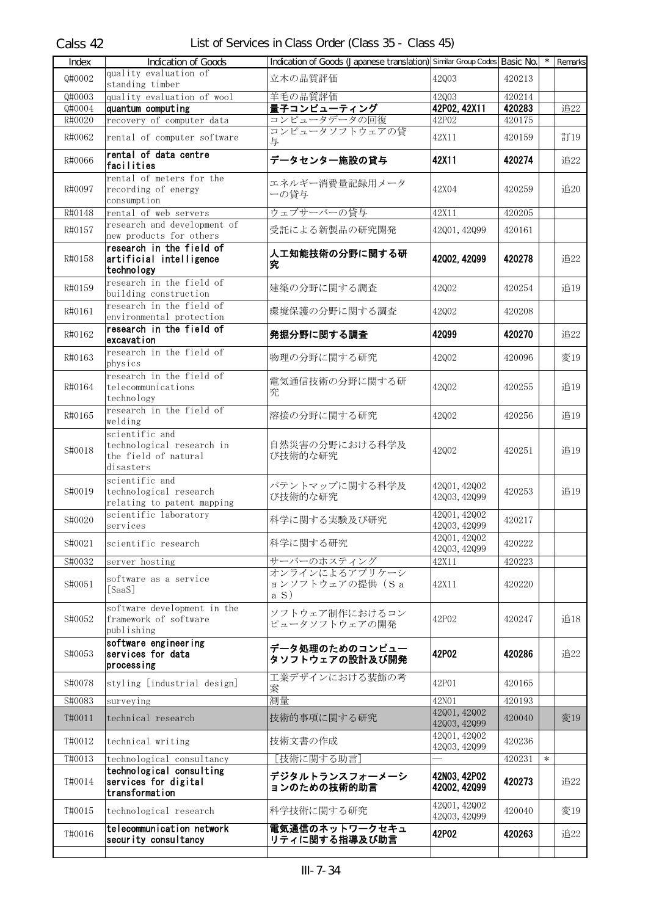Calss 42 List of Services in Class Order (Class 35 - Class 45)

| Index | Indication of Goods | Indication of Goods (Japanese translation) | Similar Group Codes | Basic No. | * | Remarks |
|---|---|---|---|---|---|---|
| Q#0002 | quality evaluation of standing timber | 立木の品質評価 | 42Q03 | 420213 | | |
| Q#0003 | quality evaluation of wool | 羊毛の品質評価 | 42Q03 | 420214 | | |
| Q#0004 | **quantum computing** | **量子コンピューティング** | **42P02, 42X11** | **420283** | | 追22 |
| R#0020 | recovery of computer data | コンピュータデータの回復 | 42P02 | 420175 | | |
| R#0062 | rental of computer software | コンピュータソフトウェアの貸与 | 42X11 | 420159 | | 訂19 |
| R#0066 | **rental of data centre facilities** | **データセンター施設の貸与** | **42X11** | **420274** | | 追22 |
| R#0097 | rental of meters for the recording of energy consumption | エネルギー消費量記録用メーターの貸与 | 42X04 | 420259 | | 追20 |
| R#0148 | rental of web servers | ウェブサーバーの貸与 | 42X11 | 420205 | | |
| R#0157 | research and development of new products for others | 受託による新製品の研究開発 | 42Q01, 42Q99 | 420161 | | |
| R#0158 | **research in the field of artificial intelligence technology** | **人工知能技術の分野に関する研究** | **42Q02, 42Q99** | **420278** | | 追22 |
| R#0159 | research in the field of building construction | 建築の分野に関する調査 | 42Q02 | 420254 | | 追19 |
| R#0161 | research in the field of environmental protection | 環境保護の分野に関する調査 | 42Q02 | 420208 | | |
| R#0162 | **research in the field of excavation** | **発掘分野に関する調査** | **42Q99** | **420270** | | 追22 |
| R#0163 | research in the field of physics | 物理の分野に関する研究 | 42Q02 | 420096 | | 変19 |
| R#0164 | research in the field of telecommunications technology | 電気通信技術の分野に関する研究 | 42Q02 | 420255 | | 追19 |
| R#0165 | research in the field of welding | 溶接の分野に関する研究 | 42Q02 | 420256 | | 追19 |
| S#0018 | scientific and technological research in the field of natural disasters | 自然災害の分野における科学及び技術的な研究 | 42Q02 | 420251 | | 追19 |
| S#0019 | scientific and technological research relating to patent mapping | パテントマップに関する科学及び技術的な研究 | 42Q01, 42Q02 42Q03, 42Q99 | 420253 | | 追19 |
| S#0020 | scientific laboratory services | 科学に関する実験及び研究 | 42Q01, 42Q02 42Q03, 42Q99 | 420217 | | |
| S#0021 | scientific research | 科学に関する研究 | 42Q01, 42Q02 42Q03, 42Q99 | 420222 | | |
| S#0032 | server hosting | サーバーのホスティング | 42X11 | 420223 | | |
| S#0051 | software as a service [SaaS] | オンラインによるアプリケーションソフトウェアの提供（ＳａａＳ） | 42X11 | 420220 | | |
| S#0052 | software development in the framework of software publishing | ソフトウェア制作におけるコンピュータソフトウェアの開発 | 42P02 | 420247 | | 追18 |
| S#0053 | **software engineering services for data processing** | **データ処理のためのコンピュータソフトウェアの設計及び開発** | **42P02** | **420286** | | 追22 |
| S#0078 | styling [industrial design] | 工業デザインにおける装飾の考案 | 42P01 | 420165 | | |
| S#0083 | surveying | 測量 | 42N01 | 420193 | | |
| T#0011 | technical research | 技術的事項に関する研究 | 42Q01, 42Q02 42Q03, 42Q99 | 420040 | | 変19 |
| T#0012 | technical writing | 技術文書の作成 | 42Q01, 42Q02 42Q03, 42Q99 | 420236 | | |
| T#0013 | technological consultancy | ［技術に関する助言］ | — | 420231 | * | |
| T#0014 | **technological consulting services for digital transformation** | **デジタルトランスフォーメーションのための技術的助言** | **42N03, 42P02 42Q02, 42Q99** | **420273** | | 追22 |
| T#0015 | technological research | 科学技術に関する研究 | 42Q01, 42Q02 42Q03, 42Q99 | 420040 | | 変19 |
| T#0016 | **telecommunication network security consultancy** | **電気通信のネットワークセキュリティに関する指導及び助言** | **42P02** | **420263** | | 追22 |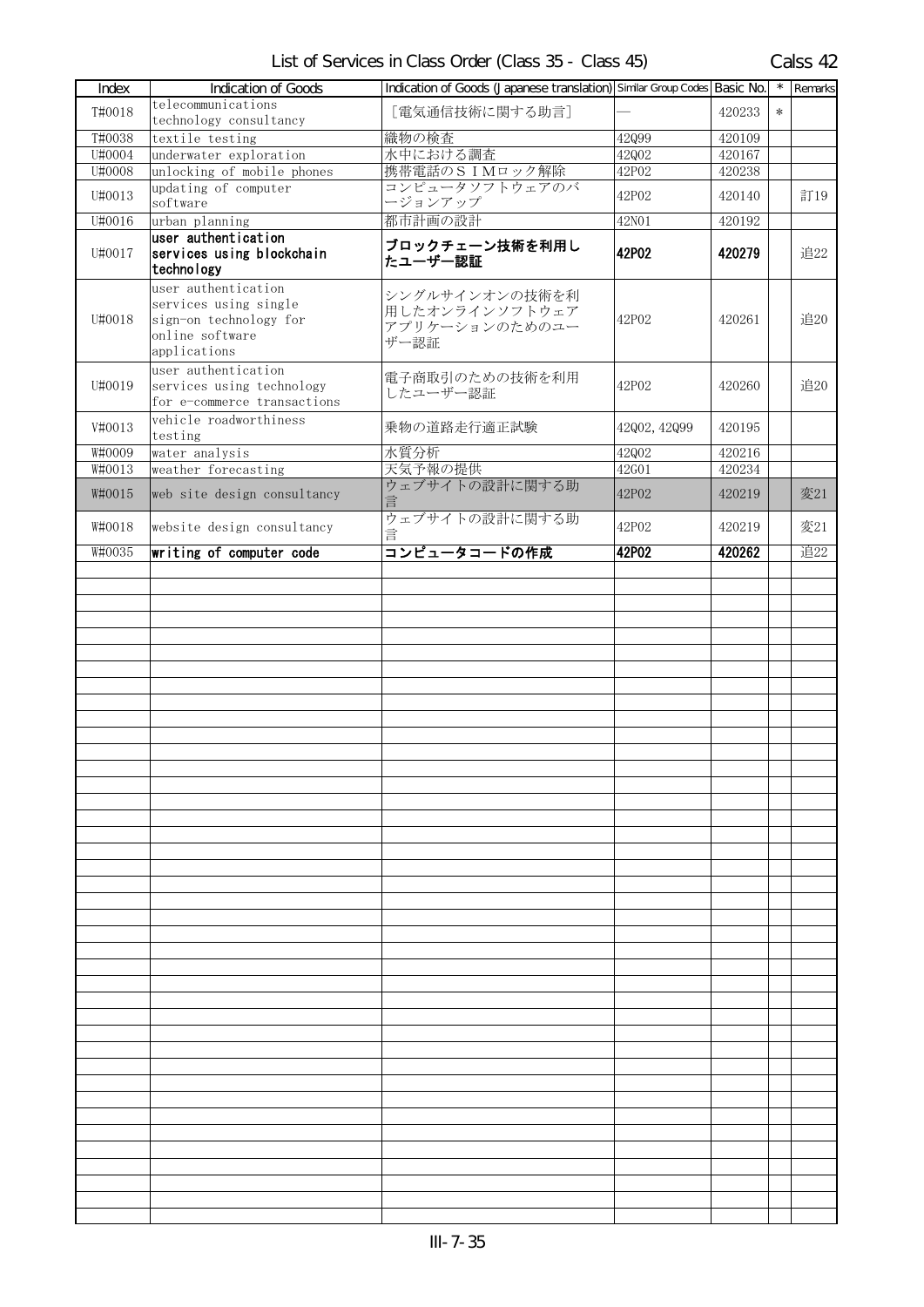# List of Services in Class Order (Class 35 - Class 45) Calss 42

| Index | Indication of Goods | Indication of Goods (Japanese translation) | Similar Group Codes | Basic No. | * | Remarks |
|---|---|---|---|---|---|---|
| T#0018 | telecommunications technology consultancy | ［電気通信技術に関する助言］ | — | 420233 | * | |
| T#0038 | textile testing | 織物の検査 | 42Q99 | 420109 | | |
| U#0004 | underwater exploration | 水中における調査 | 42Q02 | 420167 | | |
| U#0008 | unlocking of mobile phones | 携帯電話のＳＩＭロック解除 | 42P02 | 420238 | | |
| U#0013 | updating of computer software | コンピュータソフトウェアのバージョンアップ | 42P02 | 420140 | | 訂19 |
| U#0016 | urban planning | 都市計画の設計 | 42N01 | 420192 | | |
| U#0017 | **user authentication services using blockchain technology** | **ブロックチェーン技術を利用したユーザー認証** | **42P02** | **420279** | | 追22 |
| U#0018 | user authentication services using single sign-on technology for online software applications | シングルサインオンの技術を利用したオンラインソフトウェアアプリケーションのためのユーザー認証 | 42P02 | 420261 | | 追20 |
| U#0019 | user authentication services using technology for e-commerce transactions | 電子商取引のための技術を利用したユーザー認証 | 42P02 | 420260 | | 追20 |
| V#0013 | vehicle roadworthiness testing | 乗物の道路走行適正試験 | 42Q02, 42Q99 | 420195 | | |
| W#0009 | water analysis | 水質分析 | 42Q02 | 420216 | | |
| W#0013 | weather forecasting | 天気予報の提供 | 42G01 | 420234 | | |
| W#0015 | web site design consultancy | ウェブサイトの設計に関する助言 | 42P02 | 420219 | | 変21 |
| W#0018 | website design consultancy | ウェブサイトの設計に関する助言 | 42P02 | 420219 | | 変21 |
| W#0035 | **writing of computer code** | **コンピュータコードの作成** | **42P02** | **420262** | | 追22 |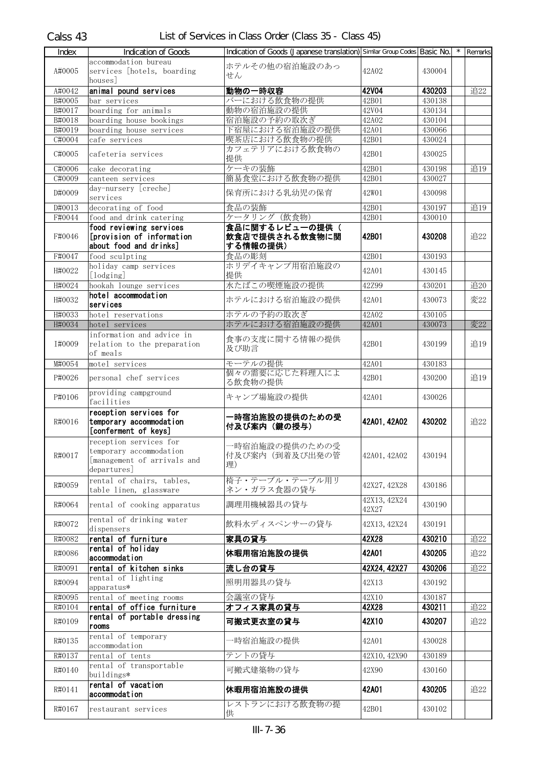Calss 43 List of Services in Class Order (Class 35 - Class 45)

| Index | Indication of Goods | Indication of Goods (Japanese translation) | Similar Group Codes | Basic No. | * | Remarks |
|---|---|---|---|---|---|---|
| A#0005 | accommodation bureau services [hotels, boarding houses] | ホテルその他の宿泊施設のあっせん | 42A02 | 430004 | | |
| A#0042 | **animal pound services** | **動物の一時収容** | **42V04** | **430203** | | 追22 |
| B#0005 | bar services | バーにおける飲食物の提供 | 42B01 | 430138 | | |
| B#0017 | boarding for animals | 動物の宿泊施設の提供 | 42V04 | 430134 | | |
| B#0018 | boarding house bookings | 宿泊施設の予約の取次ぎ | 42A02 | 430104 | | |
| B#0019 | boarding house services | 下宿屋における宿泊施設の提供 | 42A01 | 430066 | | |
| C#0004 | cafe services | 喫茶店における飲食物の提供 | 42B01 | 430024 | | |
| C#0005 | cafeteria services | カフェテリアにおける飲食物の提供 | 42B01 | 430025 | | |
| C#0006 | cake decorating | ケーキの装飾 | 42B01 | 430198 | | 追19 |
| C#0009 | canteen services | 簡易食堂における飲食物の提供 | 42B01 | 430027 | | |
| D#0009 | day-nursery [creche] services | 保育所における乳幼児の保育 | 42W01 | 430098 | | |
| D#0013 | decorating of food | 食品の装飾 | 42B01 | 430197 | | 追19 |
| F#0044 | food and drink catering | ケータリング（飲食物） | 42B01 | 430010 | | |
| F#0046 | **food reviewing services [provision of information about food and drinks]** | **食品に関するレビューの提供（飲食店で提供される飲食物に関する情報の提供）** | **42B01** | **430208** | | 追22 |
| F#0047 | food sculpting | 食品の彫刻 | 42B01 | 430193 | | |
| H#0022 | holiday camp services [lodging] | ホリデイキャンプ用宿泊施設の提供 | 42A01 | 430145 | | |
| H#0024 | hookah lounge services | 水たばこの喫煙施設の提供 | 42Z99 | 430201 | | 追20 |
| H#0032 | **hotel accommodation services** | ホテルにおける宿泊施設の提供 | 42A01 | 430073 | | 変22 |
| H#0033 | hotel reservations | ホテルの予約の取次ぎ | 42A02 | 430105 | | |
| H#0034 | hotel services | ホテルにおける宿泊施設の提供 | 42A01 | 430073 | | 変22 |
| I#0009 | information and advice in relation to the preparation of meals | 食事の支度に関する情報の提供及び助言 | 42B01 | 430199 | | 追19 |
| M#0054 | motel services | モーテルの提供 | 42A01 | 430183 | | |
| P#0026 | personal chef services | 個々の需要に応じた料理人による飲食物の提供 | 42B01 | 430200 | | 追19 |
| P#0106 | providing campground facilities | キャンプ場施設の提供 | 42A01 | 430026 | | |
| R#0016 | **reception services for temporary accommodation [conferment of keys]** | **一時宿泊施設の提供のための受付及び案内（鍵の授与）** | **42A01, 42A02** | **430202** | | 追22 |
| R#0017 | reception services for temporary accommodation [management of arrivals and departures] | 一時宿泊施設の提供のための受付及び案内（到着及び出発の管理） | 42A01, 42A02 | 430194 | | |
| R#0059 | rental of chairs, tables, table linen, glassware | 椅子・テーブル・テーブル用リネン・ガラス食器の貸与 | 42X27, 42X28 | 430186 | | |
| R#0064 | rental of cooking apparatus | 調理用機械器具の貸与 | 42X13, 42X24 42X27 | 430190 | | |
| R#0072 | rental of drinking water dispensers | 飲料水ディスペンサーの貸与 | 42X13, 42X24 | 430191 | | |
| R#0082 | **rental of furniture** | **家具の貸与** | **42X28** | **430210** | | 追22 |
| R#0086 | **rental of holiday accommodation** | **休暇用宿泊施設の提供** | **42A01** | **430205** | | 追22 |
| R#0091 | **rental of kitchen sinks** | **流し台の貸与** | **42X24, 42X27** | **430206** | | 追22 |
| R#0094 | rental of lighting apparatus* | 照明用器具の貸与 | 42X13 | 430192 | | |
| R#0095 | rental of meeting rooms | 会議室の貸与 | 42X10 | 430187 | | |
| R#0104 | **rental of office furniture** | **オフィス家具の貸与** | **42X28** | **430211** | | 追22 |
| R#0109 | **rental of portable dressing rooms** | **可搬式更衣室の貸与** | **42X10** | **430207** | | 追22 |
| R#0135 | rental of temporary accommodation | 一時宿泊施設の提供 | 42A01 | 430028 | | |
| R#0137 | rental of tents | テントの貸与 | 42X10, 42X90 | 430189 | | |
| R#0140 | rental of transportable buildings* | 可搬式建築物の貸与 | 42X90 | 430160 | | |
| R#0141 | **rental of vacation accommodation** | **休暇用宿泊施設の提供** | **42A01** | **430205** | | 追22 |
| R#0167 | restaurant services | レストランにおける飲食物の提供 | 42B01 | 430102 | | |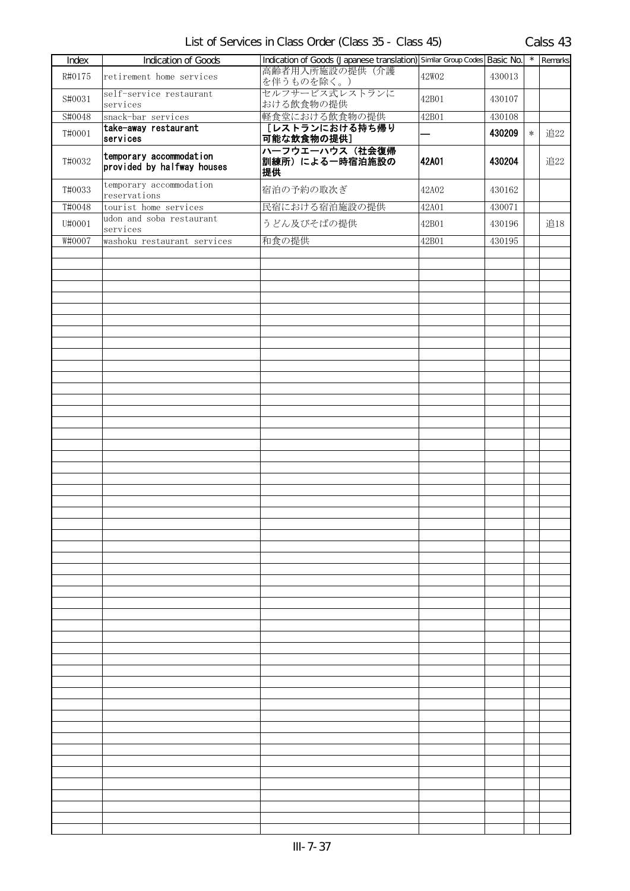List of Services in Class Order (Class 35 - Class 45) Calss 43

| Index | Indication of Goods | Indication of Goods (Japanese translation) | Similar Group Codes | Basic No. | * | Remarks |
|---|---|---|---|---|---|---|
| R#0175 | retirement home services | 高齢者用入所施設の提供（介護を伴うものを除く。） | 42W02 | 430013 | | |
| S#0031 | self-service restaurant services | セルフサービス式レストランにおける飲食物の提供 | 42B01 | 430107 | | |
| S#0048 | snack-bar services | 軽食堂における飲食物の提供 | 42B01 | 430108 | | |
| T#0001 | **take-away restaurant services** | **［レストランにおける持ち帰り可能な飲食物の提供］** | **—** | **430209** | * | 追22 |
| T#0032 | **temporary accommodation provided by halfway houses** | **ハーフウエーハウス（社会復帰訓練所）による一時宿泊施設の提供** | **42A01** | **430204** | | 追22 |
| T#0033 | temporary accommodation reservations | 宿泊の予約の取次ぎ | 42A02 | 430162 | | |
| T#0048 | tourist home services | 民宿における宿泊施設の提供 | 42A01 | 430071 | | |
| U#0001 | udon and soba restaurant services | うどん及びそばの提供 | 42B01 | 430196 | | 追18 |
| W#0007 | washoku restaurant services | 和食の提供 | 42B01 | 430195 | | |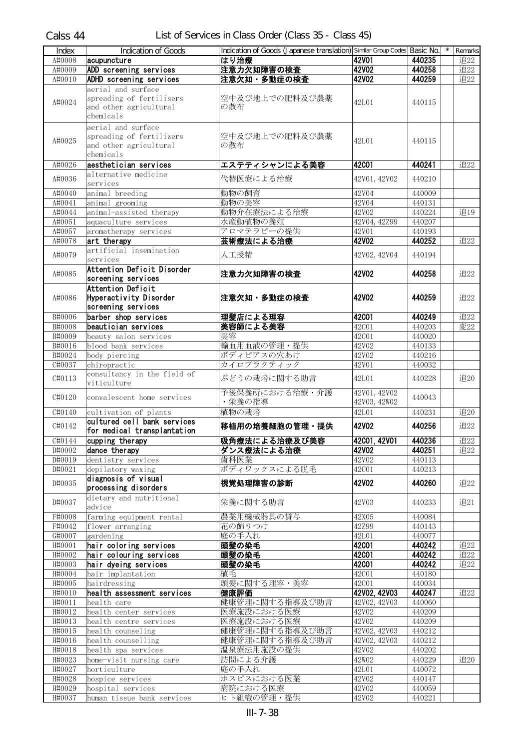Calss 44 List of Services in Class Order (Class 35 - Class 45)

| Index | Indication of Goods | Indication of Goods (Japanese translation) | Similar Group Codes | Basic No. | * | Remarks |
|---|---|---|---|---|---|---|
| A#0008 | **acupuncture** | **はり治療** | **42V01** | **440235** | | 追22 |
| A#0009 | **ADD screening services** | **注意力欠如障害の検査** | **42V02** | **440258** | | 追22 |
| A#0010 | **ADHD screening services** | **注意欠如・多動症の検査** | **42V02** | **440259** | | 追22 |
| A#0024 | aerial and surface spreading of fertilisers and other agricultural chemicals | 空中及び地上での肥料及び農薬の散布 | 42L01 | 440115 | | |
| A#0025 | aerial and surface spreading of fertilizers and other agricultural chemicals | 空中及び地上での肥料及び農薬の散布 | 42L01 | 440115 | | |
| A#0026 | **aesthetician services** | **エステティシャンによる美容** | **42C01** | **440241** | | 追22 |
| A#0036 | alternative medicine services | 代替医療による治療 | 42V01, 42V02 | 440210 | | |
| A#0040 | animal breeding | 動物の飼育 | 42V04 | 440009 | | |
| A#0041 | animal grooming | 動物の美容 | 42V04 | 440131 | | |
| A#0044 | animal-assisted therapy | 動物介在療法による治療 | 42V02 | 440224 | | 追19 |
| A#0051 | aquaculture services | 水産動植物の養殖 | 42V04, 42Z99 | 440207 | | |
| A#0057 | aromatherapy services | アロマテラピーの提供 | 42V01 | 440193 | | |
| A#0078 | **art therapy** | **芸術療法による治療** | **42V02** | **440252** | | 追22 |
| A#0079 | artificial insemination services | 人工授精 | 42V02, 42V04 | 440194 | | |
| A#0085 | **Attention Deficit Disorder screening services** | **注意力欠如障害の検査** | **42V02** | **440258** | | 追22 |
| A#0086 | **Attention Deficit Hyperactivity Disorder screening services** | **注意欠如・多動症の検査** | **42V02** | **440259** | | 追22 |
| B#0006 | **barber shop services** | **理髪店による理容** | **42C01** | **440249** | | 追22 |
| B#0008 | **beautician services** | **美容師による美容** | 42C01 | 440203 | | 変22 |
| B#0009 | beauty salon services | 美容 | 42C01 | 440020 | | |
| B#0016 | blood bank services | 輸血用血液の管理・提供 | 42V02 | 440133 | | |
| B#0024 | body piercing | ボディピアスの穴あけ | 42V02 | 440216 | | |
| C#0037 | chiropractic | カイロプラクティック | 42V01 | 440032 | | |
| C#0113 | consultancy in the field of viticulture | ぶどうの栽培に関する助言 | 42L01 | 440228 | | 追20 |
| C#0120 | convalescent home services | 予後保養所における治療・介護・栄養の指導 | 42V01, 42V02 42V03, 42W02 | 440043 | | |
| C#0140 | cultivation of plants | 植物の栽培 | 42L01 | 440231 | | 追20 |
| C#0142 | **cultured cell bank services for medical transplantation** | **移植用の培養細胞の管理・提供** | **42V02** | **440256** | | 追22 |
| C#0144 | **cupping therapy** | **吸角療法による治療及び美容** | **42C01, 42V01** | **440236** | | 追22 |
| D#0002 | **dance therapy** | **ダンス療法による治療** | **42V02** | **440251** | | 追22 |
| D#0019 | dentistry services | 歯科医業 | 42V02 | 440113 | | |
| D#0021 | depilatory waxing | ボディワックスによる脱毛 | 42C01 | 440213 | | |
| D#0035 | **diagnosis of visual processing disorders** | **視覚処理障害の診断** | **42V02** | **440260** | | 追22 |
| D#0037 | dietary and nutritional advice | 栄養に関する助言 | 42V03 | 440233 | | 追21 |
| F#0008 | farming equipment rental | 農業用機械器具の貸与 | 42X05 | 440084 | | |
| F#0042 | flower arranging | 花の飾りつけ | 42Z99 | 440143 | | |
| G#0007 | gardening | 庭の手入れ | 42L01 | 440077 | | |
| H#0001 | **hair coloring services** | **頭髪の染毛** | **42C01** | **440242** | | 追22 |
| H#0002 | **hair colouring services** | **頭髪の染毛** | **42C01** | **440242** | | 追22 |
| H#0003 | **hair dyeing services** | **頭髪の染毛** | **42C01** | **440242** | | 追22 |
| H#0004 | hair implantation | 植毛 | 42C01 | 440180 | | |
| H#0005 | hairdressing | 頭髪に関する理容・美容 | 42C01 | 440034 | | |
| H#0010 | **health assessment services** | **健康評価** | **42V02, 42V03** | **440247** | | 追22 |
| H#0011 | health care | 健康管理に関する指導及び助言 | 42V02, 42V03 | 440060 | | |
| H#0012 | health center services | 医療施設における医療 | 42V02 | 440209 | | |
| H#0013 | health centre services | 医療施設における医療 | 42V02 | 440209 | | |
| H#0015 | health counseling | 健康管理に関する指導及び助言 | 42V02, 42V03 | 440212 | | |
| H#0016 | health counselling | 健康管理に関する指導及び助言 | 42V02, 42V03 | 440212 | | |
| H#0018 | health spa services | 温泉療法用施設の提供 | 42V02 | 440202 | | |
| H#0023 | home-visit nursing care | 訪問による介護 | 42W02 | 440229 | | 追20 |
| H#0027 | horticulture | 庭の手入れ | 42L01 | 440072 | | |
| H#0028 | hospice services | ホスピスにおける医業 | 42V02 | 440147 | | |
| H#0029 | hospital services | 病院における医療 | 42V02 | 440059 | | |
| H#0037 | human tissue bank services | ヒト組織の管理・提供 | 42V02 | 440221 | | |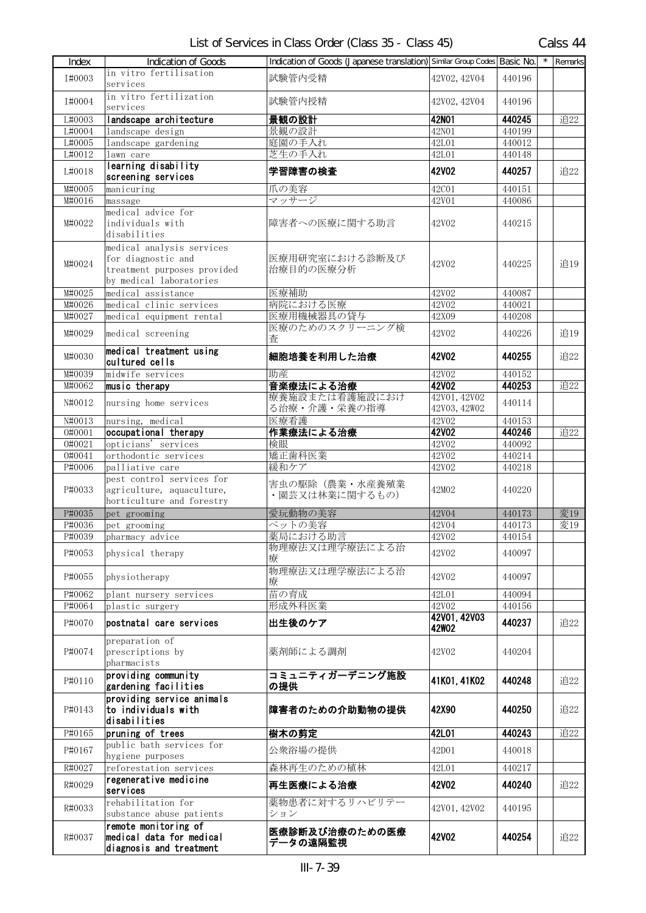List of Services in Class Order (Class 35 - Class 45)

Calss 44

| Index | Indication of Goods | Indication of Goods (Japanese translation) | Similar Group Codes | Basic No. | * | Remarks |
|---|---|---|---|---|---|---|
| I#0003 | in vitro fertilisation services | 試験管内受精 | 42V02, 42V04 | 440196 | | |
| I#0004 | in vitro fertilization services | 試験管内授精 | 42V02, 42V04 | 440196 | | |
| L#0003 | **landscape architecture** | **景観の設計** | **42N01** | **440245** | | 追22 |
| L#0004 | landscape design | 景観の設計 | 42N01 | 440199 | | |
| L#0005 | landscape gardening | 庭園の手入れ | 42L01 | 440012 | | |
| L#0012 | lawn care | 芝生の手入れ | 42L01 | 440148 | | |
| L#0018 | **learning disability screening services** | **学習障害の検査** | **42V02** | **440257** | | 追22 |
| M#0005 | manicuring | 爪の美容 | 42C01 | 440151 | | |
| M#0016 | massage | マッサージ | 42V01 | 440086 | | |
| M#0022 | medical advice for individuals with disabilities | 障害者への医療に関する助言 | 42V02 | 440215 | | |
| M#0024 | medical analysis services for diagnostic and treatment purposes provided by medical laboratories | 医療用研究室における診断及び治療目的の医療分析 | 42V02 | 440225 | | 追19 |
| M#0025 | medical assistance | 医療補助 | 42V02 | 440087 | | |
| M#0026 | medical clinic services | 病院における医療 | 42V02 | 440021 | | |
| M#0027 | medical equipment rental | 医療用機械器具の貸与 | 42X09 | 440208 | | |
| M#0029 | medical screening | 医療のためのスクリーニング検査 | 42V02 | 440226 | | 追19 |
| M#0030 | **medical treatment using cultured cells** | **細胞培養を利用した治療** | **42V02** | **440255** | | 追22 |
| M#0039 | midwife services | 助産 | 42V02 | 440152 | | |
| M#0062 | **music therapy** | **音楽療法による治療** | **42V02** | **440253** | | 追22 |
| N#0012 | nursing home services | 療養施設または看護施設における治療・介護・栄養の指導 | 42V01, 42V02 42V03, 42W02 | 440114 | | |
| N#0013 | nursing, medical | 医療看護 | 42V02 | 440153 | | |
| O#0001 | **occupational therapy** | **作業療法による治療** | **42V02** | **440246** | | 追22 |
| O#0021 | opticians' services | 検眼 | 42V02 | 440092 | | |
| O#0041 | orthodontic services | 矯正歯科医業 | 42V02 | 440214 | | |
| P#0006 | palliative care | 緩和ケア | 42V02 | 440218 | | |
| P#0033 | pest control services for agriculture, aquaculture, horticulture and forestry | 害虫の駆除（農業・水産養殖業・園芸又は林業に関するもの） | 42M02 | 440220 | | |
| P#0035 | pet grooming | 愛玩動物の美容 | 42V04 | 440173 | | 変19 |
| P#0036 | pet grooming | ペットの美容 | 42V04 | 440173 | | 変19 |
| P#0039 | pharmacy advice | 薬局における助言 | 42V02 | 440154 | | |
| P#0053 | physical therapy | 物理療法又は理学療法による治療 | 42V02 | 440097 | | |
| P#0055 | physiotherapy | 物理療法又は理学療法による治療 | 42V02 | 440097 | | |
| P#0062 | plant nursery services | 苗の育成 | 42L01 | 440094 | | |
| P#0064 | plastic surgery | 形成外科医業 | 42V02 | 440156 | | |
| P#0070 | **postnatal care services** | **出生後のケア** | **42V01, 42V03 42W02** | **440237** | | 追22 |
| P#0074 | preparation of prescriptions by pharmacists | 薬剤師による調剤 | 42V02 | 440204 | | |
| P#0110 | **providing community gardening facilities** | **コミュニティガーデニング施設の提供** | **41K01, 41K02** | **440248** | | 追22 |
| P#0143 | **providing service animals to individuals with disabilities** | **障害者のための介助動物の提供** | **42X90** | **440250** | | 追22 |
| P#0165 | **pruning of trees** | **樹木の剪定** | **42L01** | **440243** | | 追22 |
| P#0167 | public bath services for hygiene purposes | 公衆浴場の提供 | 42D01 | 440018 | | |
| R#0027 | reforestation services | 森林再生のための植林 | 42L01 | 440217 | | |
| R#0029 | **regenerative medicine services** | **再生医療による治療** | **42V02** | **440240** | | 追22 |
| R#0033 | rehabilitation for substance abuse patients | 薬物患者に対するリハビリテーション | 42V01, 42V02 | 440195 | | |
| R#0037 | **remote monitoring of medical data for medical diagnosis and treatment** | **医療診断及び治療のための医療データの遠隔監視** | **42V02** | **440254** | | 追22 |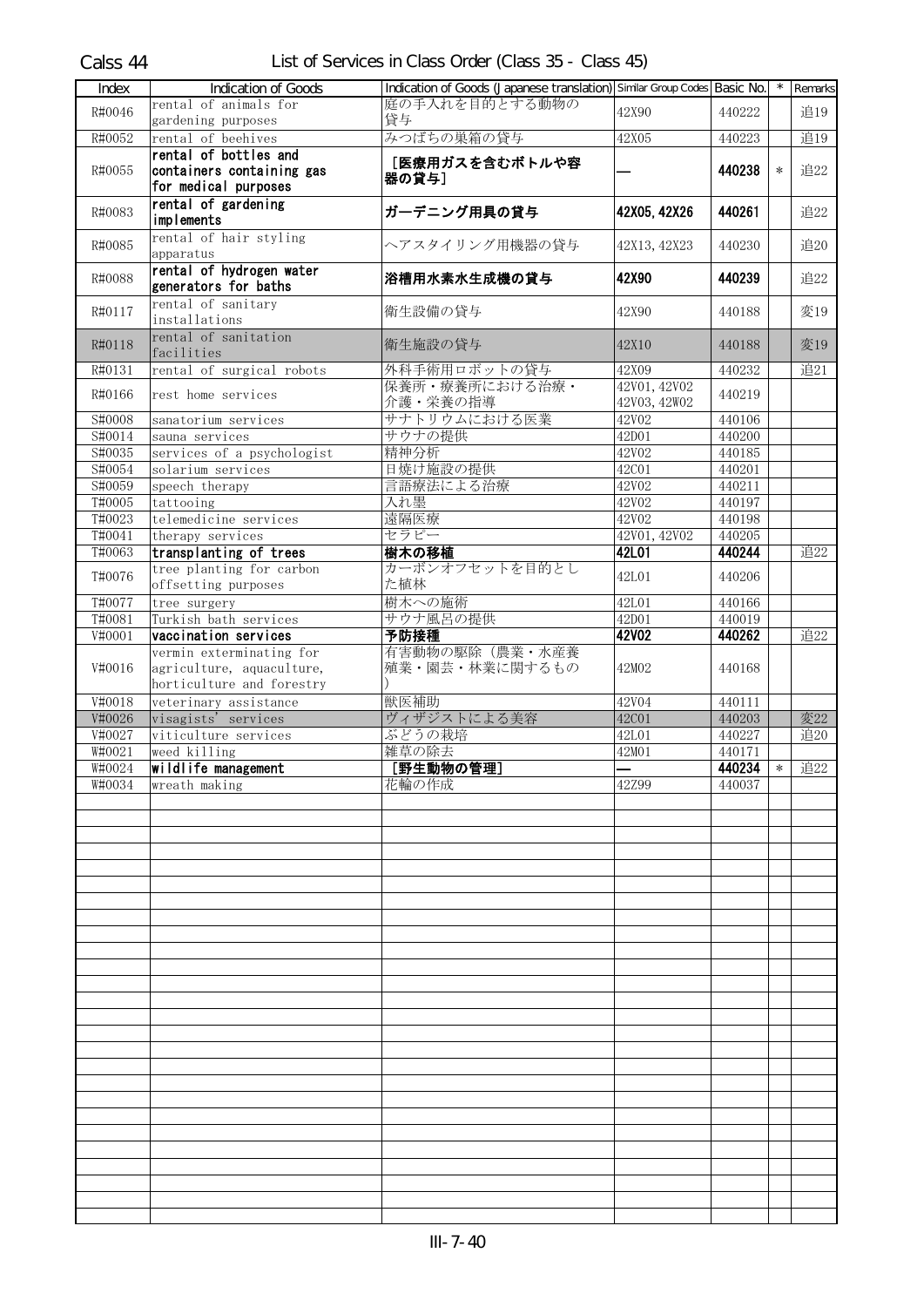Calss 44 List of Services in Class Order (Class 35 - Class 45)

| Index | Indication of Goods | Indication of Goods (Japanese translation) | Similar Group Codes | Basic No. | * | Remarks |
|---|---|---|---|---|---|---|
| R#0046 | rental of animals for gardening purposes | 庭の手入れを目的とする動物の貸与 | 42X90 | 440222 | | 追19 |
| R#0052 | rental of beehives | みつばちの巣箱の貸与 | 42X05 | 440223 | | 追19 |
| R#0055 | **rental of bottles and containers containing gas for medical purposes** | **［医療用ガスを含むボトルや容器の貸与］** | **—** | **440238** | * | 追22 |
| R#0083 | **rental of gardening implements** | **ガーデニング用具の貸与** | **42X05, 42X26** | **440261** | | 追22 |
| R#0085 | rental of hair styling apparatus | ヘアスタイリング用機器の貸与 | 42X13, 42X23 | 440230 | | 追20 |
| R#0088 | **rental of hydrogen water generators for baths** | **浴槽用水素水生成機の貸与** | **42X90** | **440239** | | 追22 |
| R#0117 | rental of sanitary installations | 衛生設備の貸与 | 42X90 | 440188 | | 変19 |
| R#0118 | rental of sanitation facilities | 衛生施設の貸与 | 42X10 | 440188 | | 変19 |
| R#0131 | rental of surgical robots | 外科手術用ロボットの貸与 | 42X09 | 440232 | | 追21 |
| R#0166 | rest home services | 保養所・療養所における治療・介護・栄養の指導 | 42V01, 42V02 42V03, 42W02 | 440219 | | |
| S#0008 | sanatorium services | サナトリウムにおける医業 | 42V02 | 440106 | | |
| S#0014 | sauna services | サウナの提供 | 42D01 | 440200 | | |
| S#0035 | services of a psychologist | 精神分析 | 42V02 | 440185 | | |
| S#0054 | solarium services | 日焼け施設の提供 | 42C01 | 440201 | | |
| S#0059 | speech therapy | 言語療法による治療 | 42V02 | 440211 | | |
| T#0005 | tattooing | 入れ墨 | 42V02 | 440197 | | |
| T#0023 | telemedicine services | 遠隔医療 | 42V02 | 440198 | | |
| T#0041 | therapy services | セラピー | 42V01, 42V02 | 440205 | | |
| T#0063 | **transplanting of trees** | **樹木の移植** | **42L01** | **440244** | | 追22 |
| T#0076 | tree planting for carbon offsetting purposes | カーボンオフセットを目的とした植林 | 42L01 | 440206 | | |
| T#0077 | tree surgery | 樹木への施術 | 42L01 | 440166 | | |
| T#0081 | Turkish bath services | サウナ風呂の提供 | 42D01 | 440019 | | |
| V#0001 | **vaccination services** | **予防接種** | **42V02** | **440262** | | 追22 |
| V#0016 | vermin exterminating for agriculture, aquaculture, horticulture and forestry | 有害動物の駆除（農業・水産養殖業・園芸・林業に関するもの） | 42M02 | 440168 | | |
| V#0018 | veterinary assistance | 獣医補助 | 42V04 | 440111 | | |
| V#0026 | visagists' services | ヴィザジストによる美容 | 42C01 | 440203 | | 変22 |
| V#0027 | viticulture services | ぶどうの栽培 | 42L01 | 440227 | | 追20 |
| W#0021 | weed killing | 雑草の除去 | 42M01 | 440171 | | |
| W#0024 | **wildlife management** | **［野生動物の管理］** | **—** | **440234** | * | 追22 |
| W#0034 | wreath making | 花輪の作成 | 42Z99 | 440037 | | |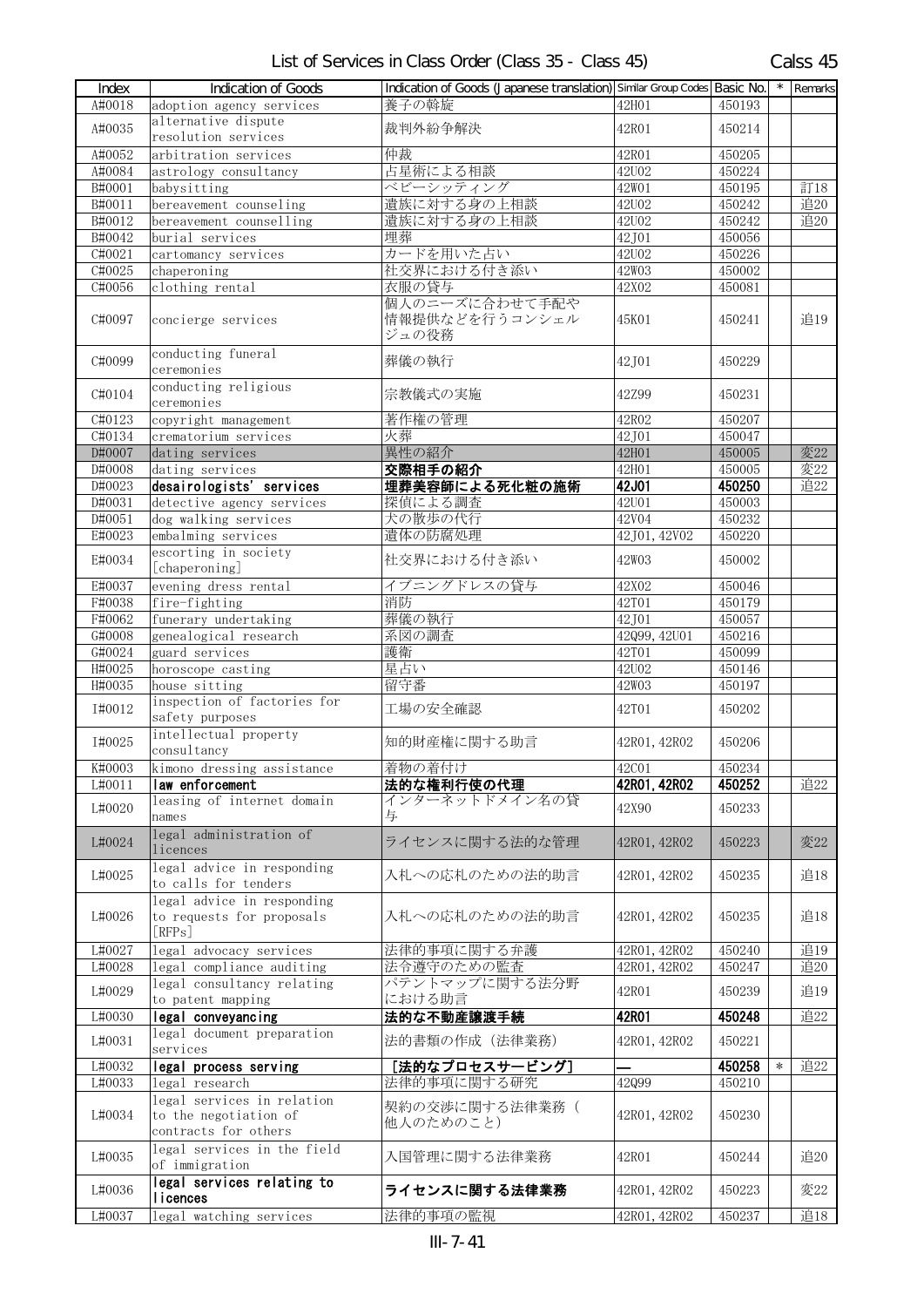List of Services in Class Order (Class 35 - Class 45)

Calss 45

| Index | Indication of Goods | Indication of Goods (Japanese translation) | Similar Group Codes | Basic No. | * | Remarks |
|---|---|---|---|---|---|---|
| A#0018 | adoption agency services | 養子の斡旋 | 42H01 | 450193 | | |
| A#0035 | alternative dispute resolution services | 裁判外紛争解決 | 42R01 | 450214 | | |
| A#0052 | arbitration services | 仲裁 | 42R01 | 450205 | | |
| A#0084 | astrology consultancy | 占星術による相談 | 42U02 | 450224 | | |
| B#0001 | babysitting | ベビーシッティング | 42W01 | 450195 | | 訂18 |
| B#0011 | bereavement counseling | 遺族に対する身の上相談 | 42U02 | 450242 | | 追20 |
| B#0012 | bereavement counselling | 遺族に対する身の上相談 | 42U02 | 450242 | | 追20 |
| B#0042 | burial services | 埋葬 | 42J01 | 450056 | | |
| C#0021 | cartomancy services | カードを用いた占い | 42U02 | 450226 | | |
| C#0025 | chaperoning | 社交界における付き添い | 42W03 | 450002 | | |
| C#0056 | clothing rental | 衣服の貸与 | 42X02 | 450081 | | |
| C#0097 | concierge services | 個人のニーズに合わせて手配や情報提供などを行うコンシェルジュの役務 | 45K01 | 450241 | | 追19 |
| C#0099 | conducting funeral ceremonies | 葬儀の執行 | 42J01 | 450229 | | |
| C#0104 | conducting religious ceremonies | 宗教儀式の実施 | 42Z99 | 450231 | | |
| C#0123 | copyright management | 著作権の管理 | 42R02 | 450207 | | |
| C#0134 | crematorium services | 火葬 | 42J01 | 450047 | | |
| D#0007 | dating services | 異性の紹介 | 42H01 | 450005 | | 変22 |
| D#0008 | dating services | **交際相手の紹介** | 42H01 | 450005 | | 変22 |
| D#0023 | **desairologists' services** | **埋葬美容師による死化粧の施術** | **42J01** | **450250** | | 追22 |
| D#0031 | detective agency services | 探偵による調査 | 42U01 | 450003 | | |
| D#0051 | dog walking services | 犬の散歩の代行 | 42V04 | 450232 | | |
| E#0023 | embalming services | 遺体の防腐処理 | 42J01, 42V02 | 450220 | | |
| E#0034 | escorting in society [chaperoning] | 社交界における付き添い | 42W03 | 450002 | | |
| E#0037 | evening dress rental | イブニングドレスの貸与 | 42X02 | 450046 | | |
| F#0038 | fire-fighting | 消防 | 42T01 | 450179 | | |
| F#0062 | funerary undertaking | 葬儀の執行 | 42J01 | 450057 | | |
| G#0008 | genealogical research | 系図の調査 | 42Q99, 42U01 | 450216 | | |
| G#0024 | guard services | 護衛 | 42T01 | 450099 | | |
| H#0025 | horoscope casting | 星占い | 42U02 | 450146 | | |
| H#0035 | house sitting | 留守番 | 42W03 | 450197 | | |
| I#0012 | inspection of factories for safety purposes | 工場の安全確認 | 42T01 | 450202 | | |
| I#0025 | intellectual property consultancy | 知的財産権に関する助言 | 42R01, 42R02 | 450206 | | |
| K#0003 | kimono dressing assistance | 着物の着付け | 42C01 | 450234 | | |
| L#0011 | **law enforcement** | **法的な権利行使の代理** | **42R01, 42R02** | **450252** | | 追22 |
| L#0020 | leasing of internet domain names | インターネットドメイン名の貸与 | 42X90 | 450233 | | |
| L#0024 | legal administration of licences | ライセンスに関する法的な管理 | 42R01, 42R02 | 450223 | | 変22 |
| L#0025 | legal advice in responding to calls for tenders | 入札への応札のための法的助言 | 42R01, 42R02 | 450235 | | 追18 |
| L#0026 | legal advice in responding to requests for proposals [RFPs] | 入札への応札のための法的助言 | 42R01, 42R02 | 450235 | | 追18 |
| L#0027 | legal advocacy services | 法律的事項に関する弁護 | 42R01, 42R02 | 450240 | | 追19 |
| L#0028 | legal compliance auditing | 法令遵守のための監査 | 42R01, 42R02 | 450247 | | 追20 |
| L#0029 | legal consultancy relating to patent mapping | パテントマップに関する法分野における助言 | 42R01 | 450239 | | 追19 |
| L#0030 | **legal conveyancing** | **法的な不動産譲渡手続** | **42R01** | **450248** | | 追22 |
| L#0031 | legal document preparation services | 法的書類の作成（法律業務） | 42R01, 42R02 | 450221 | | |
| L#0032 | **legal process serving** | **[法的なプロセスサービング]** | **—** | **450258** | * | 追22 |
| L#0033 | legal research | 法律的事項に関する研究 | 42Q99 | 450210 | | |
| L#0034 | legal services in relation to the negotiation of contracts for others | 契約の交渉に関する法律業務（他人のためのこと） | 42R01, 42R02 | 450230 | | |
| L#0035 | legal services in the field of immigration | 入国管理に関する法律業務 | 42R01 | 450244 | | 追20 |
| L#0036 | **legal services relating to licences** | **ライセンスに関する法律業務** | 42R01, 42R02 | 450223 | | 変22 |
| L#0037 | legal watching services | 法律的事項の監視 | 42R01, 42R02 | 450237 | | 追18 |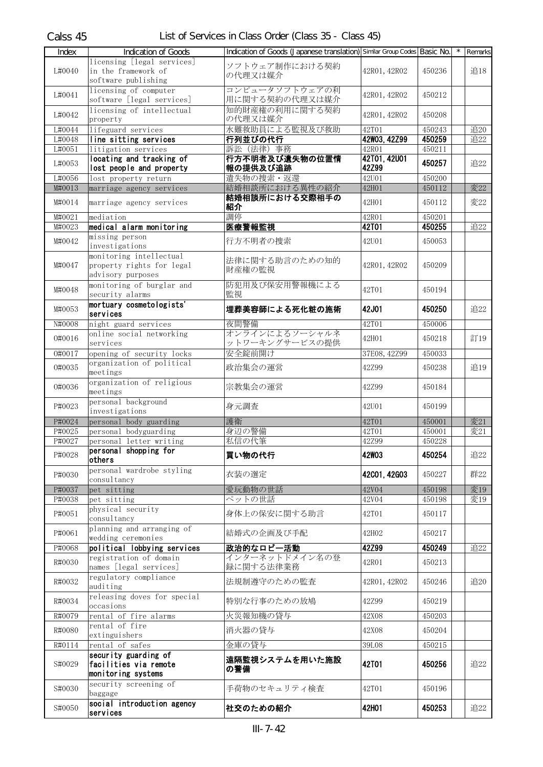Calss 45 List of Services in Class Order (Class 35 - Class 45)

| Index | Indication of Goods | Indication of Goods (Japanese translation) | Similar Group Codes | Basic No. | * | Remarks |
|---|---|---|---|---|---|---|
| L#0040 | licensing [legal services] in the framework of software publishing | ソフトウェア制作における契約の代理又は媒介 | 42R01,42R02 | 450236 | | 追18 |
| L#0041 | licensing of computer software [legal services] | コンピュータソフトウェアの利用に関する契約の代理又は媒介 | 42R01,42R02 | 450212 | | |
| L#0042 | licensing of intellectual property | 知的財産権の利用に関する契約の代理又は媒介 | 42R01,42R02 | 450208 | | |
| L#0044 | lifeguard services | 水難救助員による監視及び救助 | 42T01 | 450243 | | 追20 |
| L#0048 | **line sitting services** | **行列並びの代行** | **42W03,42Z99** | **450259** | | 追22 |
| L#0051 | litigation services | 訴訟（法律）事務 | 42R01 | 450211 | | |
| L#0053 | **locating and tracking of lost people and property** | **行方不明者及び遺失物の位置情報の提供及び追跡** | **42T01,42U01 42Z99** | **450257** | | 追22 |
| L#0056 | lost property return | 遺失物の捜索・返還 | 42U01 | 450200 | | |
| M#0013 | marriage agency services | 結婚相談所における異性の紹介 | 42H01 | 450112 | | 変22 |
| M#0014 | marriage agency services | **結婚相談所における交際相手の紹介** | 42H01 | 450112 | | 変22 |
| M#0021 | mediation | 調停 | 42R01 | 450201 | | |
| M#0023 | **medical alarm monitoring** | **医療警報監視** | **42T01** | **450255** | | 追22 |
| M#0042 | missing person investigations | 行方不明者の捜索 | 42U01 | 450053 | | |
| M#0047 | monitoring intellectual property rights for legal advisory purposes | 法律に関する助言のための知的財産権の監視 | 42R01,42R02 | 450209 | | |
| M#0048 | monitoring of burglar and security alarms | 防犯用及び保安用警報機による監視 | 42T01 | 450194 | | |
| M#0053 | **mortuary cosmetologists' services** | **埋葬美容師による死化粧の施術** | **42J01** | **450250** | | 追22 |
| N#0008 | night guard services | 夜間警備 | 42T01 | 450006 | | |
| O#0016 | online social networking services | オンラインによるソーシャルネットワーキングサービスの提供 | 42H01 | 450218 | | 訂19 |
| O#0017 | opening of security locks | 安全錠前開け | 37E08,42Z99 | 450033 | | |
| O#0035 | organization of political meetings | 政治集会の運営 | 42Z99 | 450238 | | 追19 |
| O#0036 | organization of religious meetings | 宗教集会の運営 | 42Z99 | 450184 | | |
| P#0023 | personal background investigations | 身元調査 | 42U01 | 450199 | | |
| P#0024 | personal body guarding | 護衛 | 42T01 | 450001 | | 変21 |
| P#0025 | personal bodyguarding | 身辺の警備 | 42T01 | 450001 | | 変21 |
| P#0027 | personal letter writing | 私信の代筆 | 42Z99 | 450228 | | |
| P#0028 | **personal shopping for others** | **買い物の代行** | **42W03** | **450254** | | 追22 |
| P#0030 | personal wardrobe styling consultancy | 衣装の選定 | **42C01,42G03** | 450227 | | 群22 |
| P#0037 | pet sitting | 愛玩動物の世話 | 42V04 | 450198 | | 変19 |
| P#0038 | pet sitting | ペットの世話 | 42V04 | 450198 | | 変19 |
| P#0051 | physical security consultancy | 身体上の保安に関する助言 | 42T01 | 450117 | | |
| P#0061 | planning and arranging of wedding ceremonies | 結婚式の企画及び手配 | 42H02 | 450217 | | |
| P#0068 | **political lobbying services** | **政治的なロビー活動** | **42Z99** | **450249** | | 追22 |
| R#0030 | registration of domain names [legal services] | インターネットドメイン名の登録に関する法律業務 | 42R01 | 450213 | | |
| R#0032 | regulatory compliance auditing | 法規制遵守のための監査 | 42R01,42R02 | 450246 | | 追20 |
| R#0034 | releasing doves for special occasions | 特別な行事のための放鳩 | 42Z99 | 450219 | | |
| R#0079 | rental of fire alarms | 火災報知機の貸与 | 42X08 | 450203 | | |
| R#0080 | rental of fire extinguishers | 消火器の貸与 | 42X08 | 450204 | | |
| R#0114 | rental of safes | 金庫の貸与 | 39L08 | 450215 | | |
| S#0029 | **security guarding of facilities via remote monitoring systems** | **遠隔監視システムを用いた施設の警備** | **42T01** | **450256** | | 追22 |
| S#0030 | security screening of baggage | 手荷物のセキュリティ検査 | 42T01 | 450196 | | |
| S#0050 | **social introduction agency services** | **社交のための紹介** | **42H01** | **450253** | | 追22 |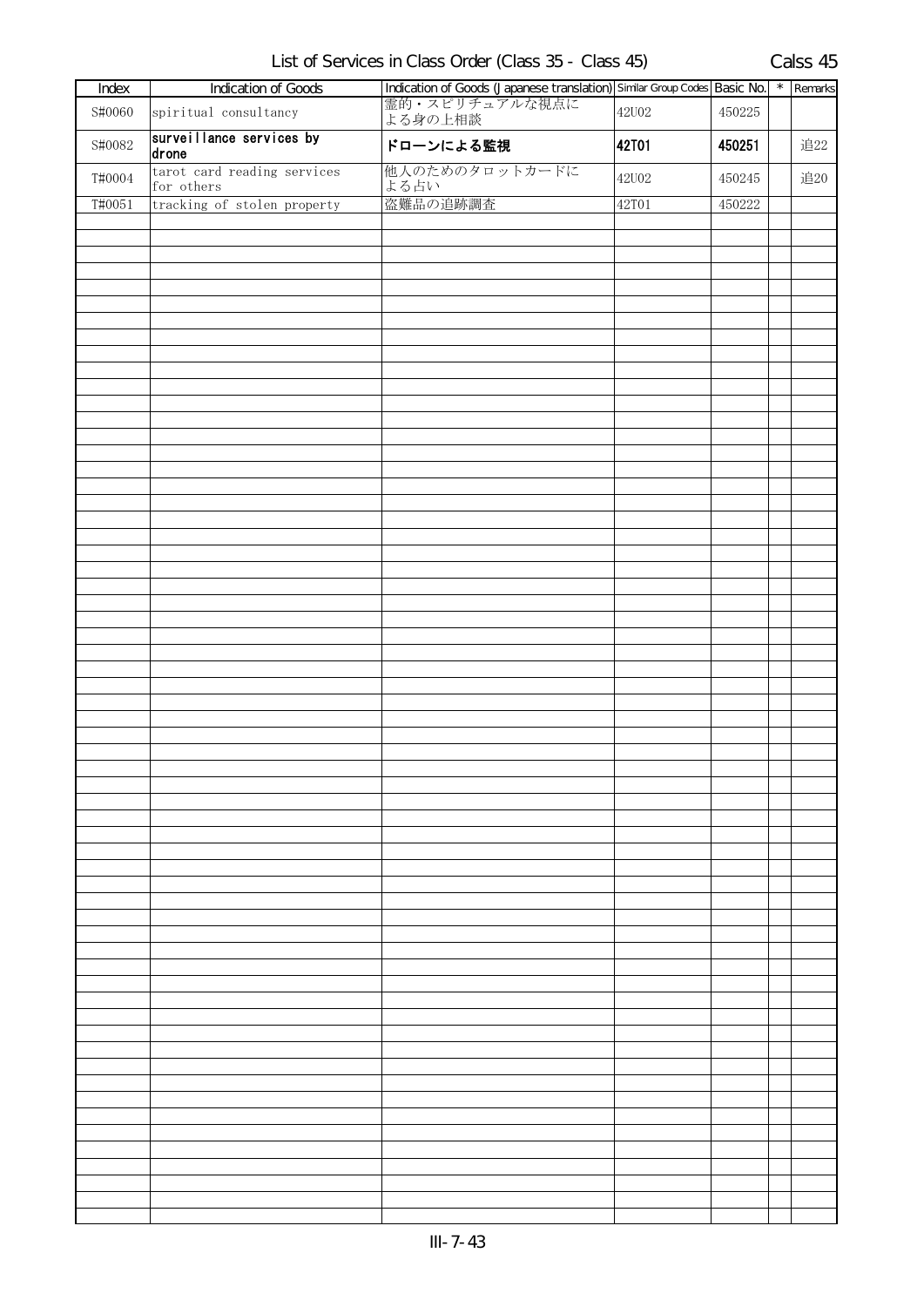List of Services in Class Order (Class 35 - Class 45)

Calss 45

| Index | Indication of Goods | Indication of Goods (Japanese translation) | Similar Group Codes | Basic No. | * | Remarks |
|---|---|---|---|---|---|---|
| S#0060 | spiritual consultancy | 霊的・スピリチュアルな視点による身の上相談 | 42U02 | 450225 | | |
| S#0082 | **surveillance services by drone** | **ドローンによる監視** | **42T01** | **450251** | | 追22 |
| T#0004 | tarot card reading services for others | 他人のためのタロットカードによる占い | 42U02 | 450245 | | 追20 |
| T#0051 | tracking of stolen property | 盗難品の追跡調査 | 42T01 | 450222 | | |